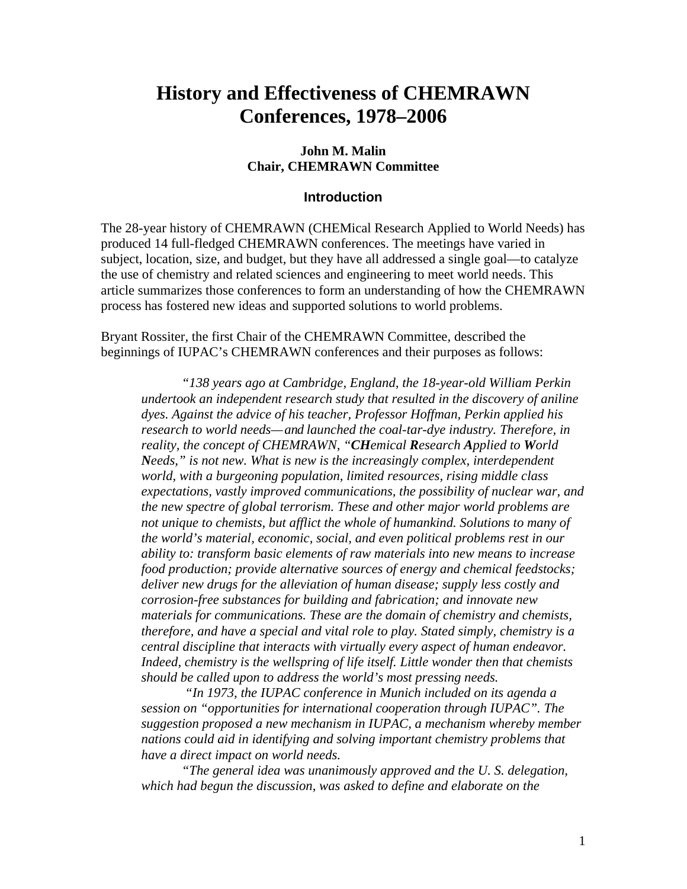# History and Effectiveness of CHEMRAWN Conferences, 1978–2006

**John M. Malin**
**Chair, CHEMRAWN Committee**

## Introduction

The 28-year history of CHEMRAWN (CHEMical Research Applied to World Needs) has produced 14 full-fledged CHEMRAWN conferences. The meetings have varied in subject, location, size, and budget, but they have all addressed a single goal—to catalyze the use of chemistry and related sciences and engineering to meet world needs. This article summarizes those conferences to form an understanding of how the CHEMRAWN process has fostered new ideas and supported solutions to world problems.

Bryant Rossiter, the first Chair of the CHEMRAWN Committee, described the beginnings of IUPAC's CHEMRAWN conferences and their purposes as follows:

> *"138 years ago at Cambridge, England, the 18-year-old William Perkin undertook an independent research study that resulted in the discovery of aniline dyes. Against the advice of his teacher, Professor Hoffman, Perkin applied his research to world needs—and launched the coal-tar-dye industry. Therefore, in reality, the concept of CHEMRAWN, "**CH**emical **R**esearch **A**pplied to **W**orld **N**eeds," is not new. What is new is the increasingly complex, interdependent world, with a burgeoning population, limited resources, rising middle class expectations, vastly improved communications, the possibility of nuclear war, and the new spectre of global terrorism. These and other major world problems are not unique to chemists, but afflict the whole of humankind. Solutions to many of the world's material, economic, social, and even political problems rest in our ability to: transform basic elements of raw materials into new means to increase food production; provide alternative sources of energy and chemical feedstocks; deliver new drugs for the alleviation of human disease; supply less costly and corrosion-free substances for building and fabrication; and innovate new materials for communications. These are the domain of chemistry and chemists, therefore, and have a special and vital role to play. Stated simply, chemistry is a central discipline that interacts with virtually every aspect of human endeavor. Indeed, chemistry is the wellspring of life itself. Little wonder then that chemists should be called upon to address the world's most pressing needs.*
>
> *"In 1973, the IUPAC conference in Munich included on its agenda a session on "opportunities for international cooperation through IUPAC". The suggestion proposed a new mechanism in IUPAC, a mechanism whereby member nations could aid in identifying and solving important chemistry problems that have a direct impact on world needs.*
>
> *"The general idea was unanimously approved and the U. S. delegation, which had begun the discussion, was asked to define and elaborate on the*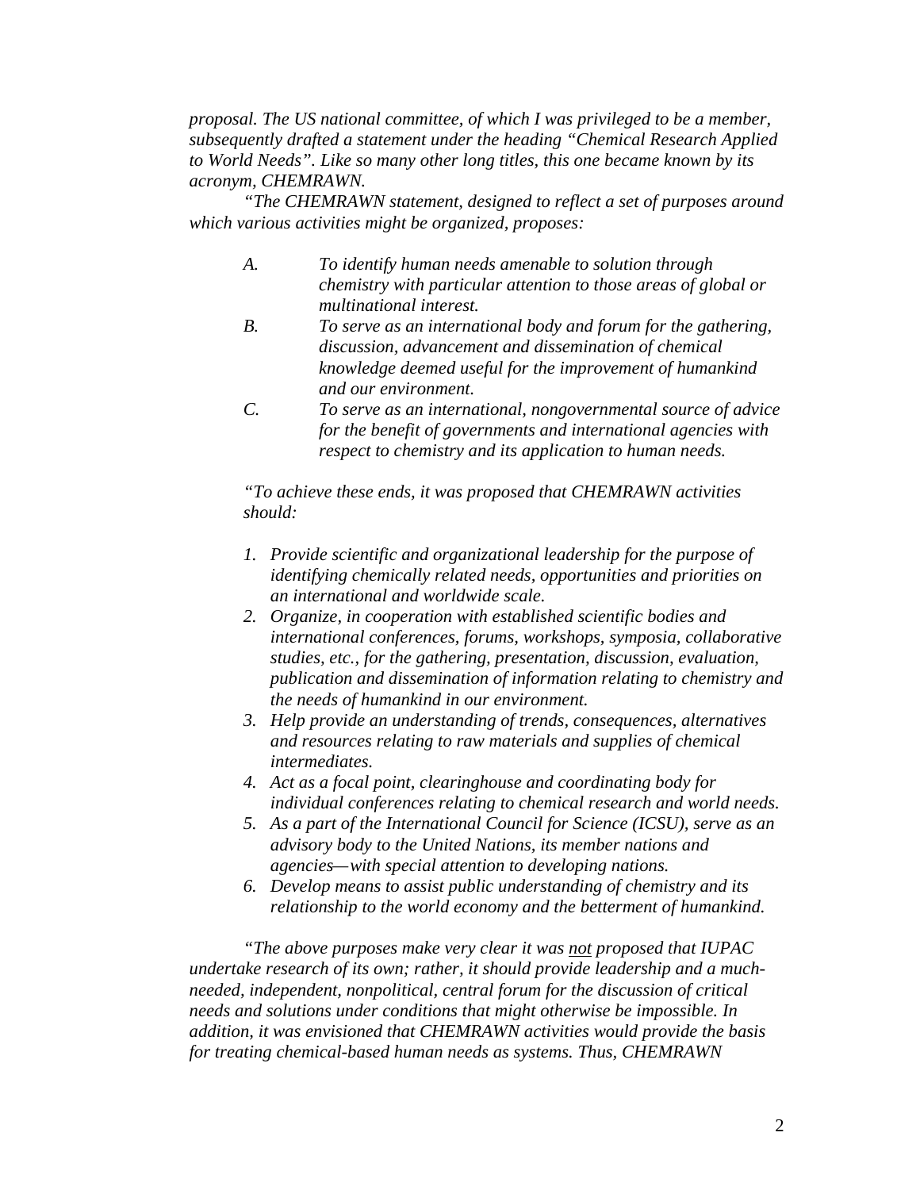*proposal. The US national committee, of which I was privileged to be a member, subsequently drafted a statement under the heading "Chemical Research Applied to World Needs". Like so many other long titles, this one became known by its acronym, CHEMRAWN.*

*"The CHEMRAWN statement, designed to reflect a set of purposes around which various activities might be organized, proposes:*

- *A. To identify human needs amenable to solution through chemistry with particular attention to those areas of global or multinational interest.*
- *B. To serve as an international body and forum for the gathering, discussion, advancement and dissemination of chemical knowledge deemed useful for the improvement of humankind and our environment.*
- *C. To serve as an international, nongovernmental source of advice for the benefit of governments and international agencies with respect to chemistry and its application to human needs.*

*"To achieve these ends, it was proposed that CHEMRAWN activities should:*

1. *Provide scientific and organizational leadership for the purpose of identifying chemically related needs, opportunities and priorities on an international and worldwide scale.*
2. *Organize, in cooperation with established scientific bodies and international conferences, forums, workshops, symposia, collaborative studies, etc., for the gathering, presentation, discussion, evaluation, publication and dissemination of information relating to chemistry and the needs of humankind in our environment.*
3. *Help provide an understanding of trends, consequences, alternatives and resources relating to raw materials and supplies of chemical intermediates.*
4. *Act as a focal point, clearinghouse and coordinating body for individual conferences relating to chemical research and world needs.*
5. *As a part of the International Council for Science (ICSU), serve as an advisory body to the United Nations, its member nations and agencies—with special attention to developing nations.*
6. *Develop means to assist public understanding of chemistry and its relationship to the world economy and the betterment of humankind.*

*"The above purposes make very clear it was <u>not</u> proposed that IUPAC undertake research of its own; rather, it should provide leadership and a much-needed, independent, nonpolitical, central forum for the discussion of critical needs and solutions under conditions that might otherwise be impossible. In addition, it was envisioned that CHEMRAWN activities would provide the basis for treating chemical-based human needs as systems. Thus, CHEMRAWN*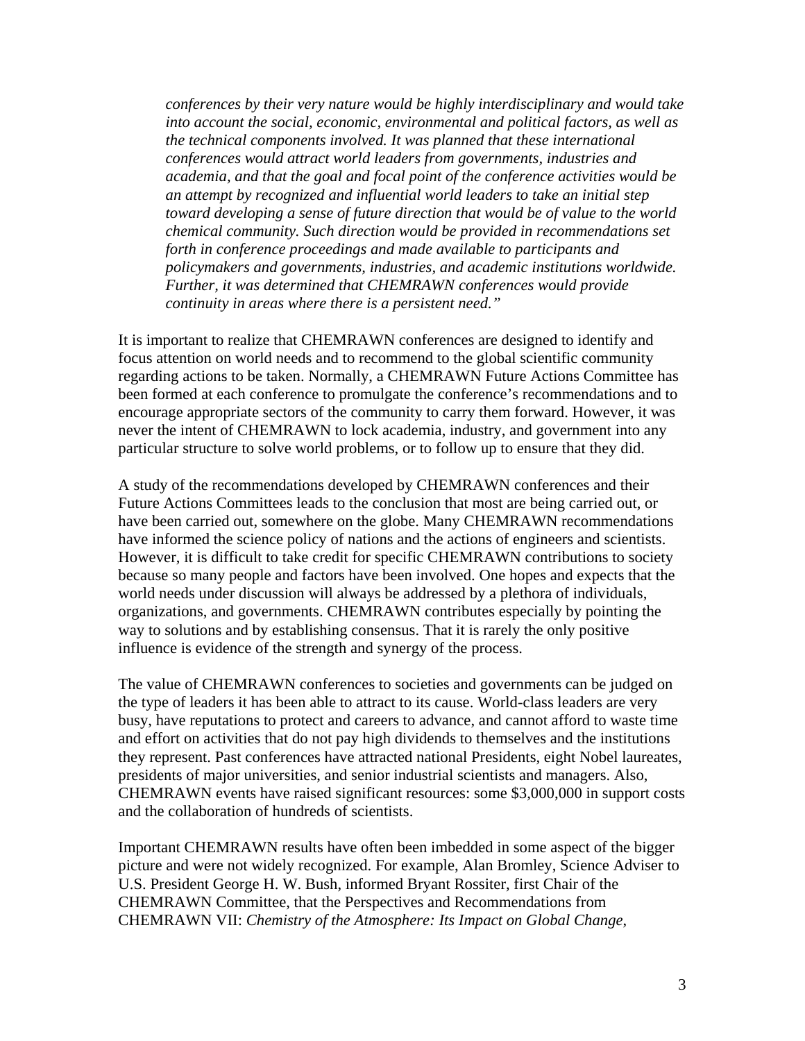> *conferences by their very nature would be highly interdisciplinary and would take into account the social, economic, environmental and political factors, as well as the technical components involved. It was planned that these international conferences would attract world leaders from governments, industries and academia, and that the goal and focal point of the conference activities would be an attempt by recognized and influential world leaders to take an initial step toward developing a sense of future direction that would be of value to the world chemical community. Such direction would be provided in recommendations set forth in conference proceedings and made available to participants and policymakers and governments, industries, and academic institutions worldwide. Further, it was determined that CHEMRAWN conferences would provide continuity in areas where there is a persistent need."*

It is important to realize that CHEMRAWN conferences are designed to identify and focus attention on world needs and to recommend to the global scientific community regarding actions to be taken. Normally, a CHEMRAWN Future Actions Committee has been formed at each conference to promulgate the conference's recommendations and to encourage appropriate sectors of the community to carry them forward. However, it was never the intent of CHEMRAWN to lock academia, industry, and government into any particular structure to solve world problems, or to follow up to ensure that they did.

A study of the recommendations developed by CHEMRAWN conferences and their Future Actions Committees leads to the conclusion that most are being carried out, or have been carried out, somewhere on the globe. Many CHEMRAWN recommendations have informed the science policy of nations and the actions of engineers and scientists. However, it is difficult to take credit for specific CHEMRAWN contributions to society because so many people and factors have been involved. One hopes and expects that the world needs under discussion will always be addressed by a plethora of individuals, organizations, and governments. CHEMRAWN contributes especially by pointing the way to solutions and by establishing consensus. That it is rarely the only positive influence is evidence of the strength and synergy of the process.

The value of CHEMRAWN conferences to societies and governments can be judged on the type of leaders it has been able to attract to its cause. World-class leaders are very busy, have reputations to protect and careers to advance, and cannot afford to waste time and effort on activities that do not pay high dividends to themselves and the institutions they represent. Past conferences have attracted national Presidents, eight Nobel laureates, presidents of major universities, and senior industrial scientists and managers. Also, CHEMRAWN events have raised significant resources: some $3,000,000 in support costs and the collaboration of hundreds of scientists.

Important CHEMRAWN results have often been imbedded in some aspect of the bigger picture and were not widely recognized. For example, Alan Bromley, Science Adviser to U.S. President George H. W. Bush, informed Bryant Rossiter, first Chair of the CHEMRAWN Committee, that the Perspectives and Recommendations from CHEMRAWN VII: *Chemistry of the Atmosphere: Its Impact on Global Change*,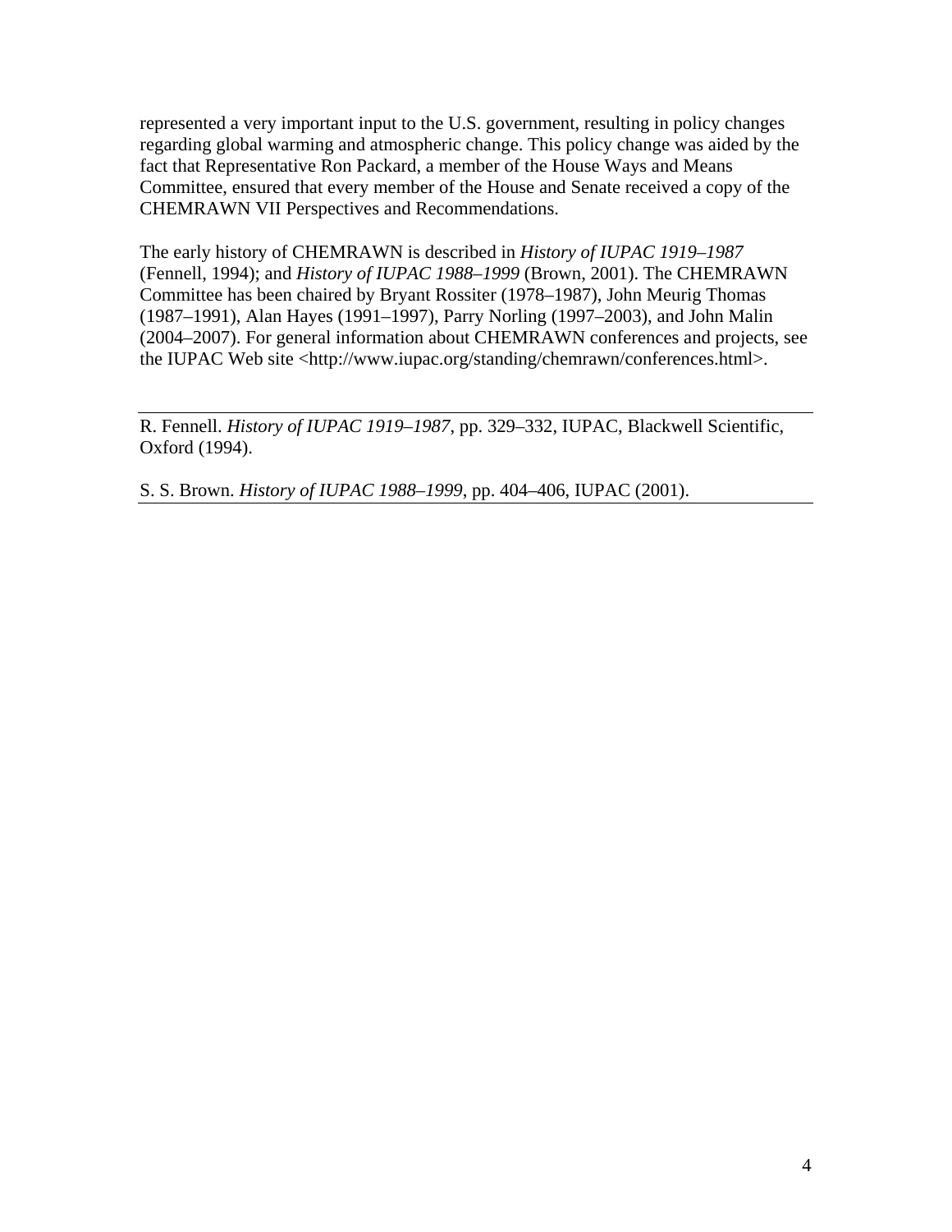represented a very important input to the U.S. government, resulting in policy changes regarding global warming and atmospheric change. This policy change was aided by the fact that Representative Ron Packard, a member of the House Ways and Means Committee, ensured that every member of the House and Senate received a copy of the CHEMRAWN VII Perspectives and Recommendations.

The early history of CHEMRAWN is described in *History of IUPAC 1919–1987* (Fennell, 1994); and *History of IUPAC 1988–1999* (Brown, 2001). The CHEMRAWN Committee has been chaired by Bryant Rossiter (1978–1987), John Meurig Thomas (1987–1991), Alan Hayes (1991–1997), Parry Norling (1997–2003), and John Malin (2004–2007). For general information about CHEMRAWN conferences and projects, see the IUPAC Web site <http://www.iupac.org/standing/chemrawn/conferences.html>.

---

R. Fennell. *History of IUPAC 1919–1987*, pp. 329–332, IUPAC, Blackwell Scientific, Oxford (1994).

S. S. Brown. *History of IUPAC 1988–1999*, pp. 404–406, IUPAC (2001).

---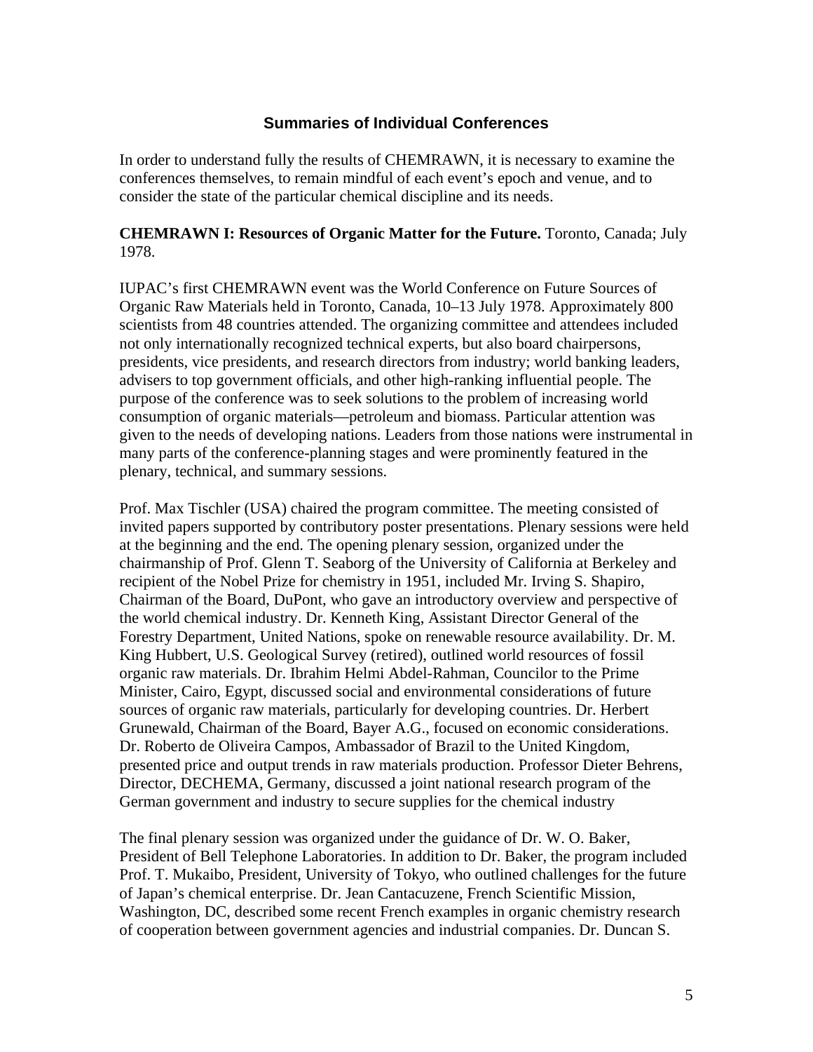## Summaries of Individual Conferences

In order to understand fully the results of CHEMRAWN, it is necessary to examine the conferences themselves, to remain mindful of each event's epoch and venue, and to consider the state of the particular chemical discipline and its needs.

**CHEMRAWN I: Resources of Organic Matter for the Future.** Toronto, Canada; July 1978.

IUPAC's first CHEMRAWN event was the World Conference on Future Sources of Organic Raw Materials held in Toronto, Canada, 10–13 July 1978. Approximately 800 scientists from 48 countries attended. The organizing committee and attendees included not only internationally recognized technical experts, but also board chairpersons, presidents, vice presidents, and research directors from industry; world banking leaders, advisers to top government officials, and other high-ranking influential people. The purpose of the conference was to seek solutions to the problem of increasing world consumption of organic materials—petroleum and biomass. Particular attention was given to the needs of developing nations. Leaders from those nations were instrumental in many parts of the conference-planning stages and were prominently featured in the plenary, technical, and summary sessions.

Prof. Max Tischler (USA) chaired the program committee. The meeting consisted of invited papers supported by contributory poster presentations. Plenary sessions were held at the beginning and the end. The opening plenary session, organized under the chairmanship of Prof. Glenn T. Seaborg of the University of California at Berkeley and recipient of the Nobel Prize for chemistry in 1951, included Mr. Irving S. Shapiro, Chairman of the Board, DuPont, who gave an introductory overview and perspective of the world chemical industry. Dr. Kenneth King, Assistant Director General of the Forestry Department, United Nations, spoke on renewable resource availability. Dr. M. King Hubbert, U.S. Geological Survey (retired), outlined world resources of fossil organic raw materials. Dr. Ibrahim Helmi Abdel-Rahman, Councilor to the Prime Minister, Cairo, Egypt, discussed social and environmental considerations of future sources of organic raw materials, particularly for developing countries. Dr. Herbert Grunewald, Chairman of the Board, Bayer A.G., focused on economic considerations. Dr. Roberto de Oliveira Campos, Ambassador of Brazil to the United Kingdom, presented price and output trends in raw materials production. Professor Dieter Behrens, Director, DECHEMA, Germany, discussed a joint national research program of the German government and industry to secure supplies for the chemical industry

The final plenary session was organized under the guidance of Dr. W. O. Baker, President of Bell Telephone Laboratories. In addition to Dr. Baker, the program included Prof. T. Mukaibo, President, University of Tokyo, who outlined challenges for the future of Japan's chemical enterprise. Dr. Jean Cantacuzene, French Scientific Mission, Washington, DC, described some recent French examples in organic chemistry research of cooperation between government agencies and industrial companies. Dr. Duncan S.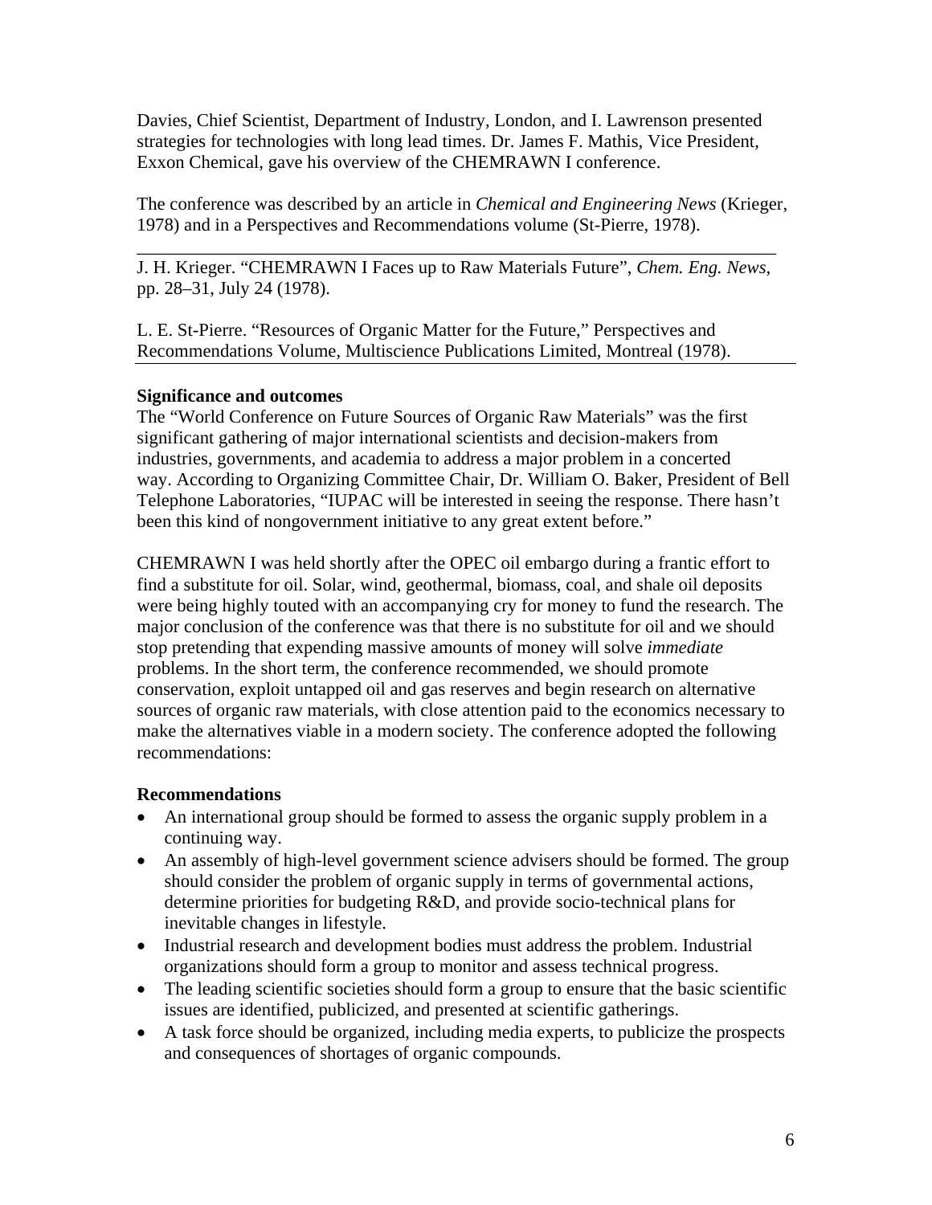Davies, Chief Scientist, Department of Industry, London, and I. Lawrenson presented strategies for technologies with long lead times. Dr. James F. Mathis, Vice President, Exxon Chemical, gave his overview of the CHEMRAWN I conference.

The conference was described by an article in *Chemical and Engineering News* (Krieger, 1978) and in a Perspectives and Recommendations volume (St-Pierre, 1978).

---

J. H. Krieger. "CHEMRAWN I Faces up to Raw Materials Future", *Chem. Eng. News*, pp. 28–31, July 24 (1978).

L. E. St-Pierre. "Resources of Organic Matter for the Future," Perspectives and Recommendations Volume, Multiscience Publications Limited, Montreal (1978).

---

**Significance and outcomes**

The "World Conference on Future Sources of Organic Raw Materials" was the first significant gathering of major international scientists and decision-makers from industries, governments, and academia to address a major problem in a concerted way. According to Organizing Committee Chair, Dr. William O. Baker, President of Bell Telephone Laboratories, "IUPAC will be interested in seeing the response. There hasn't been this kind of nongovernment initiative to any great extent before."

CHEMRAWN I was held shortly after the OPEC oil embargo during a frantic effort to find a substitute for oil. Solar, wind, geothermal, biomass, coal, and shale oil deposits were being highly touted with an accompanying cry for money to fund the research. The major conclusion of the conference was that there is no substitute for oil and we should stop pretending that expending massive amounts of money will solve *immediate* problems. In the short term, the conference recommended, we should promote conservation, exploit untapped oil and gas reserves and begin research on alternative sources of organic raw materials, with close attention paid to the economics necessary to make the alternatives viable in a modern society. The conference adopted the following recommendations:

**Recommendations**

- An international group should be formed to assess the organic supply problem in a continuing way.
- An assembly of high-level government science advisers should be formed. The group should consider the problem of organic supply in terms of governmental actions, determine priorities for budgeting R&D, and provide socio-technical plans for inevitable changes in lifestyle.
- Industrial research and development bodies must address the problem. Industrial organizations should form a group to monitor and assess technical progress.
- The leading scientific societies should form a group to ensure that the basic scientific issues are identified, publicized, and presented at scientific gatherings.
- A task force should be organized, including media experts, to publicize the prospects and consequences of shortages of organic compounds.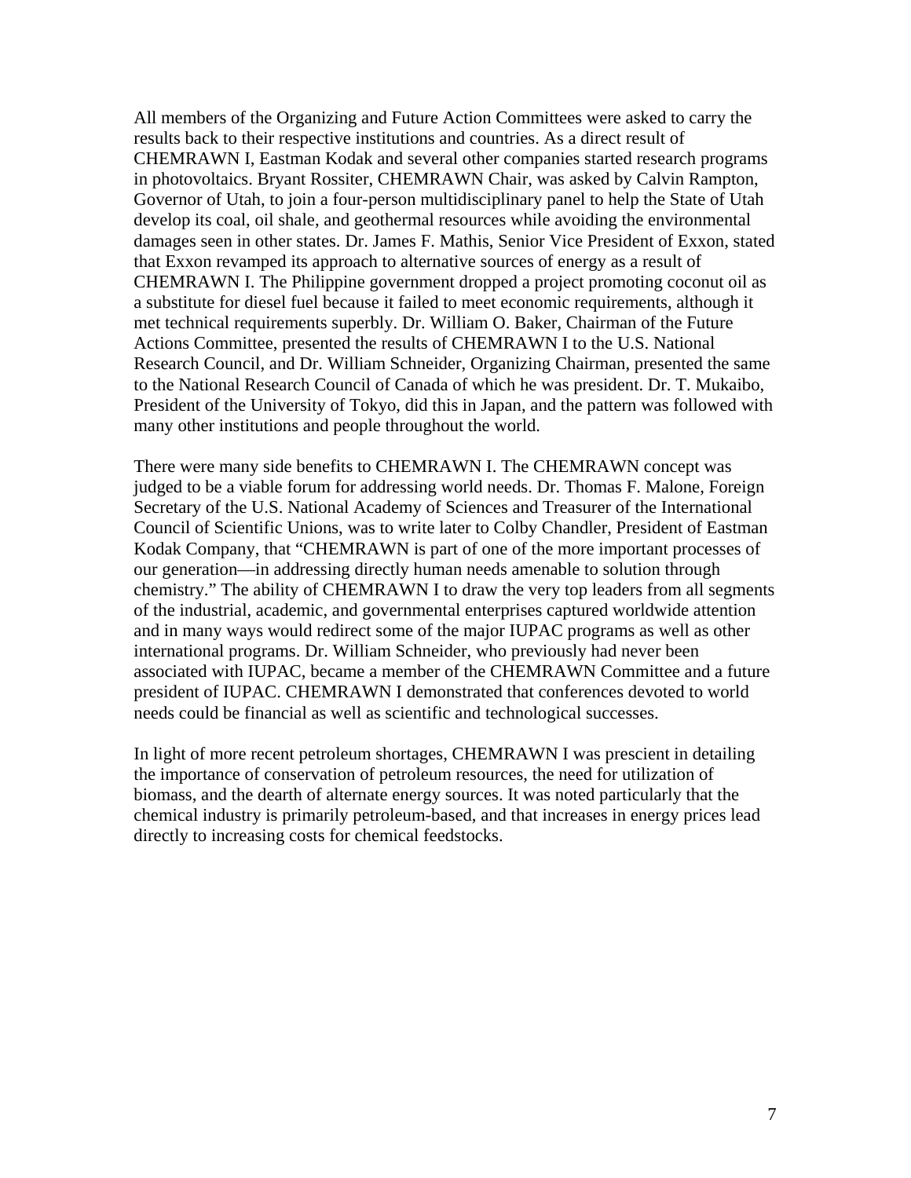All members of the Organizing and Future Action Committees were asked to carry the results back to their respective institutions and countries. As a direct result of CHEMRAWN I, Eastman Kodak and several other companies started research programs in photovoltaics. Bryant Rossiter, CHEMRAWN Chair, was asked by Calvin Rampton, Governor of Utah, to join a four-person multidisciplinary panel to help the State of Utah develop its coal, oil shale, and geothermal resources while avoiding the environmental damages seen in other states. Dr. James F. Mathis, Senior Vice President of Exxon, stated that Exxon revamped its approach to alternative sources of energy as a result of CHEMRAWN I. The Philippine government dropped a project promoting coconut oil as a substitute for diesel fuel because it failed to meet economic requirements, although it met technical requirements superbly. Dr. William O. Baker, Chairman of the Future Actions Committee, presented the results of CHEMRAWN I to the U.S. National Research Council, and Dr. William Schneider, Organizing Chairman, presented the same to the National Research Council of Canada of which he was president. Dr. T. Mukaibo, President of the University of Tokyo, did this in Japan, and the pattern was followed with many other institutions and people throughout the world.

There were many side benefits to CHEMRAWN I. The CHEMRAWN concept was judged to be a viable forum for addressing world needs. Dr. Thomas F. Malone, Foreign Secretary of the U.S. National Academy of Sciences and Treasurer of the International Council of Scientific Unions, was to write later to Colby Chandler, President of Eastman Kodak Company, that "CHEMRAWN is part of one of the more important processes of our generation—in addressing directly human needs amenable to solution through chemistry." The ability of CHEMRAWN I to draw the very top leaders from all segments of the industrial, academic, and governmental enterprises captured worldwide attention and in many ways would redirect some of the major IUPAC programs as well as other international programs. Dr. William Schneider, who previously had never been associated with IUPAC, became a member of the CHEMRAWN Committee and a future president of IUPAC. CHEMRAWN I demonstrated that conferences devoted to world needs could be financial as well as scientific and technological successes.

In light of more recent petroleum shortages, CHEMRAWN I was prescient in detailing the importance of conservation of petroleum resources, the need for utilization of biomass, and the dearth of alternate energy sources. It was noted particularly that the chemical industry is primarily petroleum-based, and that increases in energy prices lead directly to increasing costs for chemical feedstocks.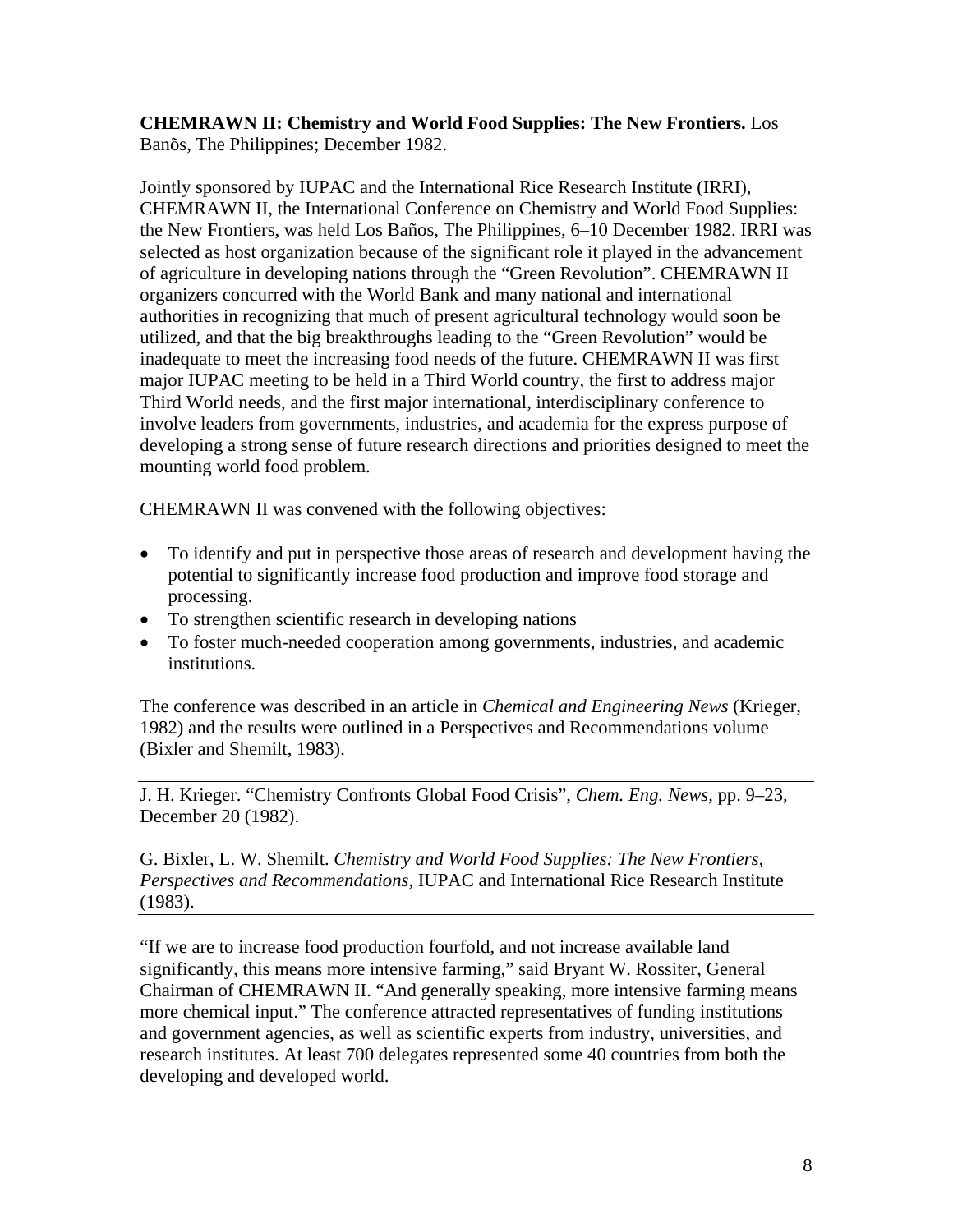**CHEMRAWN II: Chemistry and World Food Supplies: The New Frontiers.** Los Banõs, The Philippines; December 1982.

Jointly sponsored by IUPAC and the International Rice Research Institute (IRRI), CHEMRAWN II, the International Conference on Chemistry and World Food Supplies: the New Frontiers, was held Los Baños, The Philippines, 6–10 December 1982. IRRI was selected as host organization because of the significant role it played in the advancement of agriculture in developing nations through the "Green Revolution". CHEMRAWN II organizers concurred with the World Bank and many national and international authorities in recognizing that much of present agricultural technology would soon be utilized, and that the big breakthroughs leading to the "Green Revolution" would be inadequate to meet the increasing food needs of the future. CHEMRAWN II was first major IUPAC meeting to be held in a Third World country, the first to address major Third World needs, and the first major international, interdisciplinary conference to involve leaders from governments, industries, and academia for the express purpose of developing a strong sense of future research directions and priorities designed to meet the mounting world food problem.

CHEMRAWN II was convened with the following objectives:

- To identify and put in perspective those areas of research and development having the potential to significantly increase food production and improve food storage and processing.
- To strengthen scientific research in developing nations
- To foster much-needed cooperation among governments, industries, and academic institutions.

The conference was described in an article in *Chemical and Engineering News* (Krieger, 1982) and the results were outlined in a Perspectives and Recommendations volume (Bixler and Shemilt, 1983).

---

J. H. Krieger. "Chemistry Confronts Global Food Crisis", *Chem. Eng. News*, pp. 9–23, December 20 (1982).

G. Bixler, L. W. Shemilt. *Chemistry and World Food Supplies: The New Frontiers, Perspectives and Recommendations*, IUPAC and International Rice Research Institute (1983).

---

"If we are to increase food production fourfold, and not increase available land significantly, this means more intensive farming," said Bryant W. Rossiter, General Chairman of CHEMRAWN II. "And generally speaking, more intensive farming means more chemical input." The conference attracted representatives of funding institutions and government agencies, as well as scientific experts from industry, universities, and research institutes. At least 700 delegates represented some 40 countries from both the developing and developed world.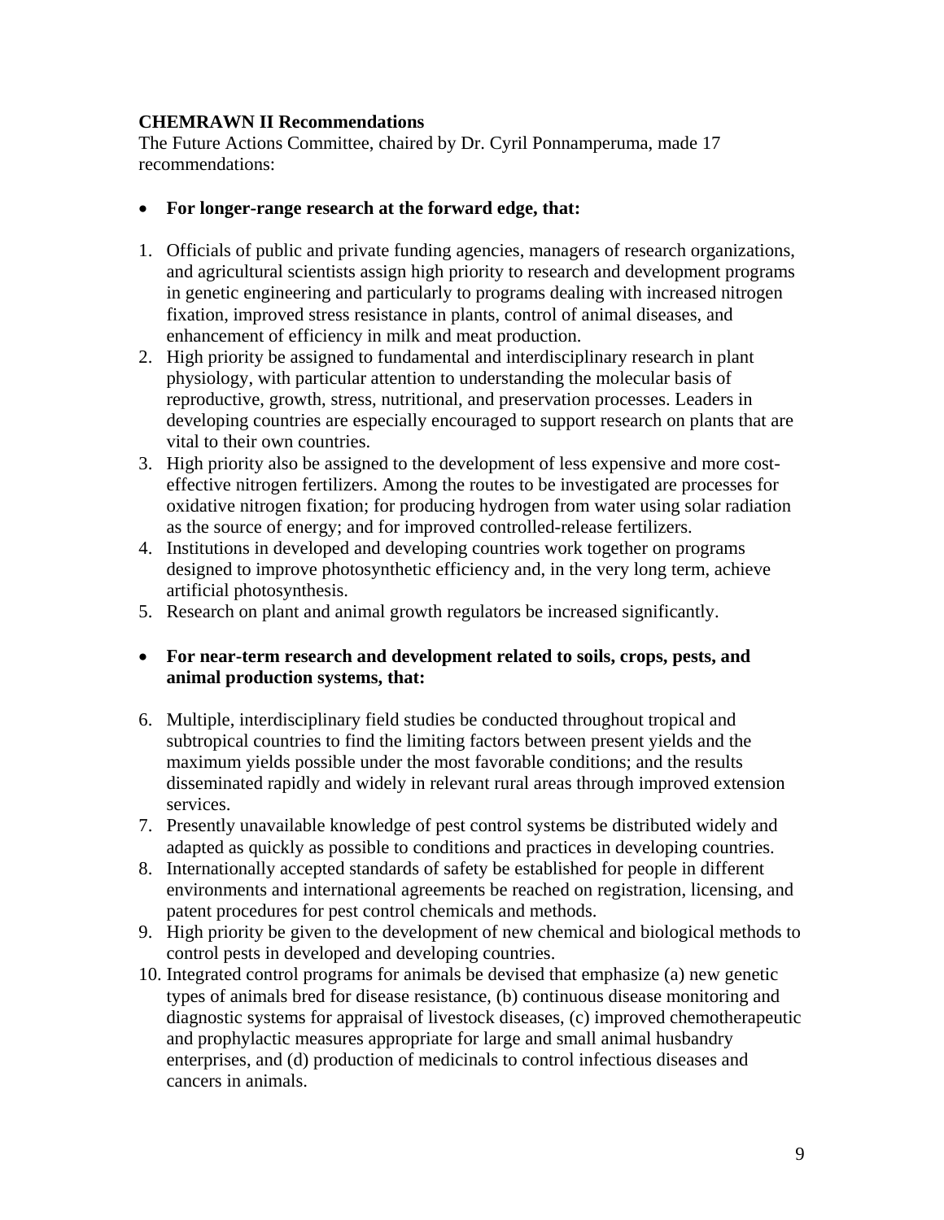**CHEMRAWN II Recommendations**

The Future Actions Committee, chaired by Dr. Cyril Ponnamperuma, made 17 recommendations:

- **For longer-range research at the forward edge, that:**

1. Officials of public and private funding agencies, managers of research organizations, and agricultural scientists assign high priority to research and development programs in genetic engineering and particularly to programs dealing with increased nitrogen fixation, improved stress resistance in plants, control of animal diseases, and enhancement of efficiency in milk and meat production.
2. High priority be assigned to fundamental and interdisciplinary research in plant physiology, with particular attention to understanding the molecular basis of reproductive, growth, stress, nutritional, and preservation processes. Leaders in developing countries are especially encouraged to support research on plants that are vital to their own countries.
3. High priority also be assigned to the development of less expensive and more cost-effective nitrogen fertilizers. Among the routes to be investigated are processes for oxidative nitrogen fixation; for producing hydrogen from water using solar radiation as the source of energy; and for improved controlled-release fertilizers.
4. Institutions in developed and developing countries work together on programs designed to improve photosynthetic efficiency and, in the very long term, achieve artificial photosynthesis.
5. Research on plant and animal growth regulators be increased significantly.

- **For near-term research and development related to soils, crops, pests, and animal production systems, that:**

6. Multiple, interdisciplinary field studies be conducted throughout tropical and subtropical countries to find the limiting factors between present yields and the maximum yields possible under the most favorable conditions; and the results disseminated rapidly and widely in relevant rural areas through improved extension services.
7. Presently unavailable knowledge of pest control systems be distributed widely and adapted as quickly as possible to conditions and practices in developing countries.
8. Internationally accepted standards of safety be established for people in different environments and international agreements be reached on registration, licensing, and patent procedures for pest control chemicals and methods.
9. High priority be given to the development of new chemical and biological methods to control pests in developed and developing countries.
10. Integrated control programs for animals be devised that emphasize (a) new genetic types of animals bred for disease resistance, (b) continuous disease monitoring and diagnostic systems for appraisal of livestock diseases, (c) improved chemotherapeutic and prophylactic measures appropriate for large and small animal husbandry enterprises, and (d) production of medicinals to control infectious diseases and cancers in animals.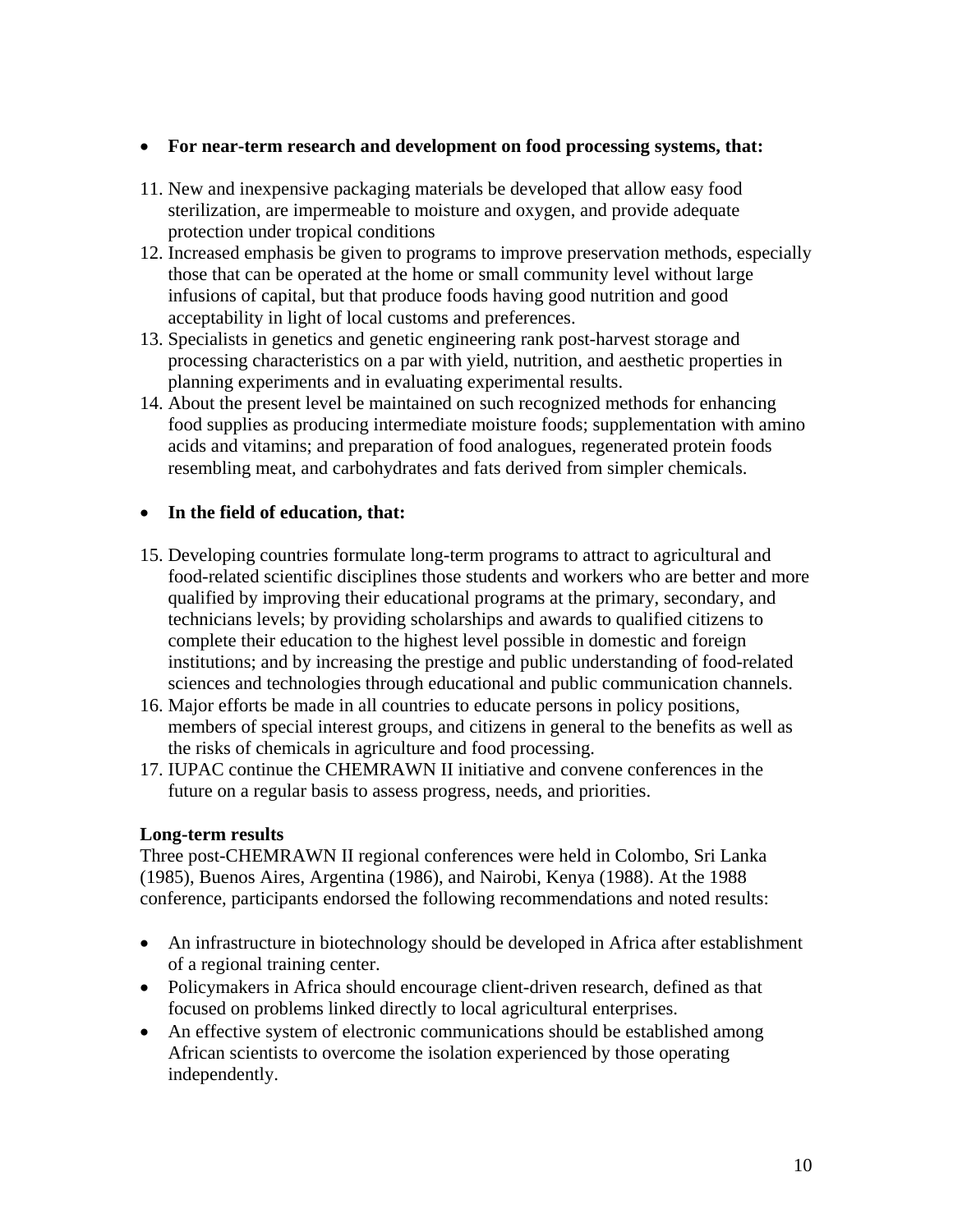- **For near-term research and development on food processing systems, that:**

11. New and inexpensive packaging materials be developed that allow easy food sterilization, are impermeable to moisture and oxygen, and provide adequate protection under tropical conditions
12. Increased emphasis be given to programs to improve preservation methods, especially those that can be operated at the home or small community level without large infusions of capital, but that produce foods having good nutrition and good acceptability in light of local customs and preferences.
13. Specialists in genetics and genetic engineering rank post-harvest storage and processing characteristics on a par with yield, nutrition, and aesthetic properties in planning experiments and in evaluating experimental results.
14. About the present level be maintained on such recognized methods for enhancing food supplies as producing intermediate moisture foods; supplementation with amino acids and vitamins; and preparation of food analogues, regenerated protein foods resembling meat, and carbohydrates and fats derived from simpler chemicals.

- **In the field of education, that:**

15. Developing countries formulate long-term programs to attract to agricultural and food-related scientific disciplines those students and workers who are better and more qualified by improving their educational programs at the primary, secondary, and technicians levels; by providing scholarships and awards to qualified citizens to complete their education to the highest level possible in domestic and foreign institutions; and by increasing the prestige and public understanding of food-related sciences and technologies through educational and public communication channels.
16. Major efforts be made in all countries to educate persons in policy positions, members of special interest groups, and citizens in general to the benefits as well as the risks of chemicals in agriculture and food processing.
17. IUPAC continue the CHEMRAWN II initiative and convene conferences in the future on a regular basis to assess progress, needs, and priorities.

**Long-term results**

Three post-CHEMRAWN II regional conferences were held in Colombo, Sri Lanka (1985), Buenos Aires, Argentina (1986), and Nairobi, Kenya (1988). At the 1988 conference, participants endorsed the following recommendations and noted results:

- An infrastructure in biotechnology should be developed in Africa after establishment of a regional training center.
- Policymakers in Africa should encourage client-driven research, defined as that focused on problems linked directly to local agricultural enterprises.
- An effective system of electronic communications should be established among African scientists to overcome the isolation experienced by those operating independently.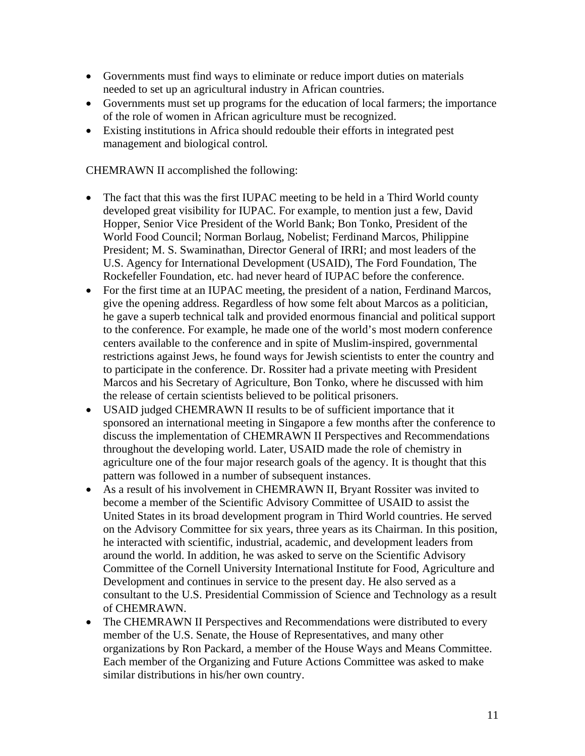- Governments must find ways to eliminate or reduce import duties on materials needed to set up an agricultural industry in African countries.
- Governments must set up programs for the education of local farmers; the importance of the role of women in African agriculture must be recognized.
- Existing institutions in Africa should redouble their efforts in integrated pest management and biological control.

CHEMRAWN II accomplished the following:

- The fact that this was the first IUPAC meeting to be held in a Third World county developed great visibility for IUPAC. For example, to mention just a few, David Hopper, Senior Vice President of the World Bank; Bon Tonko, President of the World Food Council; Norman Borlaug, Nobelist; Ferdinand Marcos, Philippine President; M. S. Swaminathan, Director General of IRRI; and most leaders of the U.S. Agency for International Development (USAID), The Ford Foundation, The Rockefeller Foundation, etc. had never heard of IUPAC before the conference.
- For the first time at an IUPAC meeting, the president of a nation, Ferdinand Marcos, give the opening address. Regardless of how some felt about Marcos as a politician, he gave a superb technical talk and provided enormous financial and political support to the conference. For example, he made one of the world's most modern conference centers available to the conference and in spite of Muslim-inspired, governmental restrictions against Jews, he found ways for Jewish scientists to enter the country and to participate in the conference. Dr. Rossiter had a private meeting with President Marcos and his Secretary of Agriculture, Bon Tonko, where he discussed with him the release of certain scientists believed to be political prisoners.
- USAID judged CHEMRAWN II results to be of sufficient importance that it sponsored an international meeting in Singapore a few months after the conference to discuss the implementation of CHEMRAWN II Perspectives and Recommendations throughout the developing world. Later, USAID made the role of chemistry in agriculture one of the four major research goals of the agency. It is thought that this pattern was followed in a number of subsequent instances.
- As a result of his involvement in CHEMRAWN II, Bryant Rossiter was invited to become a member of the Scientific Advisory Committee of USAID to assist the United States in its broad development program in Third World countries. He served on the Advisory Committee for six years, three years as its Chairman. In this position, he interacted with scientific, industrial, academic, and development leaders from around the world. In addition, he was asked to serve on the Scientific Advisory Committee of the Cornell University International Institute for Food, Agriculture and Development and continues in service to the present day. He also served as a consultant to the U.S. Presidential Commission of Science and Technology as a result of CHEMRAWN.
- The CHEMRAWN II Perspectives and Recommendations were distributed to every member of the U.S. Senate, the House of Representatives, and many other organizations by Ron Packard, a member of the House Ways and Means Committee. Each member of the Organizing and Future Actions Committee was asked to make similar distributions in his/her own country.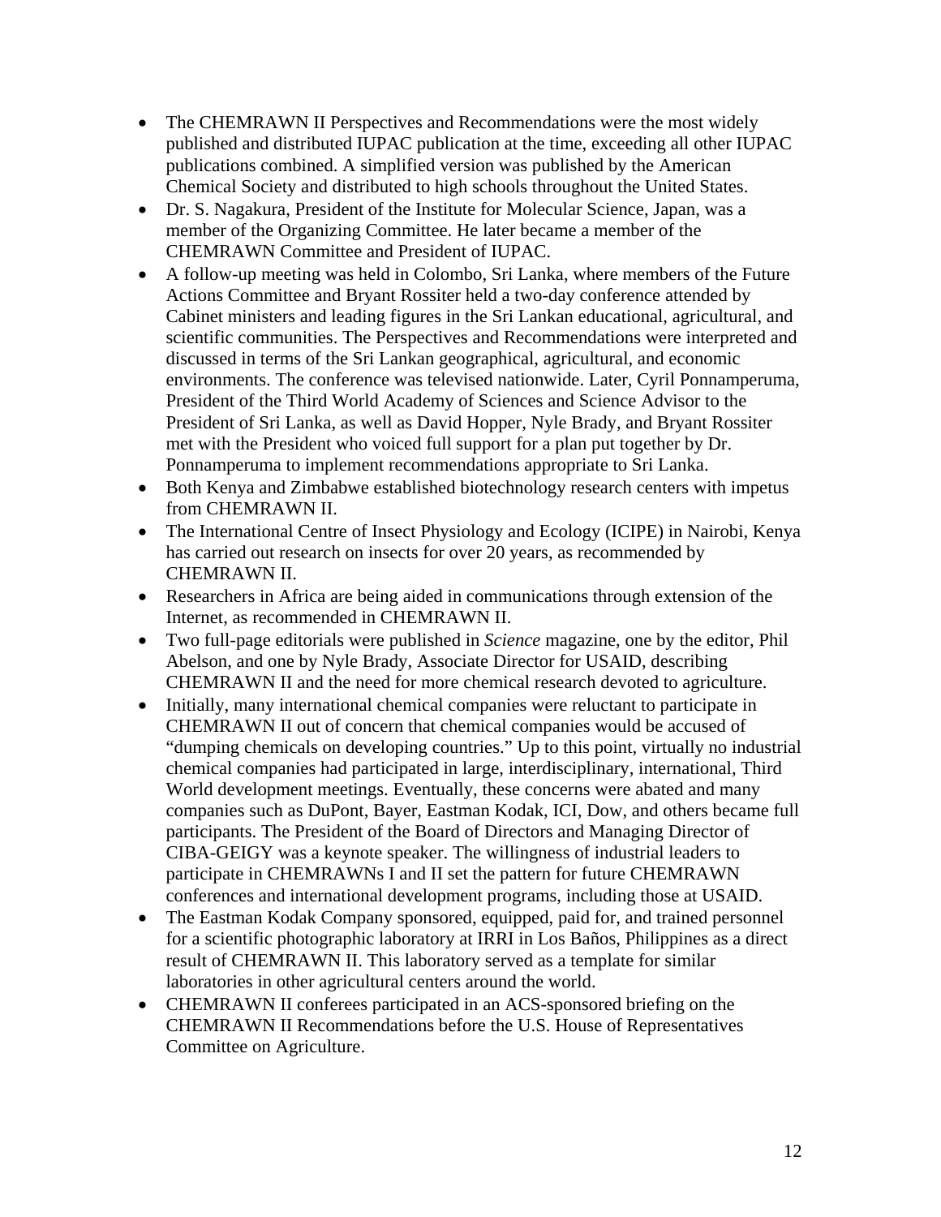- The CHEMRAWN II Perspectives and Recommendations were the most widely published and distributed IUPAC publication at the time, exceeding all other IUPAC publications combined. A simplified version was published by the American Chemical Society and distributed to high schools throughout the United States.
- Dr. S. Nagakura, President of the Institute for Molecular Science, Japan, was a member of the Organizing Committee. He later became a member of the CHEMRAWN Committee and President of IUPAC.
- A follow-up meeting was held in Colombo, Sri Lanka, where members of the Future Actions Committee and Bryant Rossiter held a two-day conference attended by Cabinet ministers and leading figures in the Sri Lankan educational, agricultural, and scientific communities. The Perspectives and Recommendations were interpreted and discussed in terms of the Sri Lankan geographical, agricultural, and economic environments. The conference was televised nationwide. Later, Cyril Ponnamperuma, President of the Third World Academy of Sciences and Science Advisor to the President of Sri Lanka, as well as David Hopper, Nyle Brady, and Bryant Rossiter met with the President who voiced full support for a plan put together by Dr. Ponnamperuma to implement recommendations appropriate to Sri Lanka.
- Both Kenya and Zimbabwe established biotechnology research centers with impetus from CHEMRAWN II.
- The International Centre of Insect Physiology and Ecology (ICIPE) in Nairobi, Kenya has carried out research on insects for over 20 years, as recommended by CHEMRAWN II.
- Researchers in Africa are being aided in communications through extension of the Internet, as recommended in CHEMRAWN II.
- Two full-page editorials were published in *Science* magazine, one by the editor, Phil Abelson, and one by Nyle Brady, Associate Director for USAID, describing CHEMRAWN II and the need for more chemical research devoted to agriculture.
- Initially, many international chemical companies were reluctant to participate in CHEMRAWN II out of concern that chemical companies would be accused of "dumping chemicals on developing countries." Up to this point, virtually no industrial chemical companies had participated in large, interdisciplinary, international, Third World development meetings. Eventually, these concerns were abated and many companies such as DuPont, Bayer, Eastman Kodak, ICI, Dow, and others became full participants. The President of the Board of Directors and Managing Director of CIBA-GEIGY was a keynote speaker. The willingness of industrial leaders to participate in CHEMRAWNs I and II set the pattern for future CHEMRAWN conferences and international development programs, including those at USAID.
- The Eastman Kodak Company sponsored, equipped, paid for, and trained personnel for a scientific photographic laboratory at IRRI in Los Baños, Philippines as a direct result of CHEMRAWN II. This laboratory served as a template for similar laboratories in other agricultural centers around the world.
- CHEMRAWN II conferees participated in an ACS-sponsored briefing on the CHEMRAWN II Recommendations before the U.S. House of Representatives Committee on Agriculture.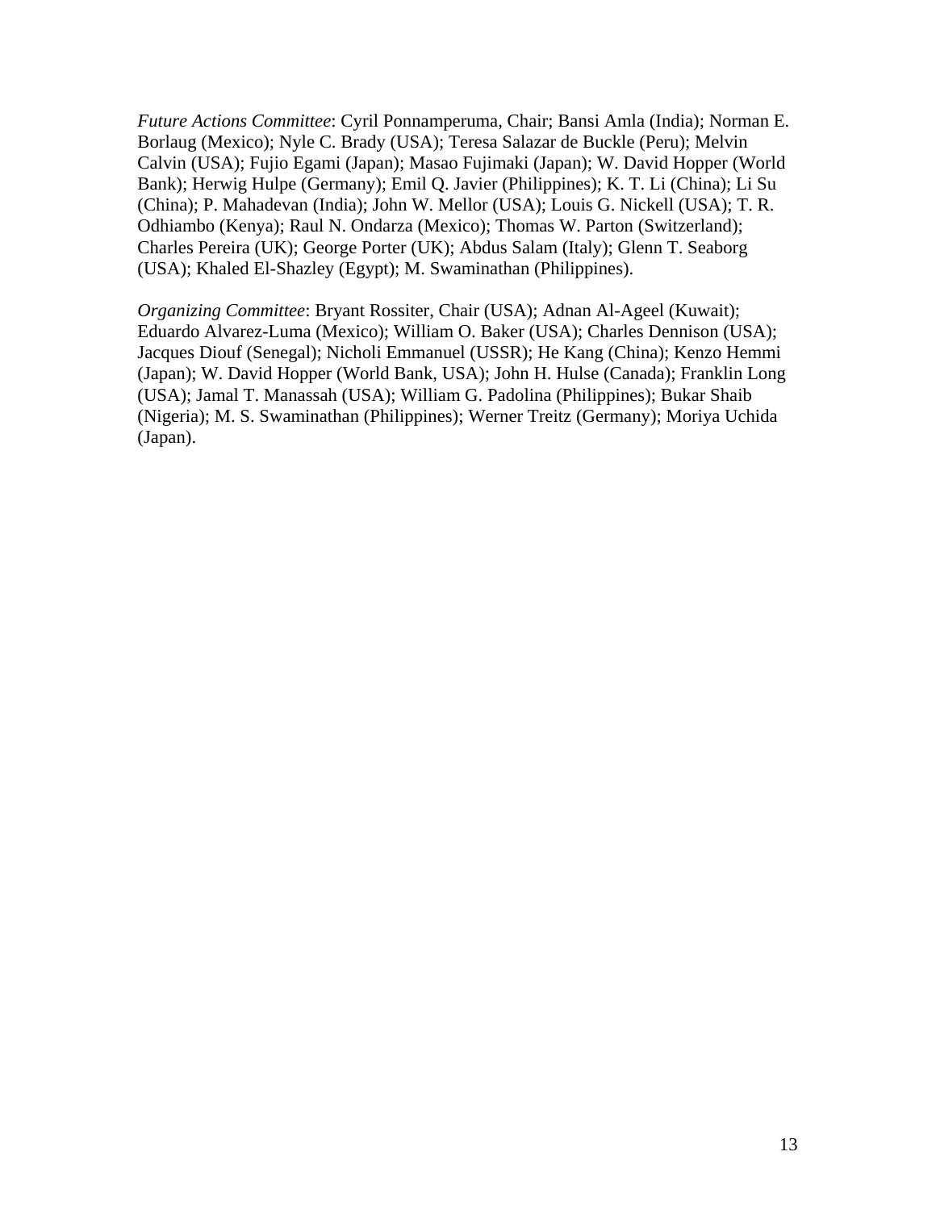*Future Actions Committee*: Cyril Ponnamperuma, Chair; Bansi Amla (India); Norman E. Borlaug (Mexico); Nyle C. Brady (USA); Teresa Salazar de Buckle (Peru); Melvin Calvin (USA); Fujio Egami (Japan); Masao Fujimaki (Japan); W. David Hopper (World Bank); Herwig Hulpe (Germany); Emil Q. Javier (Philippines); K. T. Li (China); Li Su (China); P. Mahadevan (India); John W. Mellor (USA); Louis G. Nickell (USA); T. R. Odhiambo (Kenya); Raul N. Ondarza (Mexico); Thomas W. Parton (Switzerland); Charles Pereira (UK); George Porter (UK); Abdus Salam (Italy); Glenn T. Seaborg (USA); Khaled El-Shazley (Egypt); M. Swaminathan (Philippines).

*Organizing Committee*: Bryant Rossiter, Chair (USA); Adnan Al-Ageel (Kuwait); Eduardo Alvarez-Luma (Mexico); William O. Baker (USA); Charles Dennison (USA); Jacques Diouf (Senegal); Nicholi Emmanuel (USSR); He Kang (China); Kenzo Hemmi (Japan); W. David Hopper (World Bank, USA); John H. Hulse (Canada); Franklin Long (USA); Jamal T. Manassah (USA); William G. Padolina (Philippines); Bukar Shaib (Nigeria); M. S. Swaminathan (Philippines); Werner Treitz (Germany); Moriya Uchida (Japan).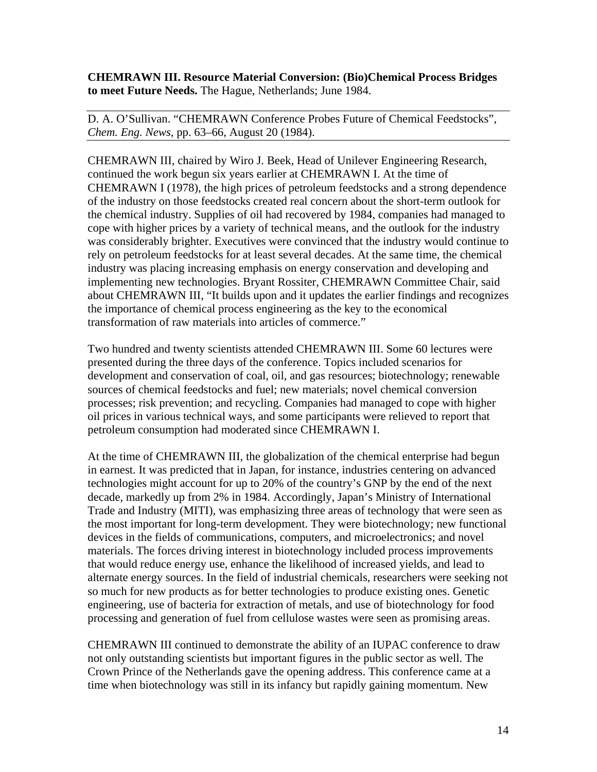**CHEMRAWN III. Resource Material Conversion: (Bio)Chemical Process Bridges to meet Future Needs.** The Hague, Netherlands; June 1984.

D. A. O'Sullivan. "CHEMRAWN Conference Probes Future of Chemical Feedstocks", *Chem. Eng. News*, pp. 63–66, August 20 (1984).

CHEMRAWN III, chaired by Wiro J. Beek, Head of Unilever Engineering Research, continued the work begun six years earlier at CHEMRAWN I. At the time of CHEMRAWN I (1978), the high prices of petroleum feedstocks and a strong dependence of the industry on those feedstocks created real concern about the short-term outlook for the chemical industry. Supplies of oil had recovered by 1984, companies had managed to cope with higher prices by a variety of technical means, and the outlook for the industry was considerably brighter. Executives were convinced that the industry would continue to rely on petroleum feedstocks for at least several decades. At the same time, the chemical industry was placing increasing emphasis on energy conservation and developing and implementing new technologies. Bryant Rossiter, CHEMRAWN Committee Chair, said about CHEMRAWN III, "It builds upon and it updates the earlier findings and recognizes the importance of chemical process engineering as the key to the economical transformation of raw materials into articles of commerce."

Two hundred and twenty scientists attended CHEMRAWN III. Some 60 lectures were presented during the three days of the conference. Topics included scenarios for development and conservation of coal, oil, and gas resources; biotechnology; renewable sources of chemical feedstocks and fuel; new materials; novel chemical conversion processes; risk prevention; and recycling. Companies had managed to cope with higher oil prices in various technical ways, and some participants were relieved to report that petroleum consumption had moderated since CHEMRAWN I.

At the time of CHEMRAWN III, the globalization of the chemical enterprise had begun in earnest. It was predicted that in Japan, for instance, industries centering on advanced technologies might account for up to 20% of the country's GNP by the end of the next decade, markedly up from 2% in 1984. Accordingly, Japan's Ministry of International Trade and Industry (MITI), was emphasizing three areas of technology that were seen as the most important for long-term development. They were biotechnology; new functional devices in the fields of communications, computers, and microelectronics; and novel materials. The forces driving interest in biotechnology included process improvements that would reduce energy use, enhance the likelihood of increased yields, and lead to alternate energy sources. In the field of industrial chemicals, researchers were seeking not so much for new products as for better technologies to produce existing ones. Genetic engineering, use of bacteria for extraction of metals, and use of biotechnology for food processing and generation of fuel from cellulose wastes were seen as promising areas.

CHEMRAWN III continued to demonstrate the ability of an IUPAC conference to draw not only outstanding scientists but important figures in the public sector as well. The Crown Prince of the Netherlands gave the opening address. This conference came at a time when biotechnology was still in its infancy but rapidly gaining momentum. New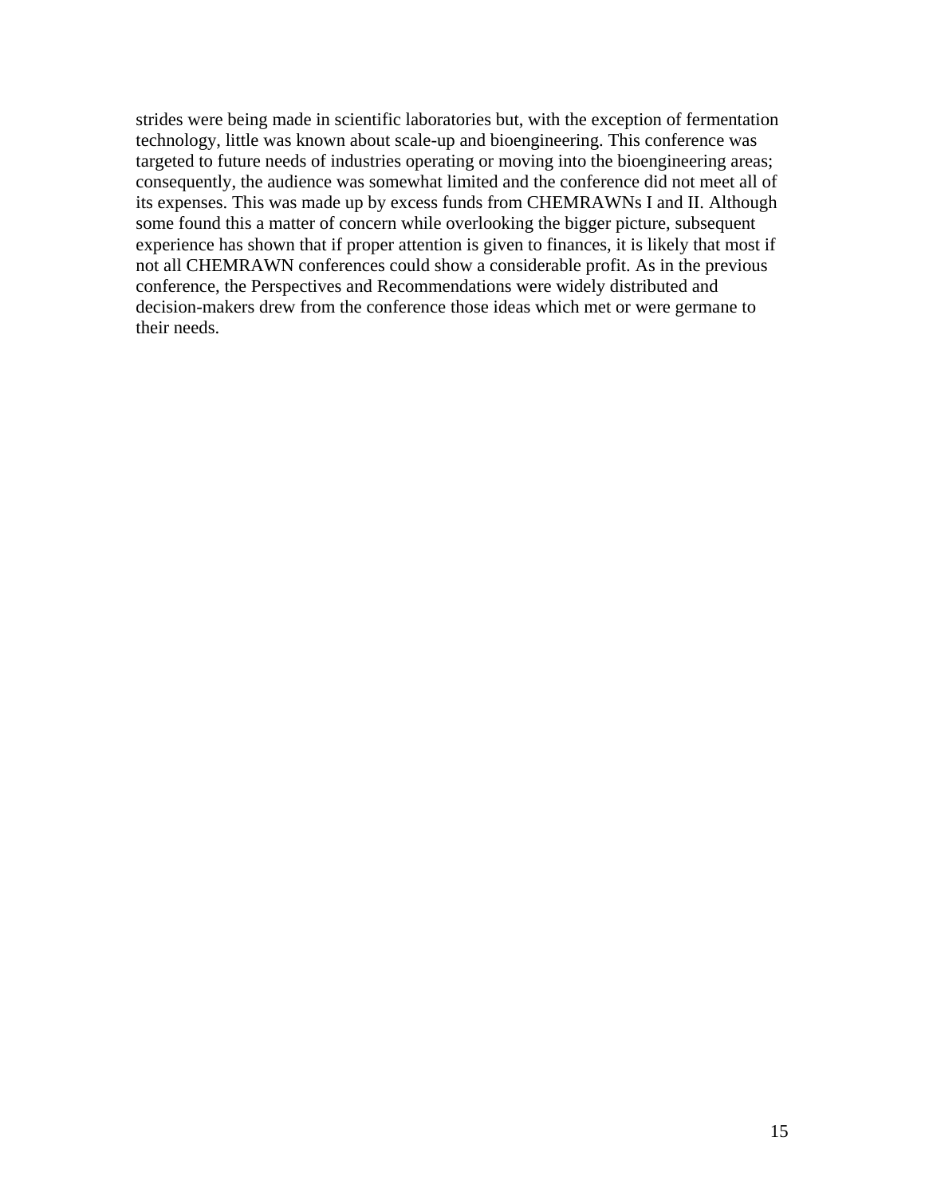strides were being made in scientific laboratories but, with the exception of fermentation technology, little was known about scale-up and bioengineering. This conference was targeted to future needs of industries operating or moving into the bioengineering areas; consequently, the audience was somewhat limited and the conference did not meet all of its expenses. This was made up by excess funds from CHEMRAWNs I and II. Although some found this a matter of concern while overlooking the bigger picture, subsequent experience has shown that if proper attention is given to finances, it is likely that most if not all CHEMRAWN conferences could show a considerable profit. As in the previous conference, the Perspectives and Recommendations were widely distributed and decision-makers drew from the conference those ideas which met or were germane to their needs.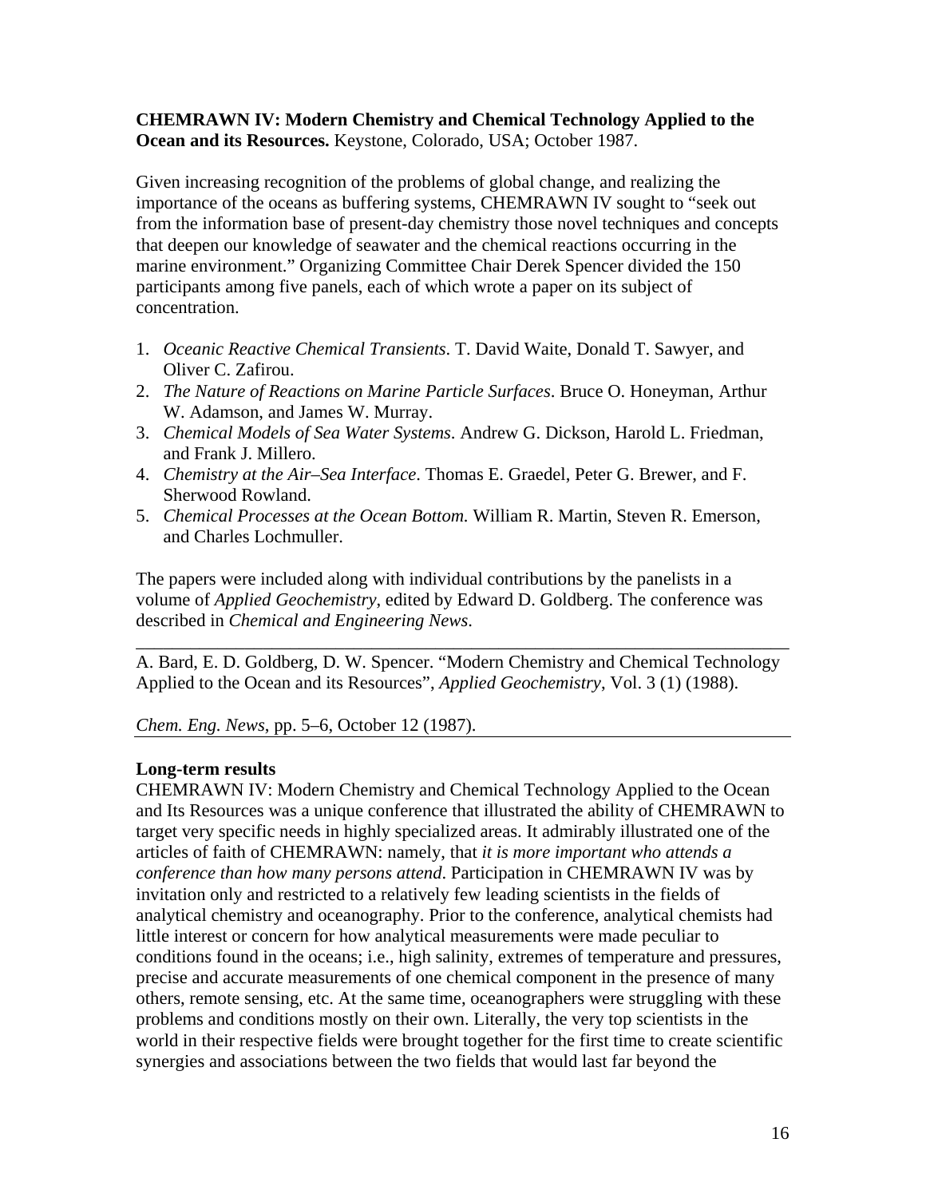**CHEMRAWN IV: Modern Chemistry and Chemical Technology Applied to the Ocean and its Resources.** Keystone, Colorado, USA; October 1987.

Given increasing recognition of the problems of global change, and realizing the importance of the oceans as buffering systems, CHEMRAWN IV sought to "seek out from the information base of present-day chemistry those novel techniques and concepts that deepen our knowledge of seawater and the chemical reactions occurring in the marine environment." Organizing Committee Chair Derek Spencer divided the 150 participants among five panels, each of which wrote a paper on its subject of concentration.

1. *Oceanic Reactive Chemical Transients*. T. David Waite, Donald T. Sawyer, and Oliver C. Zafirou.
2. *The Nature of Reactions on Marine Particle Surfaces*. Bruce O. Honeyman, Arthur W. Adamson, and James W. Murray.
3. *Chemical Models of Sea Water Systems*. Andrew G. Dickson, Harold L. Friedman, and Frank J. Millero.
4. *Chemistry at the Air–Sea Interface*. Thomas E. Graedel, Peter G. Brewer, and F. Sherwood Rowland.
5. *Chemical Processes at the Ocean Bottom.* William R. Martin, Steven R. Emerson, and Charles Lochmuller.

The papers were included along with individual contributions by the panelists in a volume of *Applied Geochemistry*, edited by Edward D. Goldberg. The conference was described in *Chemical and Engineering News*.

---

A. Bard, E. D. Goldberg, D. W. Spencer. "Modern Chemistry and Chemical Technology Applied to the Ocean and its Resources", *Applied Geochemistry*, Vol. 3 (1) (1988).

*Chem. Eng. News*, pp. 5–6, October 12 (1987).

---

**Long-term results**

CHEMRAWN IV: Modern Chemistry and Chemical Technology Applied to the Ocean and Its Resources was a unique conference that illustrated the ability of CHEMRAWN to target very specific needs in highly specialized areas. It admirably illustrated one of the articles of faith of CHEMRAWN: namely, that *it is more important who attends a conference than how many persons attend*. Participation in CHEMRAWN IV was by invitation only and restricted to a relatively few leading scientists in the fields of analytical chemistry and oceanography. Prior to the conference, analytical chemists had little interest or concern for how analytical measurements were made peculiar to conditions found in the oceans; i.e., high salinity, extremes of temperature and pressures, precise and accurate measurements of one chemical component in the presence of many others, remote sensing, etc. At the same time, oceanographers were struggling with these problems and conditions mostly on their own. Literally, the very top scientists in the world in their respective fields were brought together for the first time to create scientific synergies and associations between the two fields that would last far beyond the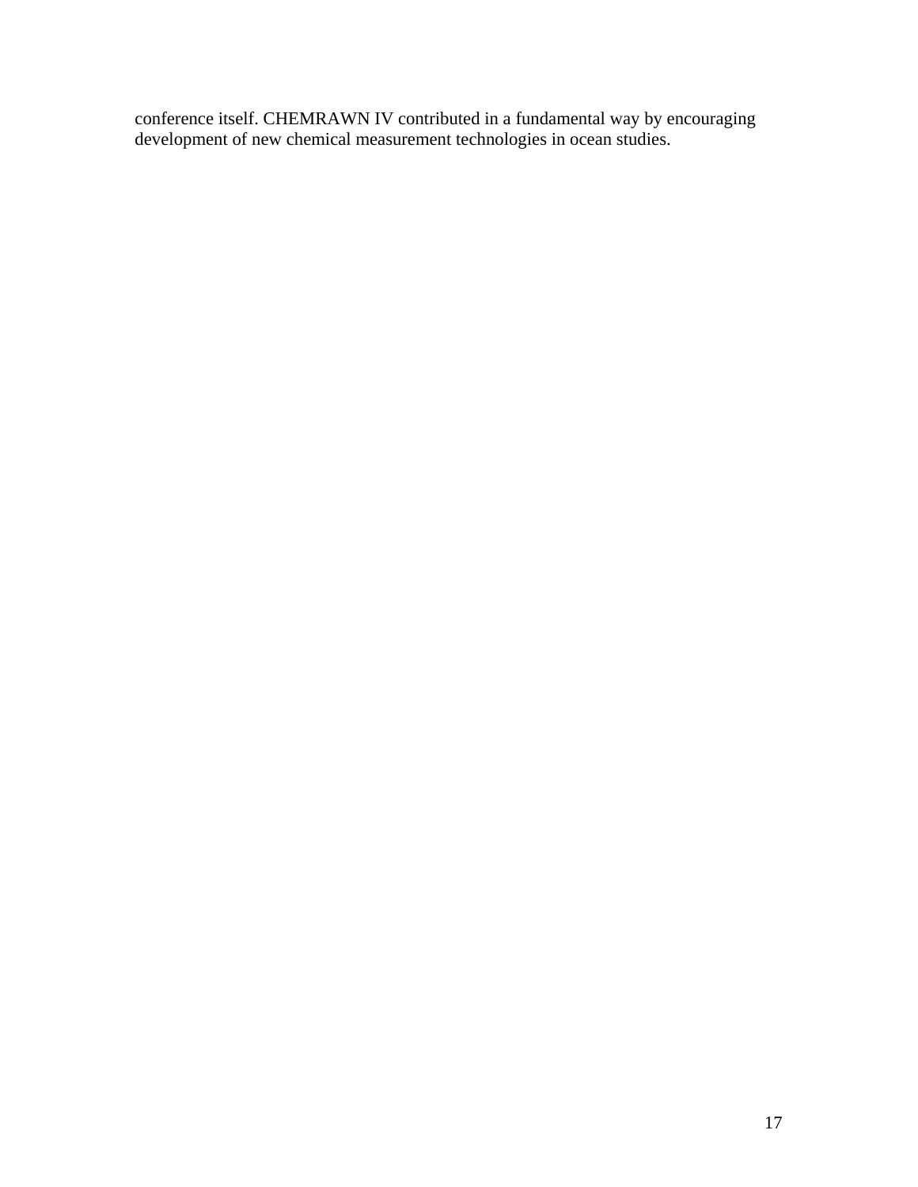conference itself. CHEMRAWN IV contributed in a fundamental way by encouraging development of new chemical measurement technologies in ocean studies.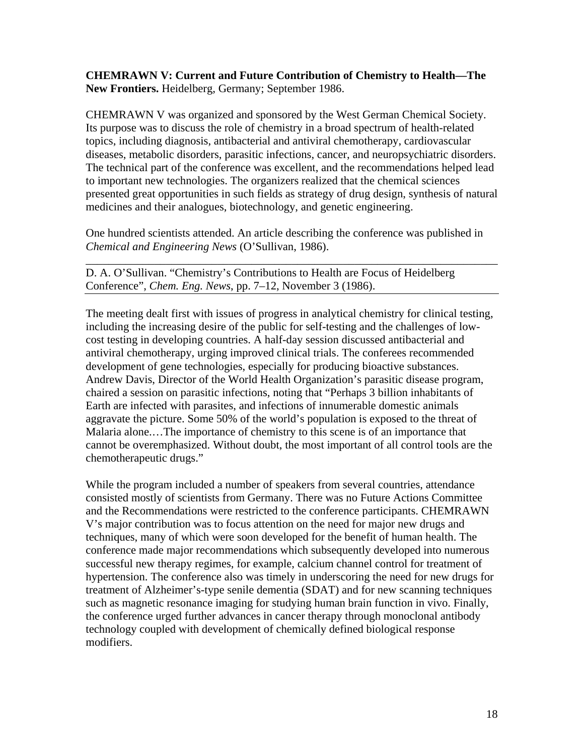**CHEMRAWN V: Current and Future Contribution of Chemistry to Health—The New Frontiers.** Heidelberg, Germany; September 1986.

CHEMRAWN V was organized and sponsored by the West German Chemical Society. Its purpose was to discuss the role of chemistry in a broad spectrum of health-related topics, including diagnosis, antibacterial and antiviral chemotherapy, cardiovascular diseases, metabolic disorders, parasitic infections, cancer, and neuropsychiatric disorders. The technical part of the conference was excellent, and the recommendations helped lead to important new technologies. The organizers realized that the chemical sciences presented great opportunities in such fields as strategy of drug design, synthesis of natural medicines and their analogues, biotechnology, and genetic engineering.

One hundred scientists attended. An article describing the conference was published in *Chemical and Engineering News* (O'Sullivan, 1986).

---

D. A. O'Sullivan. "Chemistry's Contributions to Health are Focus of Heidelberg Conference", *Chem. Eng. News*, pp. 7–12, November 3 (1986).

---

The meeting dealt first with issues of progress in analytical chemistry for clinical testing, including the increasing desire of the public for self-testing and the challenges of low-cost testing in developing countries. A half-day session discussed antibacterial and antiviral chemotherapy, urging improved clinical trials. The conferees recommended development of gene technologies, especially for producing bioactive substances. Andrew Davis, Director of the World Health Organization's parasitic disease program, chaired a session on parasitic infections, noting that "Perhaps 3 billion inhabitants of Earth are infected with parasites, and infections of innumerable domestic animals aggravate the picture. Some 50% of the world's population is exposed to the threat of Malaria alone.…The importance of chemistry to this scene is of an importance that cannot be overemphasized. Without doubt, the most important of all control tools are the chemotherapeutic drugs."

While the program included a number of speakers from several countries, attendance consisted mostly of scientists from Germany. There was no Future Actions Committee and the Recommendations were restricted to the conference participants. CHEMRAWN V's major contribution was to focus attention on the need for major new drugs and techniques, many of which were soon developed for the benefit of human health. The conference made major recommendations which subsequently developed into numerous successful new therapy regimes, for example, calcium channel control for treatment of hypertension. The conference also was timely in underscoring the need for new drugs for treatment of Alzheimer's-type senile dementia (SDAT) and for new scanning techniques such as magnetic resonance imaging for studying human brain function in vivo. Finally, the conference urged further advances in cancer therapy through monoclonal antibody technology coupled with development of chemically defined biological response modifiers.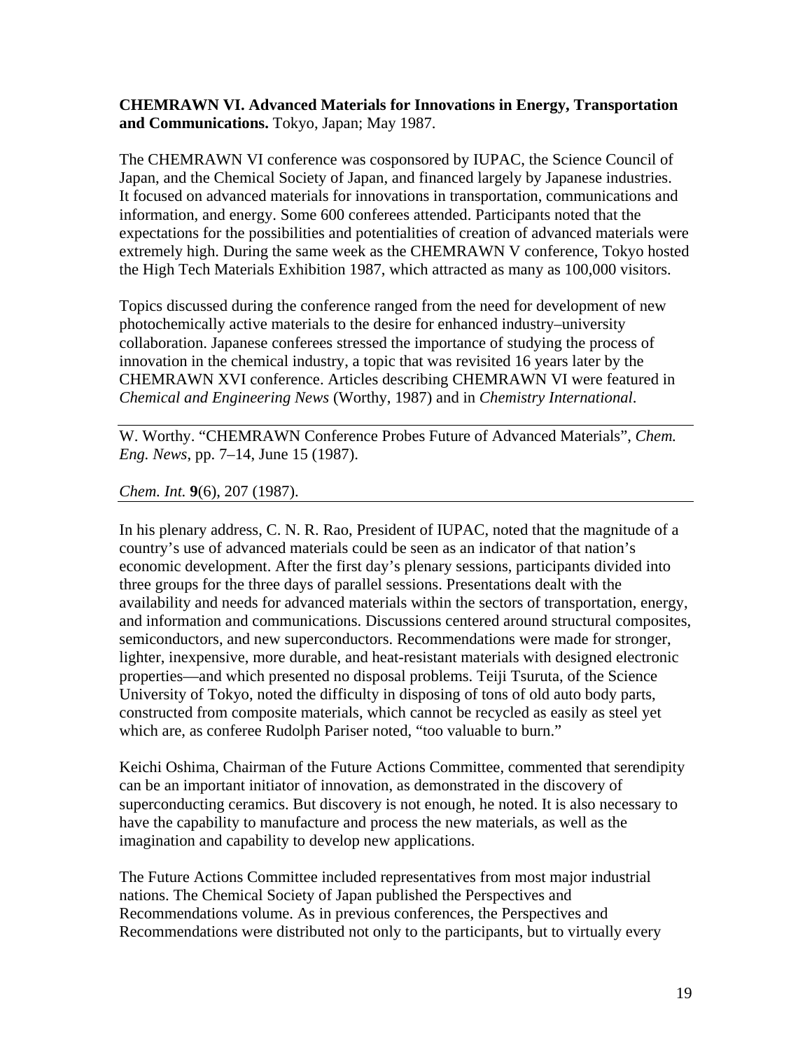**CHEMRAWN VI. Advanced Materials for Innovations in Energy, Transportation and Communications.** Tokyo, Japan; May 1987.

The CHEMRAWN VI conference was cosponsored by IUPAC, the Science Council of Japan, and the Chemical Society of Japan, and financed largely by Japanese industries. It focused on advanced materials for innovations in transportation, communications and information, and energy. Some 600 conferees attended. Participants noted that the expectations for the possibilities and potentialities of creation of advanced materials were extremely high. During the same week as the CHEMRAWN V conference, Tokyo hosted the High Tech Materials Exhibition 1987, which attracted as many as 100,000 visitors.

Topics discussed during the conference ranged from the need for development of new photochemically active materials to the desire for enhanced industry–university collaboration. Japanese conferees stressed the importance of studying the process of innovation in the chemical industry, a topic that was revisited 16 years later by the CHEMRAWN XVI conference. Articles describing CHEMRAWN VI were featured in *Chemical and Engineering News* (Worthy, 1987) and in *Chemistry International*.

---

W. Worthy. "CHEMRAWN Conference Probes Future of Advanced Materials", *Chem. Eng. News*, pp. 7–14, June 15 (1987).

*Chem. Int.* **9**(6), 207 (1987).

---

In his plenary address, C. N. R. Rao, President of IUPAC, noted that the magnitude of a country's use of advanced materials could be seen as an indicator of that nation's economic development. After the first day's plenary sessions, participants divided into three groups for the three days of parallel sessions. Presentations dealt with the availability and needs for advanced materials within the sectors of transportation, energy, and information and communications. Discussions centered around structural composites, semiconductors, and new superconductors. Recommendations were made for stronger, lighter, inexpensive, more durable, and heat-resistant materials with designed electronic properties—and which presented no disposal problems. Teiji Tsuruta, of the Science University of Tokyo, noted the difficulty in disposing of tons of old auto body parts, constructed from composite materials, which cannot be recycled as easily as steel yet which are, as conferee Rudolph Pariser noted, "too valuable to burn."

Keichi Oshima, Chairman of the Future Actions Committee, commented that serendipity can be an important initiator of innovation, as demonstrated in the discovery of superconducting ceramics. But discovery is not enough, he noted. It is also necessary to have the capability to manufacture and process the new materials, as well as the imagination and capability to develop new applications.

The Future Actions Committee included representatives from most major industrial nations. The Chemical Society of Japan published the Perspectives and Recommendations volume. As in previous conferences, the Perspectives and Recommendations were distributed not only to the participants, but to virtually every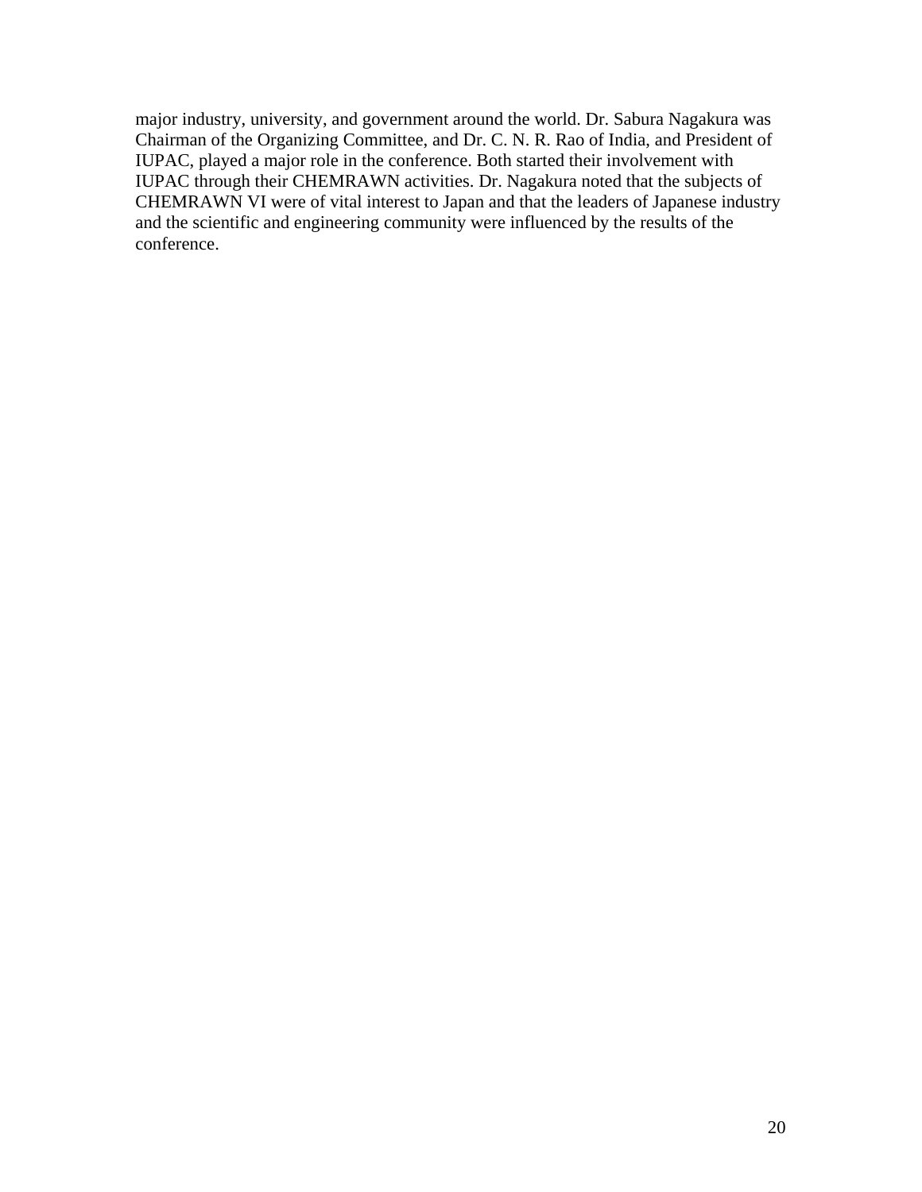major industry, university, and government around the world. Dr. Sabura Nagakura was Chairman of the Organizing Committee, and Dr. C. N. R. Rao of India, and President of IUPAC, played a major role in the conference. Both started their involvement with IUPAC through their CHEMRAWN activities. Dr. Nagakura noted that the subjects of CHEMRAWN VI were of vital interest to Japan and that the leaders of Japanese industry and the scientific and engineering community were influenced by the results of the conference.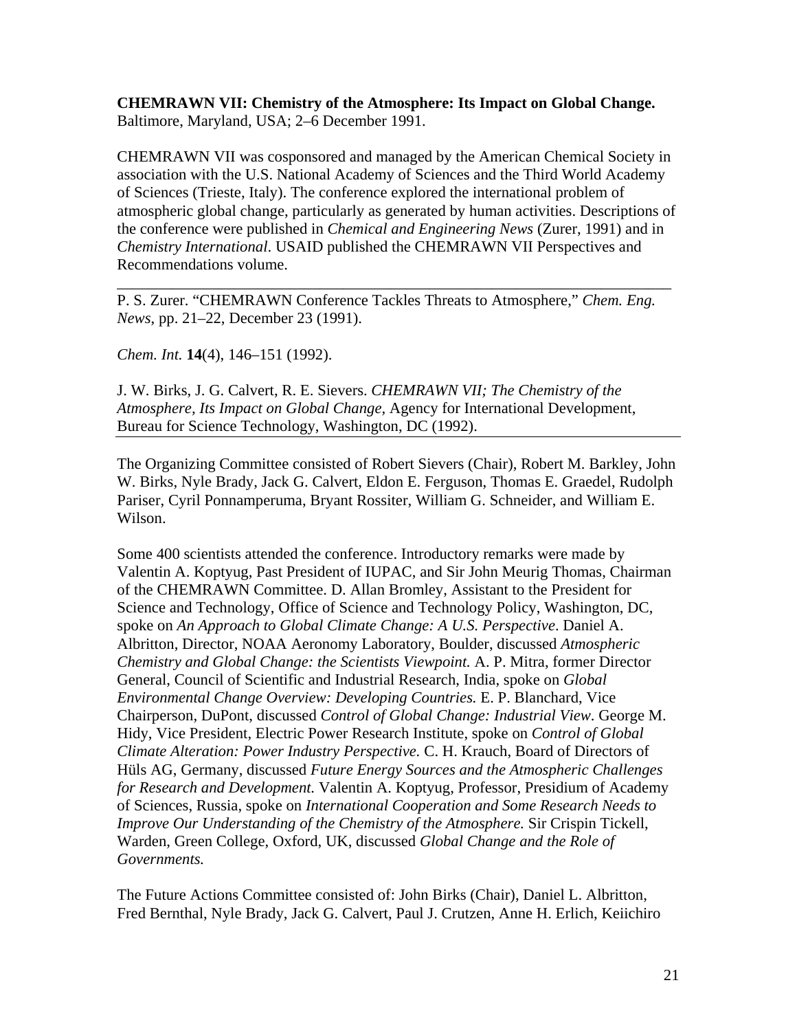**CHEMRAWN VII: Chemistry of the Atmosphere: Its Impact on Global Change.** Baltimore, Maryland, USA; 2–6 December 1991.

CHEMRAWN VII was cosponsored and managed by the American Chemical Society in association with the U.S. National Academy of Sciences and the Third World Academy of Sciences (Trieste, Italy). The conference explored the international problem of atmospheric global change, particularly as generated by human activities. Descriptions of the conference were published in *Chemical and Engineering News* (Zurer, 1991) and in *Chemistry International*. USAID published the CHEMRAWN VII Perspectives and Recommendations volume.

---

P. S. Zurer. "CHEMRAWN Conference Tackles Threats to Atmosphere," *Chem. Eng. News*, pp. 21–22, December 23 (1991).

*Chem. Int.* **14**(4), 146–151 (1992).

J. W. Birks, J. G. Calvert, R. E. Sievers. *CHEMRAWN VII; The Chemistry of the Atmosphere, Its Impact on Global Change*, Agency for International Development, Bureau for Science Technology, Washington, DC (1992).

---

The Organizing Committee consisted of Robert Sievers (Chair), Robert M. Barkley, John W. Birks, Nyle Brady, Jack G. Calvert, Eldon E. Ferguson, Thomas E. Graedel, Rudolph Pariser, Cyril Ponnamperuma, Bryant Rossiter, William G. Schneider, and William E. Wilson.

Some 400 scientists attended the conference. Introductory remarks were made by Valentin A. Koptyug, Past President of IUPAC, and Sir John Meurig Thomas, Chairman of the CHEMRAWN Committee. D. Allan Bromley, Assistant to the President for Science and Technology, Office of Science and Technology Policy, Washington, DC, spoke on *An Approach to Global Climate Change: A U.S. Perspective*. Daniel A. Albritton, Director, NOAA Aeronomy Laboratory, Boulder, discussed *Atmospheric Chemistry and Global Change: the Scientists Viewpoint.* A. P. Mitra, former Director General, Council of Scientific and Industrial Research, India, spoke on *Global Environmental Change Overview: Developing Countries.* E. P. Blanchard, Vice Chairperson, DuPont, discussed *Control of Global Change: Industrial View*. George M. Hidy, Vice President, Electric Power Research Institute, spoke on *Control of Global Climate Alteration: Power Industry Perspective.* C. H. Krauch, Board of Directors of Hüls AG, Germany, discussed *Future Energy Sources and the Atmospheric Challenges for Research and Development.* Valentin A. Koptyug, Professor, Presidium of Academy of Sciences, Russia, spoke on *International Cooperation and Some Research Needs to Improve Our Understanding of the Chemistry of the Atmosphere.* Sir Crispin Tickell, Warden, Green College, Oxford, UK, discussed *Global Change and the Role of Governments.*

The Future Actions Committee consisted of: John Birks (Chair), Daniel L. Albritton, Fred Bernthal, Nyle Brady, Jack G. Calvert, Paul J. Crutzen, Anne H. Erlich, Keiichiro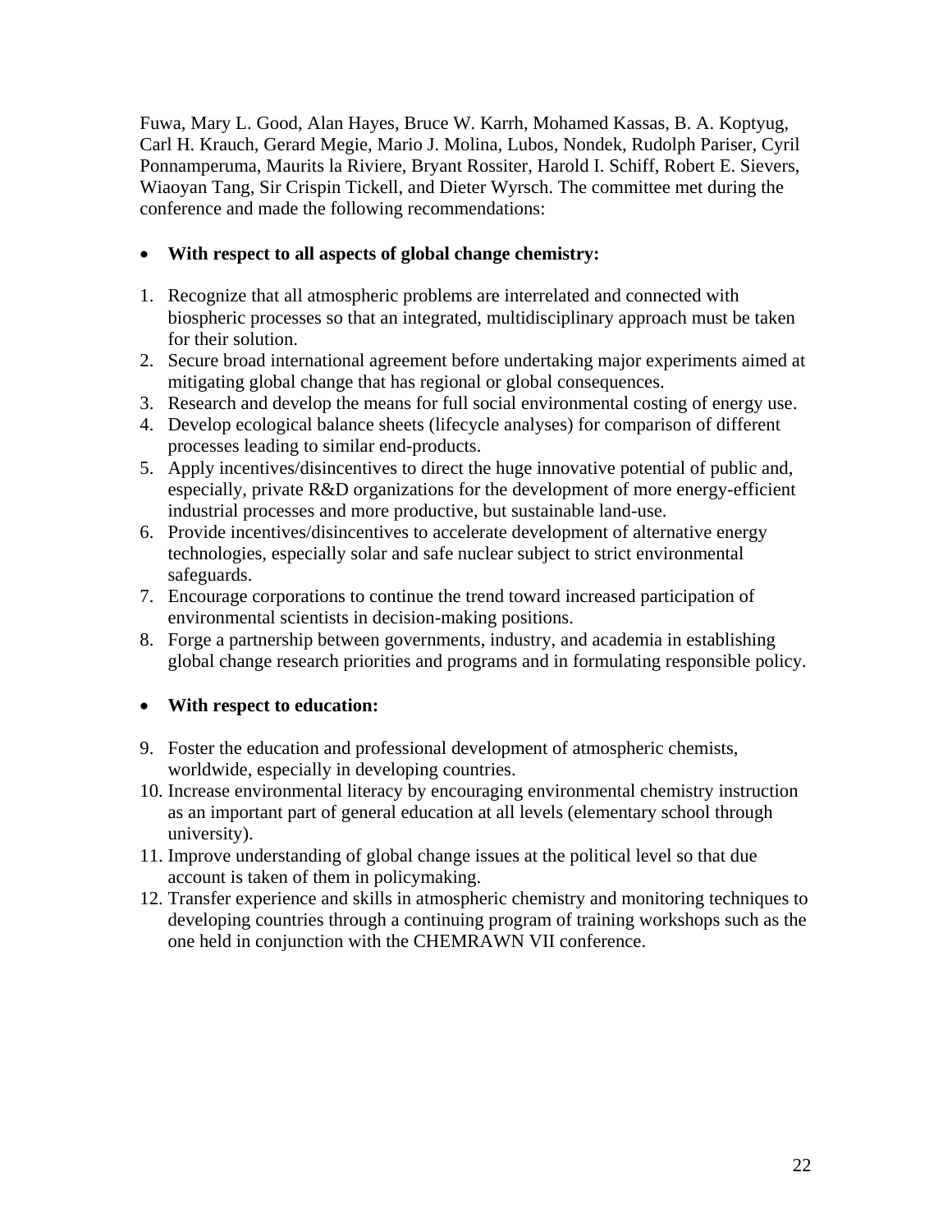Fuwa, Mary L. Good, Alan Hayes, Bruce W. Karrh, Mohamed Kassas, B. A. Koptyug, Carl H. Krauch, Gerard Megie, Mario J. Molina, Lubos, Nondek, Rudolph Pariser, Cyril Ponnamperuma, Maurits la Riviere, Bryant Rossiter, Harold I. Schiff, Robert E. Sievers, Wiaoyan Tang, Sir Crispin Tickell, and Dieter Wyrsch. The committee met during the conference and made the following recommendations:

- **With respect to all aspects of global change chemistry:**

1. Recognize that all atmospheric problems are interrelated and connected with biospheric processes so that an integrated, multidisciplinary approach must be taken for their solution.
2. Secure broad international agreement before undertaking major experiments aimed at mitigating global change that has regional or global consequences.
3. Research and develop the means for full social environmental costing of energy use.
4. Develop ecological balance sheets (lifecycle analyses) for comparison of different processes leading to similar end-products.
5. Apply incentives/disincentives to direct the huge innovative potential of public and, especially, private R&D organizations for the development of more energy-efficient industrial processes and more productive, but sustainable land-use.
6. Provide incentives/disincentives to accelerate development of alternative energy technologies, especially solar and safe nuclear subject to strict environmental safeguards.
7. Encourage corporations to continue the trend toward increased participation of environmental scientists in decision-making positions.
8. Forge a partnership between governments, industry, and academia in establishing global change research priorities and programs and in formulating responsible policy.

- **With respect to education:**

9. Foster the education and professional development of atmospheric chemists, worldwide, especially in developing countries.
10. Increase environmental literacy by encouraging environmental chemistry instruction as an important part of general education at all levels (elementary school through university).
11. Improve understanding of global change issues at the political level so that due account is taken of them in policymaking.
12. Transfer experience and skills in atmospheric chemistry and monitoring techniques to developing countries through a continuing program of training workshops such as the one held in conjunction with the CHEMRAWN VII conference.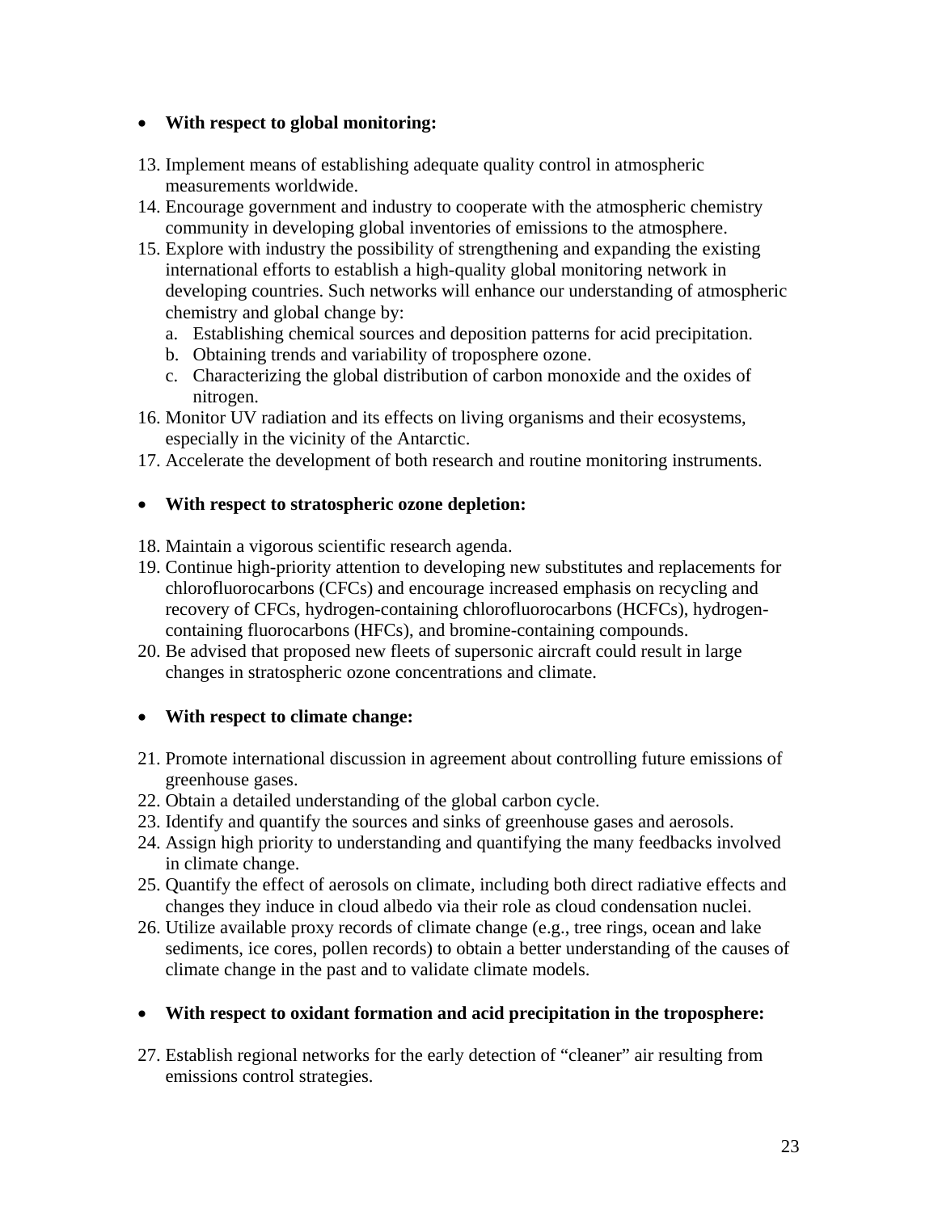- **With respect to global monitoring:**

13. Implement means of establishing adequate quality control in atmospheric measurements worldwide.
14. Encourage government and industry to cooperate with the atmospheric chemistry community in developing global inventories of emissions to the atmosphere.
15. Explore with industry the possibility of strengthening and expanding the existing international efforts to establish a high-quality global monitoring network in developing countries. Such networks will enhance our understanding of atmospheric chemistry and global change by:
    a. Establishing chemical sources and deposition patterns for acid precipitation.
    b. Obtaining trends and variability of troposphere ozone.
    c. Characterizing the global distribution of carbon monoxide and the oxides of nitrogen.
16. Monitor UV radiation and its effects on living organisms and their ecosystems, especially in the vicinity of the Antarctic.
17. Accelerate the development of both research and routine monitoring instruments.

- **With respect to stratospheric ozone depletion:**

18. Maintain a vigorous scientific research agenda.
19. Continue high-priority attention to developing new substitutes and replacements for chlorofluorocarbons (CFCs) and encourage increased emphasis on recycling and recovery of CFCs, hydrogen-containing chlorofluorocarbons (HCFCs), hydrogen-containing fluorocarbons (HFCs), and bromine-containing compounds.
20. Be advised that proposed new fleets of supersonic aircraft could result in large changes in stratospheric ozone concentrations and climate.

- **With respect to climate change:**

21. Promote international discussion in agreement about controlling future emissions of greenhouse gases.
22. Obtain a detailed understanding of the global carbon cycle.
23. Identify and quantify the sources and sinks of greenhouse gases and aerosols.
24. Assign high priority to understanding and quantifying the many feedbacks involved in climate change.
25. Quantify the effect of aerosols on climate, including both direct radiative effects and changes they induce in cloud albedo via their role as cloud condensation nuclei.
26. Utilize available proxy records of climate change (e.g., tree rings, ocean and lake sediments, ice cores, pollen records) to obtain a better understanding of the causes of climate change in the past and to validate climate models.

- **With respect to oxidant formation and acid precipitation in the troposphere:**

27. Establish regional networks for the early detection of "cleaner" air resulting from emissions control strategies.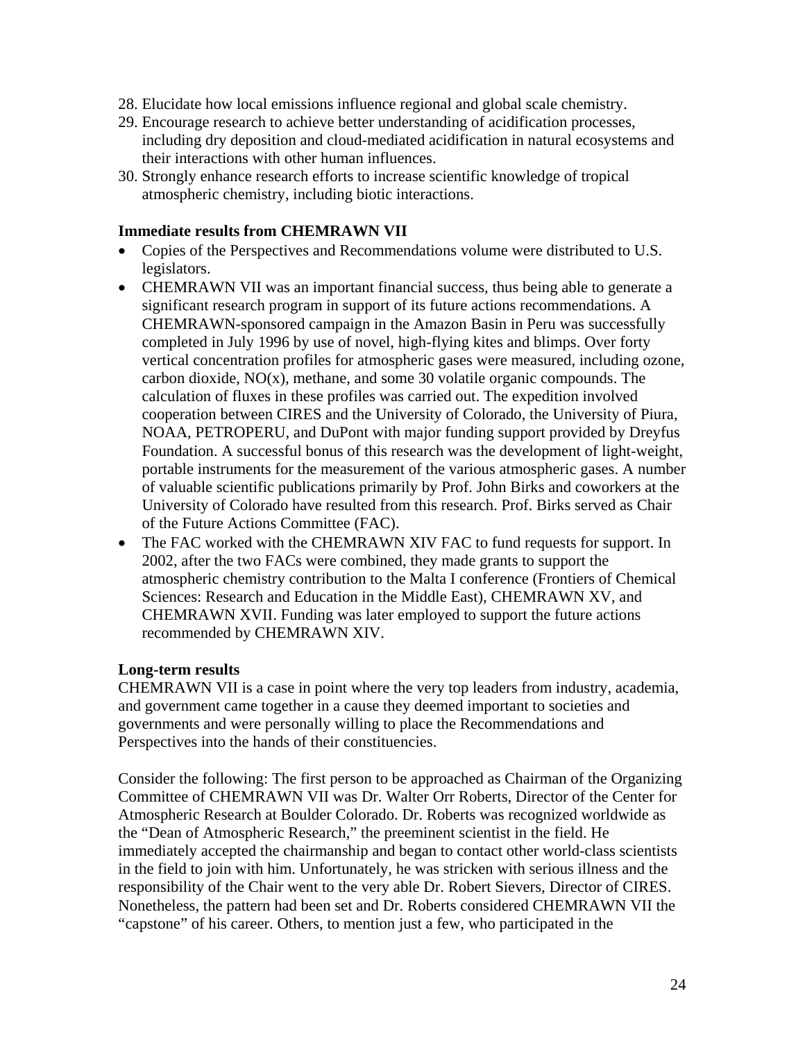28. Elucidate how local emissions influence regional and global scale chemistry.
29. Encourage research to achieve better understanding of acidification processes, including dry deposition and cloud-mediated acidification in natural ecosystems and their interactions with other human influences.
30. Strongly enhance research efforts to increase scientific knowledge of tropical atmospheric chemistry, including biotic interactions.

**Immediate results from CHEMRAWN VII**

- Copies of the Perspectives and Recommendations volume were distributed to U.S. legislators.
- CHEMRAWN VII was an important financial success, thus being able to generate a significant research program in support of its future actions recommendations. A CHEMRAWN-sponsored campaign in the Amazon Basin in Peru was successfully completed in July 1996 by use of novel, high-flying kites and blimps. Over forty vertical concentration profiles for atmospheric gases were measured, including ozone, carbon dioxide, NO(x), methane, and some 30 volatile organic compounds. The calculation of fluxes in these profiles was carried out. The expedition involved cooperation between CIRES and the University of Colorado, the University of Piura, NOAA, PETROPERU, and DuPont with major funding support provided by Dreyfus Foundation. A successful bonus of this research was the development of light-weight, portable instruments for the measurement of the various atmospheric gases. A number of valuable scientific publications primarily by Prof. John Birks and coworkers at the University of Colorado have resulted from this research. Prof. Birks served as Chair of the Future Actions Committee (FAC).
- The FAC worked with the CHEMRAWN XIV FAC to fund requests for support. In 2002, after the two FACs were combined, they made grants to support the atmospheric chemistry contribution to the Malta I conference (Frontiers of Chemical Sciences: Research and Education in the Middle East), CHEMRAWN XV, and CHEMRAWN XVII. Funding was later employed to support the future actions recommended by CHEMRAWN XIV.

**Long-term results**

CHEMRAWN VII is a case in point where the very top leaders from industry, academia, and government came together in a cause they deemed important to societies and governments and were personally willing to place the Recommendations and Perspectives into the hands of their constituencies.

Consider the following: The first person to be approached as Chairman of the Organizing Committee of CHEMRAWN VII was Dr. Walter Orr Roberts, Director of the Center for Atmospheric Research at Boulder Colorado. Dr. Roberts was recognized worldwide as the "Dean of Atmospheric Research," the preeminent scientist in the field. He immediately accepted the chairmanship and began to contact other world-class scientists in the field to join with him. Unfortunately, he was stricken with serious illness and the responsibility of the Chair went to the very able Dr. Robert Sievers, Director of CIRES. Nonetheless, the pattern had been set and Dr. Roberts considered CHEMRAWN VII the "capstone" of his career. Others, to mention just a few, who participated in the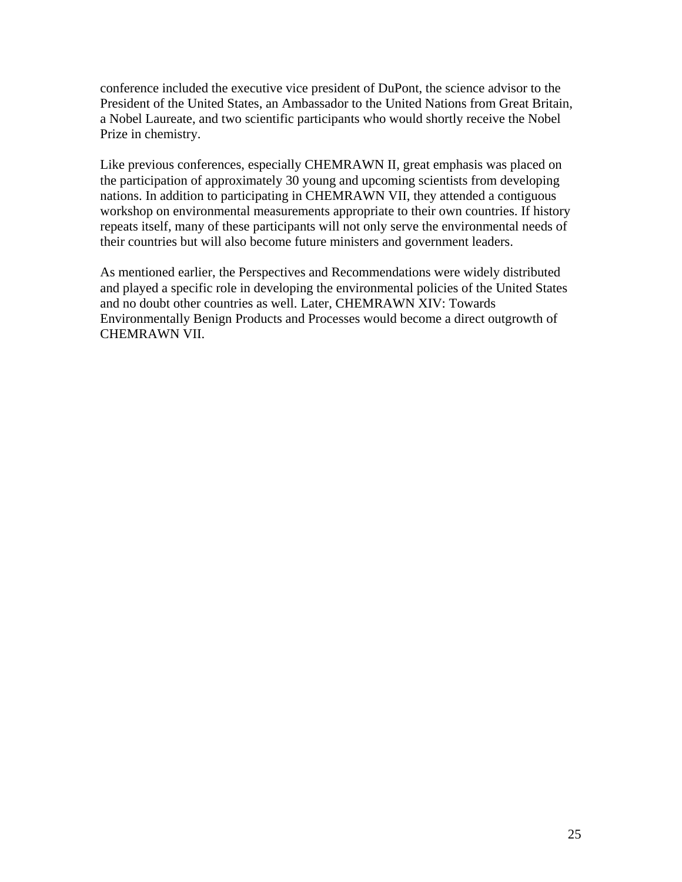conference included the executive vice president of DuPont, the science advisor to the President of the United States, an Ambassador to the United Nations from Great Britain, a Nobel Laureate, and two scientific participants who would shortly receive the Nobel Prize in chemistry.

Like previous conferences, especially CHEMRAWN II, great emphasis was placed on the participation of approximately 30 young and upcoming scientists from developing nations. In addition to participating in CHEMRAWN VII, they attended a contiguous workshop on environmental measurements appropriate to their own countries. If history repeats itself, many of these participants will not only serve the environmental needs of their countries but will also become future ministers and government leaders.

As mentioned earlier, the Perspectives and Recommendations were widely distributed and played a specific role in developing the environmental policies of the United States and no doubt other countries as well. Later, CHEMRAWN XIV: Towards Environmentally Benign Products and Processes would become a direct outgrowth of CHEMRAWN VII.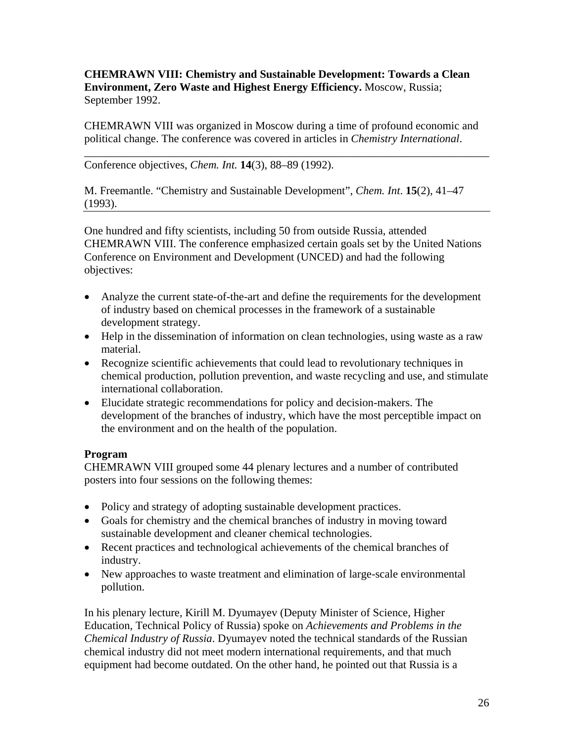**CHEMRAWN VIII: Chemistry and Sustainable Development: Towards a Clean Environment, Zero Waste and Highest Energy Efficiency.** Moscow, Russia; September 1992.

CHEMRAWN VIII was organized in Moscow during a time of profound economic and political change. The conference was covered in articles in *Chemistry International*.

---

Conference objectives, *Chem. Int.* **14**(3), 88–89 (1992).

M. Freemantle. "Chemistry and Sustainable Development", *Chem. Int*. **15**(2), 41–47 (1993).

---

One hundred and fifty scientists, including 50 from outside Russia, attended CHEMRAWN VIII. The conference emphasized certain goals set by the United Nations Conference on Environment and Development (UNCED) and had the following objectives:

- Analyze the current state-of-the-art and define the requirements for the development of industry based on chemical processes in the framework of a sustainable development strategy.
- Help in the dissemination of information on clean technologies, using waste as a raw material.
- Recognize scientific achievements that could lead to revolutionary techniques in chemical production, pollution prevention, and waste recycling and use, and stimulate international collaboration.
- Elucidate strategic recommendations for policy and decision-makers. The development of the branches of industry, which have the most perceptible impact on the environment and on the health of the population.

### Program

CHEMRAWN VIII grouped some 44 plenary lectures and a number of contributed posters into four sessions on the following themes:

- Policy and strategy of adopting sustainable development practices.
- Goals for chemistry and the chemical branches of industry in moving toward sustainable development and cleaner chemical technologies.
- Recent practices and technological achievements of the chemical branches of industry.
- New approaches to waste treatment and elimination of large-scale environmental pollution.

In his plenary lecture, Kirill M. Dyumayev (Deputy Minister of Science, Higher Education, Technical Policy of Russia) spoke on *Achievements and Problems in the Chemical Industry of Russia*. Dyumayev noted the technical standards of the Russian chemical industry did not meet modern international requirements, and that much equipment had become outdated. On the other hand, he pointed out that Russia is a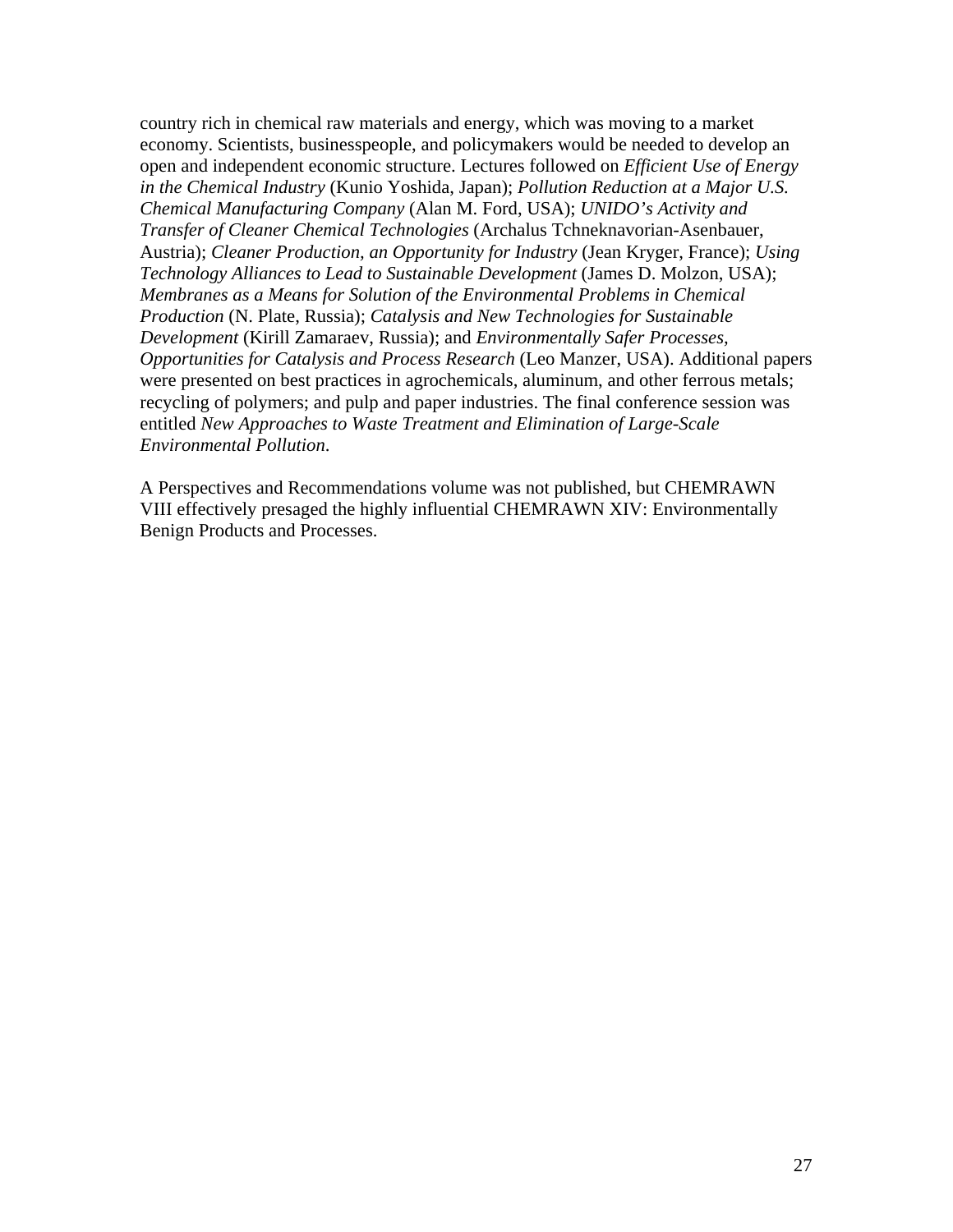country rich in chemical raw materials and energy, which was moving to a market economy. Scientists, businesspeople, and policymakers would be needed to develop an open and independent economic structure. Lectures followed on *Efficient Use of Energy in the Chemical Industry* (Kunio Yoshida, Japan); *Pollution Reduction at a Major U.S. Chemical Manufacturing Company* (Alan M. Ford, USA); *UNIDO's Activity and Transfer of Cleaner Chemical Technologies* (Archalus Tchneknavorian-Asenbauer, Austria); *Cleaner Production, an Opportunity for Industry* (Jean Kryger, France); *Using Technology Alliances to Lead to Sustainable Development* (James D. Molzon, USA); *Membranes as a Means for Solution of the Environmental Problems in Chemical Production* (N. Plate, Russia); *Catalysis and New Technologies for Sustainable Development* (Kirill Zamaraev, Russia); and *Environmentally Safer Processes, Opportunities for Catalysis and Process Research* (Leo Manzer, USA). Additional papers were presented on best practices in agrochemicals, aluminum, and other ferrous metals; recycling of polymers; and pulp and paper industries. The final conference session was entitled *New Approaches to Waste Treatment and Elimination of Large-Scale Environmental Pollution*.

A Perspectives and Recommendations volume was not published, but CHEMRAWN VIII effectively presaged the highly influential CHEMRAWN XIV: Environmentally Benign Products and Processes.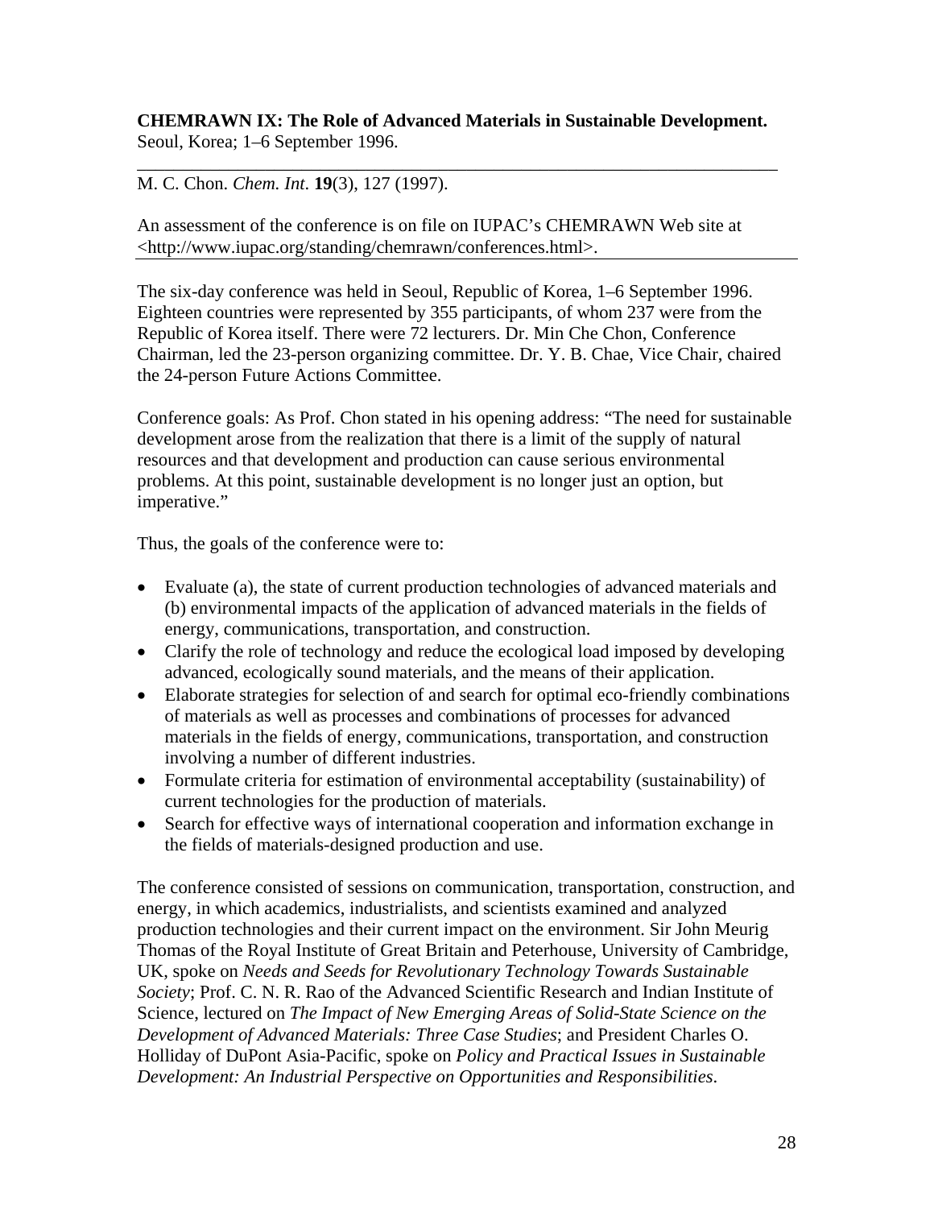**CHEMRAWN IX: The Role of Advanced Materials in Sustainable Development.**
Seoul, Korea; 1–6 September 1996.

---

M. C. Chon. *Chem. Int*. **19**(3), 127 (1997).

An assessment of the conference is on file on IUPAC's CHEMRAWN Web site at <http://www.iupac.org/standing/chemrawn/conferences.html>.

---

The six-day conference was held in Seoul, Republic of Korea, 1–6 September 1996. Eighteen countries were represented by 355 participants, of whom 237 were from the Republic of Korea itself. There were 72 lecturers. Dr. Min Che Chon, Conference Chairman, led the 23-person organizing committee. Dr. Y. B. Chae, Vice Chair, chaired the 24-person Future Actions Committee.

Conference goals: As Prof. Chon stated in his opening address: "The need for sustainable development arose from the realization that there is a limit of the supply of natural resources and that development and production can cause serious environmental problems. At this point, sustainable development is no longer just an option, but imperative."

Thus, the goals of the conference were to:

- Evaluate (a), the state of current production technologies of advanced materials and (b) environmental impacts of the application of advanced materials in the fields of energy, communications, transportation, and construction.
- Clarify the role of technology and reduce the ecological load imposed by developing advanced, ecologically sound materials, and the means of their application.
- Elaborate strategies for selection of and search for optimal eco-friendly combinations of materials as well as processes and combinations of processes for advanced materials in the fields of energy, communications, transportation, and construction involving a number of different industries.
- Formulate criteria for estimation of environmental acceptability (sustainability) of current technologies for the production of materials.
- Search for effective ways of international cooperation and information exchange in the fields of materials-designed production and use.

The conference consisted of sessions on communication, transportation, construction, and energy, in which academics, industrialists, and scientists examined and analyzed production technologies and their current impact on the environment. Sir John Meurig Thomas of the Royal Institute of Great Britain and Peterhouse, University of Cambridge, UK, spoke on *Needs and Seeds for Revolutionary Technology Towards Sustainable Society*; Prof. C. N. R. Rao of the Advanced Scientific Research and Indian Institute of Science, lectured on *The Impact of New Emerging Areas of Solid-State Science on the Development of Advanced Materials: Three Case Studies*; and President Charles O. Holliday of DuPont Asia-Pacific, spoke on *Policy and Practical Issues in Sustainable Development: An Industrial Perspective on Opportunities and Responsibilities*.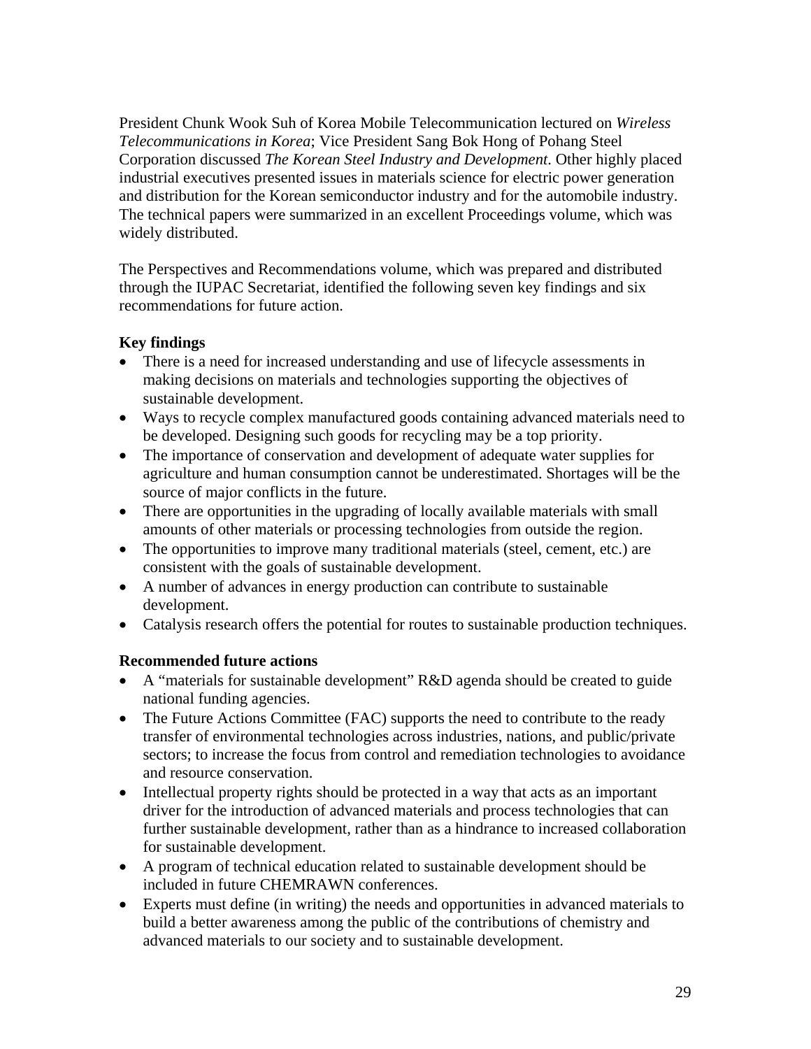President Chunk Wook Suh of Korea Mobile Telecommunication lectured on *Wireless Telecommunications in Korea*; Vice President Sang Bok Hong of Pohang Steel Corporation discussed *The Korean Steel Industry and Development*. Other highly placed industrial executives presented issues in materials science for electric power generation and distribution for the Korean semiconductor industry and for the automobile industry. The technical papers were summarized in an excellent Proceedings volume, which was widely distributed.

The Perspectives and Recommendations volume, which was prepared and distributed through the IUPAC Secretariat, identified the following seven key findings and six recommendations for future action.

**Key findings**

- There is a need for increased understanding and use of lifecycle assessments in making decisions on materials and technologies supporting the objectives of sustainable development.
- Ways to recycle complex manufactured goods containing advanced materials need to be developed. Designing such goods for recycling may be a top priority.
- The importance of conservation and development of adequate water supplies for agriculture and human consumption cannot be underestimated. Shortages will be the source of major conflicts in the future.
- There are opportunities in the upgrading of locally available materials with small amounts of other materials or processing technologies from outside the region.
- The opportunities to improve many traditional materials (steel, cement, etc.) are consistent with the goals of sustainable development.
- A number of advances in energy production can contribute to sustainable development.
- Catalysis research offers the potential for routes to sustainable production techniques.

**Recommended future actions**

- A "materials for sustainable development" R&D agenda should be created to guide national funding agencies.
- The Future Actions Committee (FAC) supports the need to contribute to the ready transfer of environmental technologies across industries, nations, and public/private sectors; to increase the focus from control and remediation technologies to avoidance and resource conservation.
- Intellectual property rights should be protected in a way that acts as an important driver for the introduction of advanced materials and process technologies that can further sustainable development, rather than as a hindrance to increased collaboration for sustainable development.
- A program of technical education related to sustainable development should be included in future CHEMRAWN conferences.
- Experts must define (in writing) the needs and opportunities in advanced materials to build a better awareness among the public of the contributions of chemistry and advanced materials to our society and to sustainable development.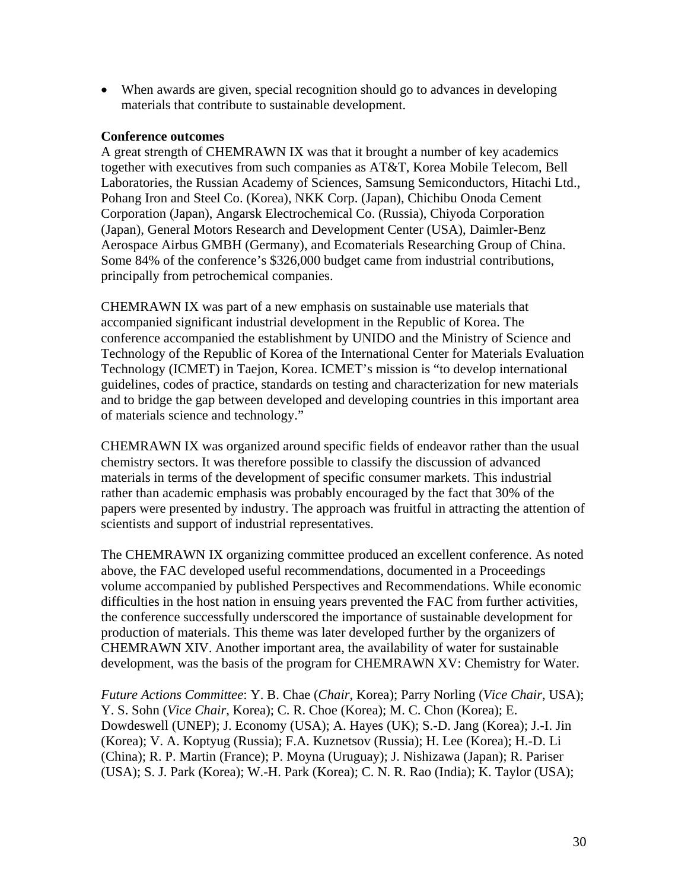- When awards are given, special recognition should go to advances in developing materials that contribute to sustainable development.

**Conference outcomes**

A great strength of CHEMRAWN IX was that it brought a number of key academics together with executives from such companies as AT&T, Korea Mobile Telecom, Bell Laboratories, the Russian Academy of Sciences, Samsung Semiconductors, Hitachi Ltd., Pohang Iron and Steel Co. (Korea), NKK Corp. (Japan), Chichibu Onoda Cement Corporation (Japan), Angarsk Electrochemical Co. (Russia), Chiyoda Corporation (Japan), General Motors Research and Development Center (USA), Daimler-Benz Aerospace Airbus GMBH (Germany), and Ecomaterials Researching Group of China. Some 84% of the conference's $326,000 budget came from industrial contributions, principally from petrochemical companies.

CHEMRAWN IX was part of a new emphasis on sustainable use materials that accompanied significant industrial development in the Republic of Korea. The conference accompanied the establishment by UNIDO and the Ministry of Science and Technology of the Republic of Korea of the International Center for Materials Evaluation Technology (ICMET) in Taejon, Korea. ICMET's mission is "to develop international guidelines, codes of practice, standards on testing and characterization for new materials and to bridge the gap between developed and developing countries in this important area of materials science and technology."

CHEMRAWN IX was organized around specific fields of endeavor rather than the usual chemistry sectors. It was therefore possible to classify the discussion of advanced materials in terms of the development of specific consumer markets. This industrial rather than academic emphasis was probably encouraged by the fact that 30% of the papers were presented by industry. The approach was fruitful in attracting the attention of scientists and support of industrial representatives.

The CHEMRAWN IX organizing committee produced an excellent conference. As noted above, the FAC developed useful recommendations, documented in a Proceedings volume accompanied by published Perspectives and Recommendations. While economic difficulties in the host nation in ensuing years prevented the FAC from further activities, the conference successfully underscored the importance of sustainable development for production of materials. This theme was later developed further by the organizers of CHEMRAWN XIV. Another important area, the availability of water for sustainable development, was the basis of the program for CHEMRAWN XV: Chemistry for Water.

*Future Actions Committee*: Y. B. Chae (*Chair*, Korea); Parry Norling (*Vice Chair*, USA); Y. S. Sohn (*Vice Chair*, Korea); C. R. Choe (Korea); M. C. Chon (Korea); E. Dowdeswell (UNEP); J. Economy (USA); A. Hayes (UK); S.-D. Jang (Korea); J.-I. Jin (Korea); V. A. Koptyug (Russia); F.A. Kuznetsov (Russia); H. Lee (Korea); H.-D. Li (China); R. P. Martin (France); P. Moyna (Uruguay); J. Nishizawa (Japan); R. Pariser (USA); S. J. Park (Korea); W.-H. Park (Korea); C. N. R. Rao (India); K. Taylor (USA);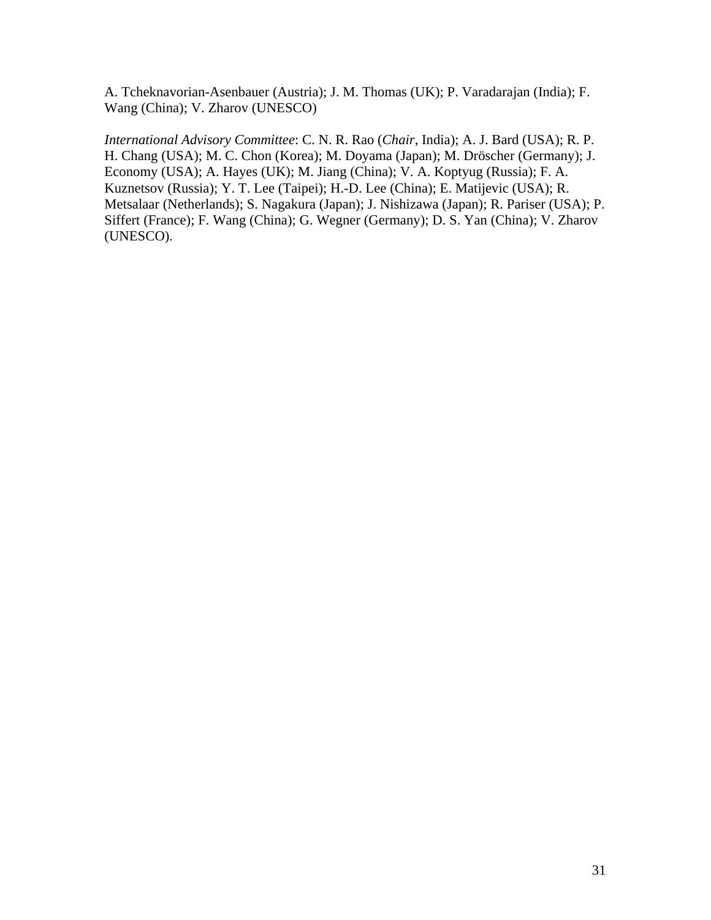A. Tcheknavorian-Asenbauer (Austria); J. M. Thomas (UK); P. Varadarajan (India); F. Wang (China); V. Zharov (UNESCO)

*International Advisory Committee*: C. N. R. Rao (*Chair*, India); A. J. Bard (USA); R. P. H. Chang (USA); M. C. Chon (Korea); M. Doyama (Japan); M. Dröscher (Germany); J. Economy (USA); A. Hayes (UK); M. Jiang (China); V. A. Koptyug (Russia); F. A. Kuznetsov (Russia); Y. T. Lee (Taipei); H.-D. Lee (China); E. Matijevic (USA); R. Metsalaar (Netherlands); S. Nagakura (Japan); J. Nishizawa (Japan); R. Pariser (USA); P. Siffert (France); F. Wang (China); G. Wegner (Germany); D. S. Yan (China); V. Zharov (UNESCO).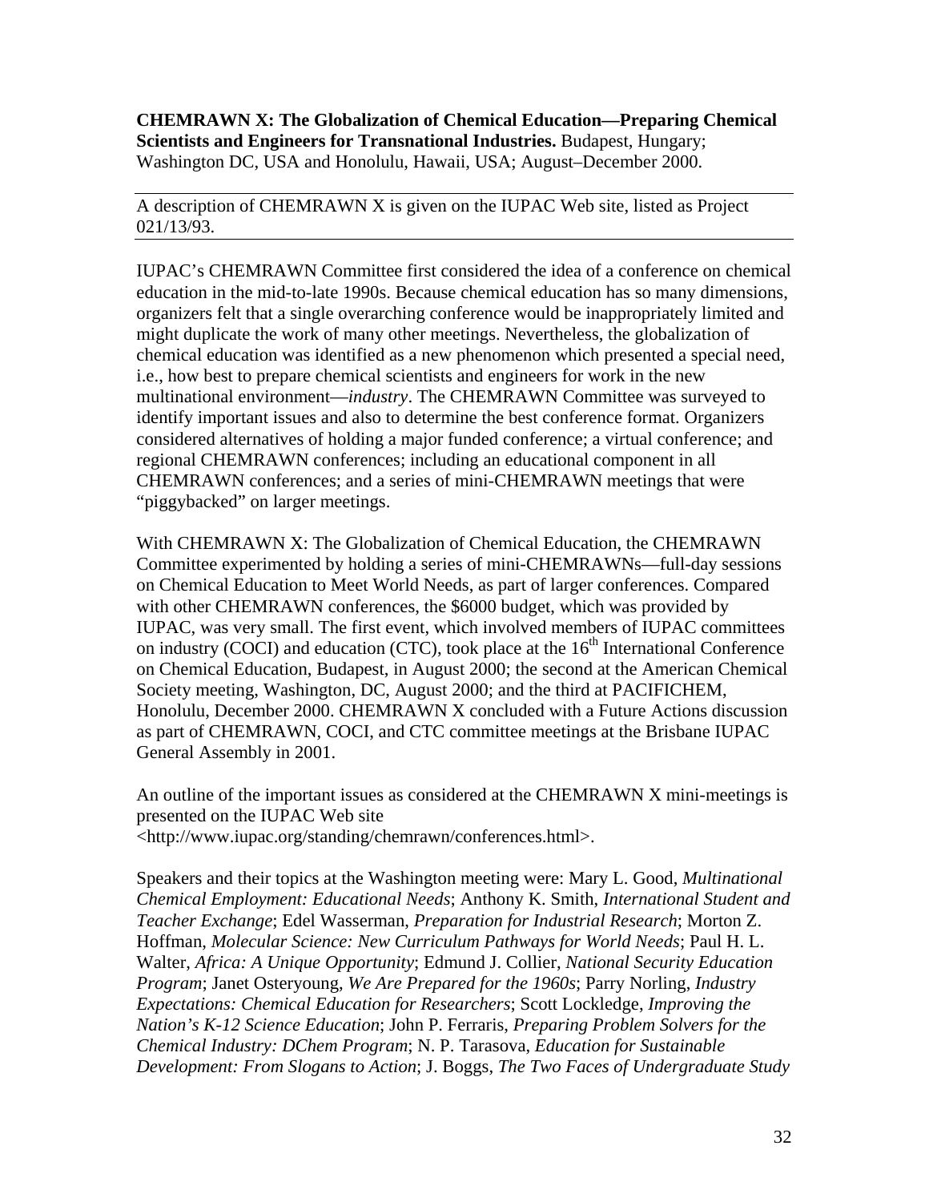**CHEMRAWN X: The Globalization of Chemical Education—Preparing Chemical Scientists and Engineers for Transnational Industries.** Budapest, Hungary; Washington DC, USA and Honolulu, Hawaii, USA; August–December 2000.

---

A description of CHEMRAWN X is given on the IUPAC Web site, listed as Project 021/13/93.

---

IUPAC's CHEMRAWN Committee first considered the idea of a conference on chemical education in the mid-to-late 1990s. Because chemical education has so many dimensions, organizers felt that a single overarching conference would be inappropriately limited and might duplicate the work of many other meetings. Nevertheless, the globalization of chemical education was identified as a new phenomenon which presented a special need, i.e., how best to prepare chemical scientists and engineers for work in the new multinational environment—*industry*. The CHEMRAWN Committee was surveyed to identify important issues and also to determine the best conference format. Organizers considered alternatives of holding a major funded conference; a virtual conference; and regional CHEMRAWN conferences; including an educational component in all CHEMRAWN conferences; and a series of mini-CHEMRAWN meetings that were "piggybacked" on larger meetings.

With CHEMRAWN X: The Globalization of Chemical Education, the CHEMRAWN Committee experimented by holding a series of mini-CHEMRAWNs—full-day sessions on Chemical Education to Meet World Needs, as part of larger conferences. Compared with other CHEMRAWN conferences, the $6000 budget, which was provided by IUPAC, was very small. The first event, which involved members of IUPAC committees on industry (COCI) and education (CTC), took place at the 16th International Conference on Chemical Education, Budapest, in August 2000; the second at the American Chemical Society meeting, Washington, DC, August 2000; and the third at PACIFICHEM, Honolulu, December 2000. CHEMRAWN X concluded with a Future Actions discussion as part of CHEMRAWN, COCI, and CTC committee meetings at the Brisbane IUPAC General Assembly in 2001.

An outline of the important issues as considered at the CHEMRAWN X mini-meetings is presented on the IUPAC Web site <http://www.iupac.org/standing/chemrawn/conferences.html>.

Speakers and their topics at the Washington meeting were: Mary L. Good, *Multinational Chemical Employment: Educational Needs*; Anthony K. Smith, *International Student and Teacher Exchange*; Edel Wasserman, *Preparation for Industrial Research*; Morton Z. Hoffman, *Molecular Science: New Curriculum Pathways for World Needs*; Paul H. L. Walter, *Africa: A Unique Opportunity*; Edmund J. Collier, *National Security Education Program*; Janet Osteryoung, *We Are Prepared for the 1960s*; Parry Norling, *Industry Expectations: Chemical Education for Researchers*; Scott Lockledge, *Improving the Nation's K-12 Science Education*; John P. Ferraris, *Preparing Problem Solvers for the Chemical Industry: DChem Program*; N. P. Tarasova, *Education for Sustainable Development: From Slogans to Action*; J. Boggs, *The Two Faces of Undergraduate Study*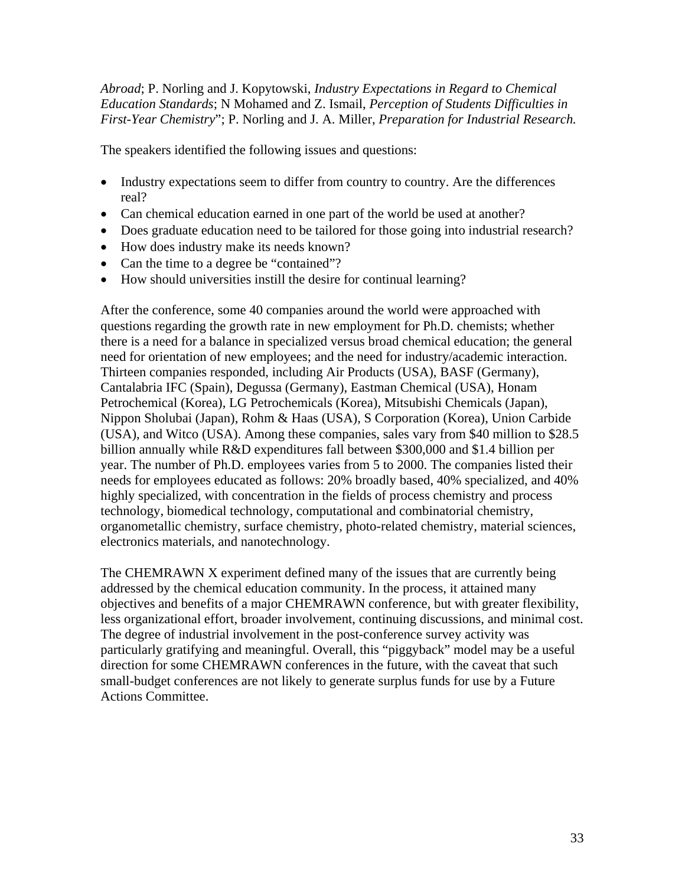*Abroad*; P. Norling and J. Kopytowski, *Industry Expectations in Regard to Chemical Education Standards*; N Mohamed and Z. Ismail, *Perception of Students Difficulties in First-Year Chemistry*"; P. Norling and J. A. Miller, *Preparation for Industrial Research.*

The speakers identified the following issues and questions:

- Industry expectations seem to differ from country to country. Are the differences real?
- Can chemical education earned in one part of the world be used at another?
- Does graduate education need to be tailored for those going into industrial research?
- How does industry make its needs known?
- Can the time to a degree be "contained"?
- How should universities instill the desire for continual learning?

After the conference, some 40 companies around the world were approached with questions regarding the growth rate in new employment for Ph.D. chemists; whether there is a need for a balance in specialized versus broad chemical education; the general need for orientation of new employees; and the need for industry/academic interaction. Thirteen companies responded, including Air Products (USA), BASF (Germany), Cantalabria IFC (Spain), Degussa (Germany), Eastman Chemical (USA), Honam Petrochemical (Korea), LG Petrochemicals (Korea), Mitsubishi Chemicals (Japan), Nippon Sholubai (Japan), Rohm & Haas (USA), S Corporation (Korea), Union Carbide (USA), and Witco (USA). Among these companies, sales vary from $40 million to $28.5 billion annually while R&D expenditures fall between $300,000 and $1.4 billion per year. The number of Ph.D. employees varies from 5 to 2000. The companies listed their needs for employees educated as follows: 20% broadly based, 40% specialized, and 40% highly specialized, with concentration in the fields of process chemistry and process technology, biomedical technology, computational and combinatorial chemistry, organometallic chemistry, surface chemistry, photo-related chemistry, material sciences, electronics materials, and nanotechnology.

The CHEMRAWN X experiment defined many of the issues that are currently being addressed by the chemical education community. In the process, it attained many objectives and benefits of a major CHEMRAWN conference, but with greater flexibility, less organizational effort, broader involvement, continuing discussions, and minimal cost. The degree of industrial involvement in the post-conference survey activity was particularly gratifying and meaningful. Overall, this "piggyback" model may be a useful direction for some CHEMRAWN conferences in the future, with the caveat that such small-budget conferences are not likely to generate surplus funds for use by a Future Actions Committee.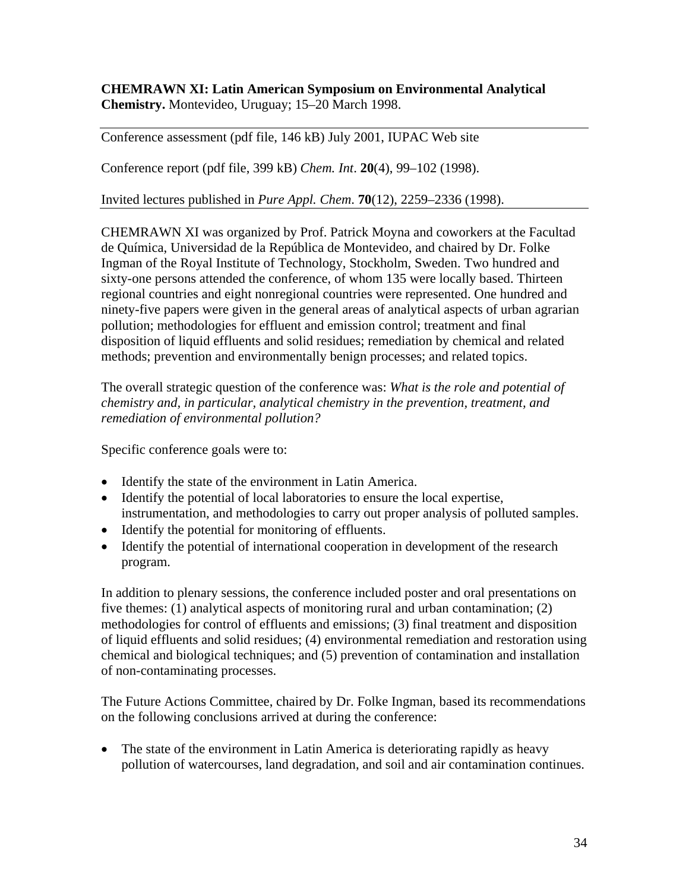**CHEMRAWN XI: Latin American Symposium on Environmental Analytical Chemistry.** Montevideo, Uruguay; 15–20 March 1998.

---

Conference assessment (pdf file, 146 kB) July 2001, IUPAC Web site

Conference report (pdf file, 399 kB) *Chem. Int*. **20**(4), 99–102 (1998).

Invited lectures published in *Pure Appl. Chem*. **70**(12), 2259–2336 (1998).

---

CHEMRAWN XI was organized by Prof. Patrick Moyna and coworkers at the Facultad de Química, Universidad de la República de Montevideo, and chaired by Dr. Folke Ingman of the Royal Institute of Technology, Stockholm, Sweden. Two hundred and sixty-one persons attended the conference, of whom 135 were locally based. Thirteen regional countries and eight nonregional countries were represented. One hundred and ninety-five papers were given in the general areas of analytical aspects of urban agrarian pollution; methodologies for effluent and emission control; treatment and final disposition of liquid effluents and solid residues; remediation by chemical and related methods; prevention and environmentally benign processes; and related topics.

The overall strategic question of the conference was: *What is the role and potential of chemistry and, in particular, analytical chemistry in the prevention, treatment, and remediation of environmental pollution?*

Specific conference goals were to:

- Identify the state of the environment in Latin America.
- Identify the potential of local laboratories to ensure the local expertise, instrumentation, and methodologies to carry out proper analysis of polluted samples.
- Identify the potential for monitoring of effluents.
- Identify the potential of international cooperation in development of the research program.

In addition to plenary sessions, the conference included poster and oral presentations on five themes: (1) analytical aspects of monitoring rural and urban contamination; (2) methodologies for control of effluents and emissions; (3) final treatment and disposition of liquid effluents and solid residues; (4) environmental remediation and restoration using chemical and biological techniques; and (5) prevention of contamination and installation of non-contaminating processes.

The Future Actions Committee, chaired by Dr. Folke Ingman, based its recommendations on the following conclusions arrived at during the conference:

- The state of the environment in Latin America is deteriorating rapidly as heavy pollution of watercourses, land degradation, and soil and air contamination continues.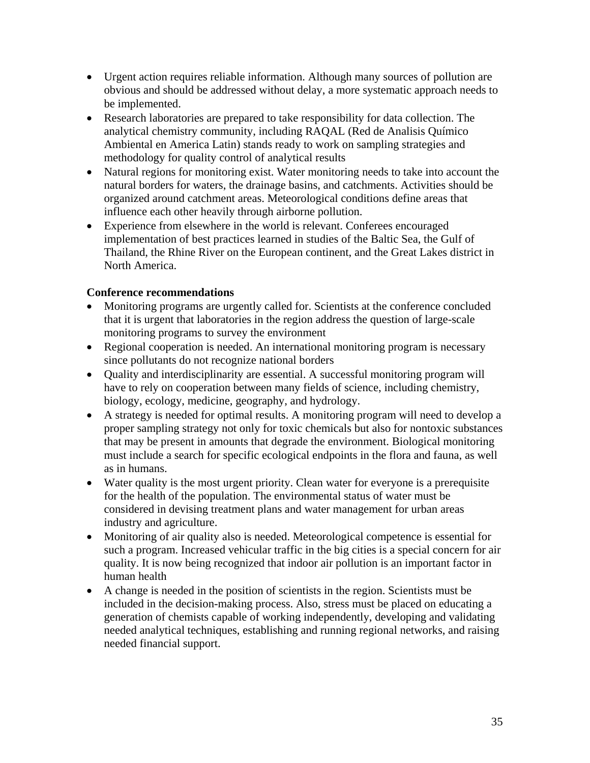- Urgent action requires reliable information. Although many sources of pollution are obvious and should be addressed without delay, a more systematic approach needs to be implemented.
- Research laboratories are prepared to take responsibility for data collection. The analytical chemistry community, including RAQAL (Red de Analisis Químico Ambiental en America Latin) stands ready to work on sampling strategies and methodology for quality control of analytical results
- Natural regions for monitoring exist. Water monitoring needs to take into account the natural borders for waters, the drainage basins, and catchments. Activities should be organized around catchment areas. Meteorological conditions define areas that influence each other heavily through airborne pollution.
- Experience from elsewhere in the world is relevant. Conferees encouraged implementation of best practices learned in studies of the Baltic Sea, the Gulf of Thailand, the Rhine River on the European continent, and the Great Lakes district in North America.

**Conference recommendations**

- Monitoring programs are urgently called for. Scientists at the conference concluded that it is urgent that laboratories in the region address the question of large-scale monitoring programs to survey the environment
- Regional cooperation is needed. An international monitoring program is necessary since pollutants do not recognize national borders
- Quality and interdisciplinarity are essential. A successful monitoring program will have to rely on cooperation between many fields of science, including chemistry, biology, ecology, medicine, geography, and hydrology.
- A strategy is needed for optimal results. A monitoring program will need to develop a proper sampling strategy not only for toxic chemicals but also for nontoxic substances that may be present in amounts that degrade the environment. Biological monitoring must include a search for specific ecological endpoints in the flora and fauna, as well as in humans.
- Water quality is the most urgent priority. Clean water for everyone is a prerequisite for the health of the population. The environmental status of water must be considered in devising treatment plans and water management for urban areas industry and agriculture.
- Monitoring of air quality also is needed. Meteorological competence is essential for such a program. Increased vehicular traffic in the big cities is a special concern for air quality. It is now being recognized that indoor air pollution is an important factor in human health
- A change is needed in the position of scientists in the region. Scientists must be included in the decision-making process. Also, stress must be placed on educating a generation of chemists capable of working independently, developing and validating needed analytical techniques, establishing and running regional networks, and raising needed financial support.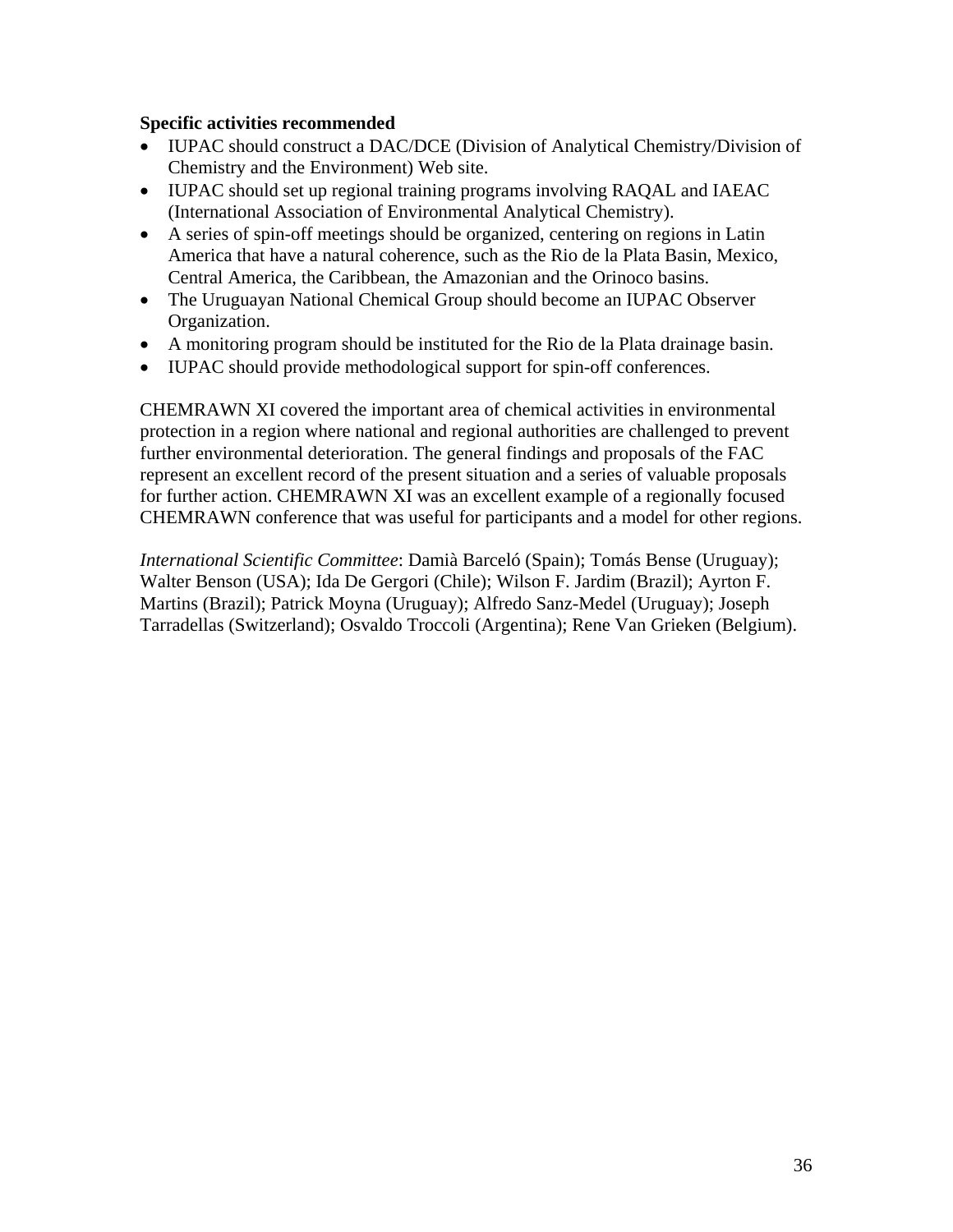**Specific activities recommended**

- IUPAC should construct a DAC/DCE (Division of Analytical Chemistry/Division of Chemistry and the Environment) Web site.
- IUPAC should set up regional training programs involving RAQAL and IAEAC (International Association of Environmental Analytical Chemistry).
- A series of spin-off meetings should be organized, centering on regions in Latin America that have a natural coherence, such as the Rio de la Plata Basin, Mexico, Central America, the Caribbean, the Amazonian and the Orinoco basins.
- The Uruguayan National Chemical Group should become an IUPAC Observer Organization.
- A monitoring program should be instituted for the Rio de la Plata drainage basin.
- IUPAC should provide methodological support for spin-off conferences.

CHEMRAWN XI covered the important area of chemical activities in environmental protection in a region where national and regional authorities are challenged to prevent further environmental deterioration. The general findings and proposals of the FAC represent an excellent record of the present situation and a series of valuable proposals for further action. CHEMRAWN XI was an excellent example of a regionally focused CHEMRAWN conference that was useful for participants and a model for other regions.

*International Scientific Committee*: Damià Barceló (Spain); Tomás Bense (Uruguay); Walter Benson (USA); Ida De Gergori (Chile); Wilson F. Jardim (Brazil); Ayrton F. Martins (Brazil); Patrick Moyna (Uruguay); Alfredo Sanz-Medel (Uruguay); Joseph Tarradellas (Switzerland); Osvaldo Troccoli (Argentina); Rene Van Grieken (Belgium).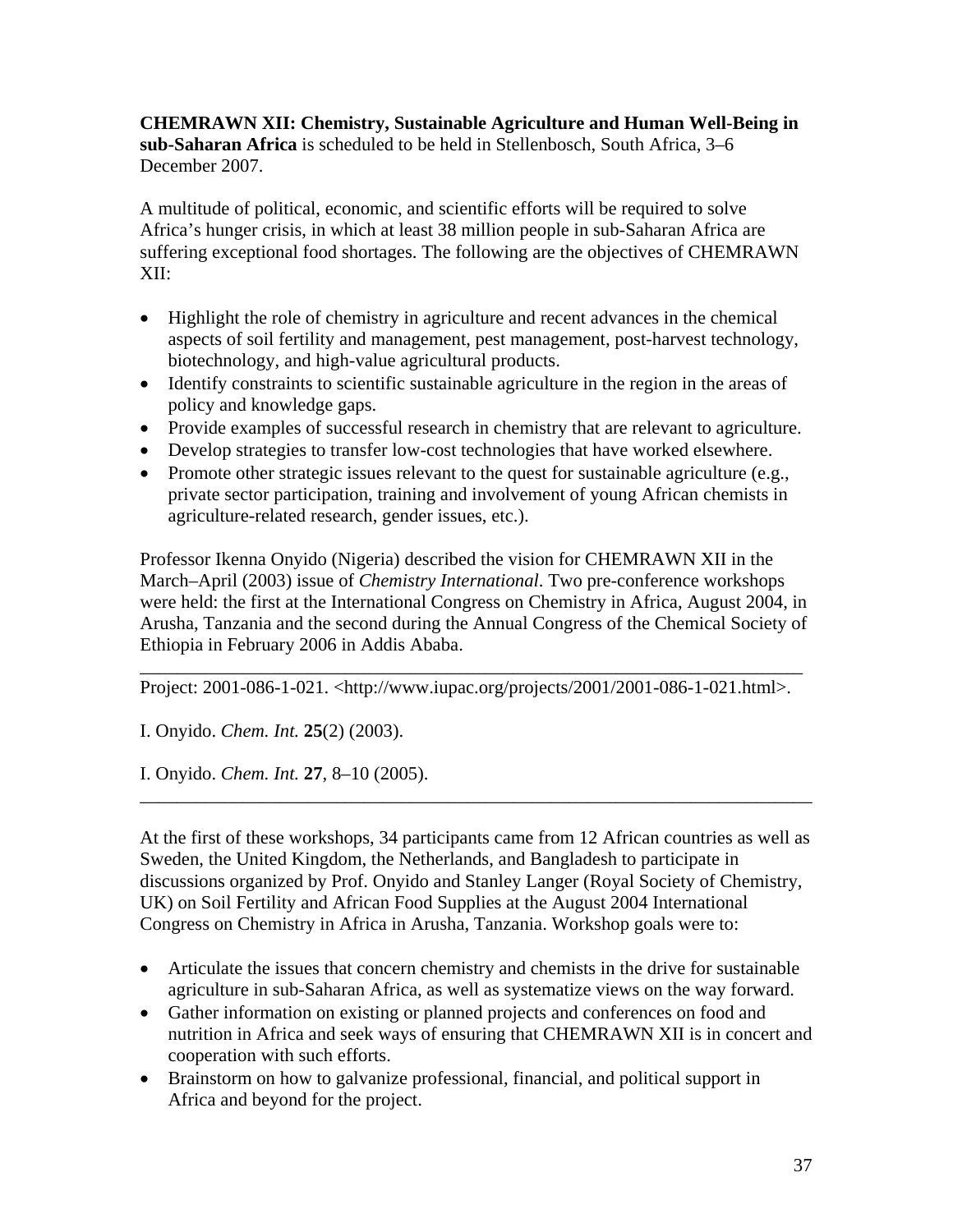**CHEMRAWN XII: Chemistry, Sustainable Agriculture and Human Well-Being in sub-Saharan Africa** is scheduled to be held in Stellenbosch, South Africa, 3–6 December 2007.

A multitude of political, economic, and scientific efforts will be required to solve Africa's hunger crisis, in which at least 38 million people in sub-Saharan Africa are suffering exceptional food shortages. The following are the objectives of CHEMRAWN XII:

- Highlight the role of chemistry in agriculture and recent advances in the chemical aspects of soil fertility and management, pest management, post-harvest technology, biotechnology, and high-value agricultural products.
- Identify constraints to scientific sustainable agriculture in the region in the areas of policy and knowledge gaps.
- Provide examples of successful research in chemistry that are relevant to agriculture.
- Develop strategies to transfer low-cost technologies that have worked elsewhere.
- Promote other strategic issues relevant to the quest for sustainable agriculture (e.g., private sector participation, training and involvement of young African chemists in agriculture-related research, gender issues, etc.).

Professor Ikenna Onyido (Nigeria) described the vision for CHEMRAWN XII in the March–April (2003) issue of *Chemistry International*. Two pre-conference workshops were held: the first at the International Congress on Chemistry in Africa, August 2004, in Arusha, Tanzania and the second during the Annual Congress of the Chemical Society of Ethiopia in February 2006 in Addis Ababa.

---

Project: 2001-086-1-021. <http://www.iupac.org/projects/2001/2001-086-1-021.html>.

I. Onyido. *Chem. Int.* **25**(2) (2003).

I. Onyido. *Chem. Int.* **27**, 8–10 (2005).

---

At the first of these workshops, 34 participants came from 12 African countries as well as Sweden, the United Kingdom, the Netherlands, and Bangladesh to participate in discussions organized by Prof. Onyido and Stanley Langer (Royal Society of Chemistry, UK) on Soil Fertility and African Food Supplies at the August 2004 International Congress on Chemistry in Africa in Arusha, Tanzania. Workshop goals were to:

- Articulate the issues that concern chemistry and chemists in the drive for sustainable agriculture in sub-Saharan Africa, as well as systematize views on the way forward.
- Gather information on existing or planned projects and conferences on food and nutrition in Africa and seek ways of ensuring that CHEMRAWN XII is in concert and cooperation with such efforts.
- Brainstorm on how to galvanize professional, financial, and political support in Africa and beyond for the project.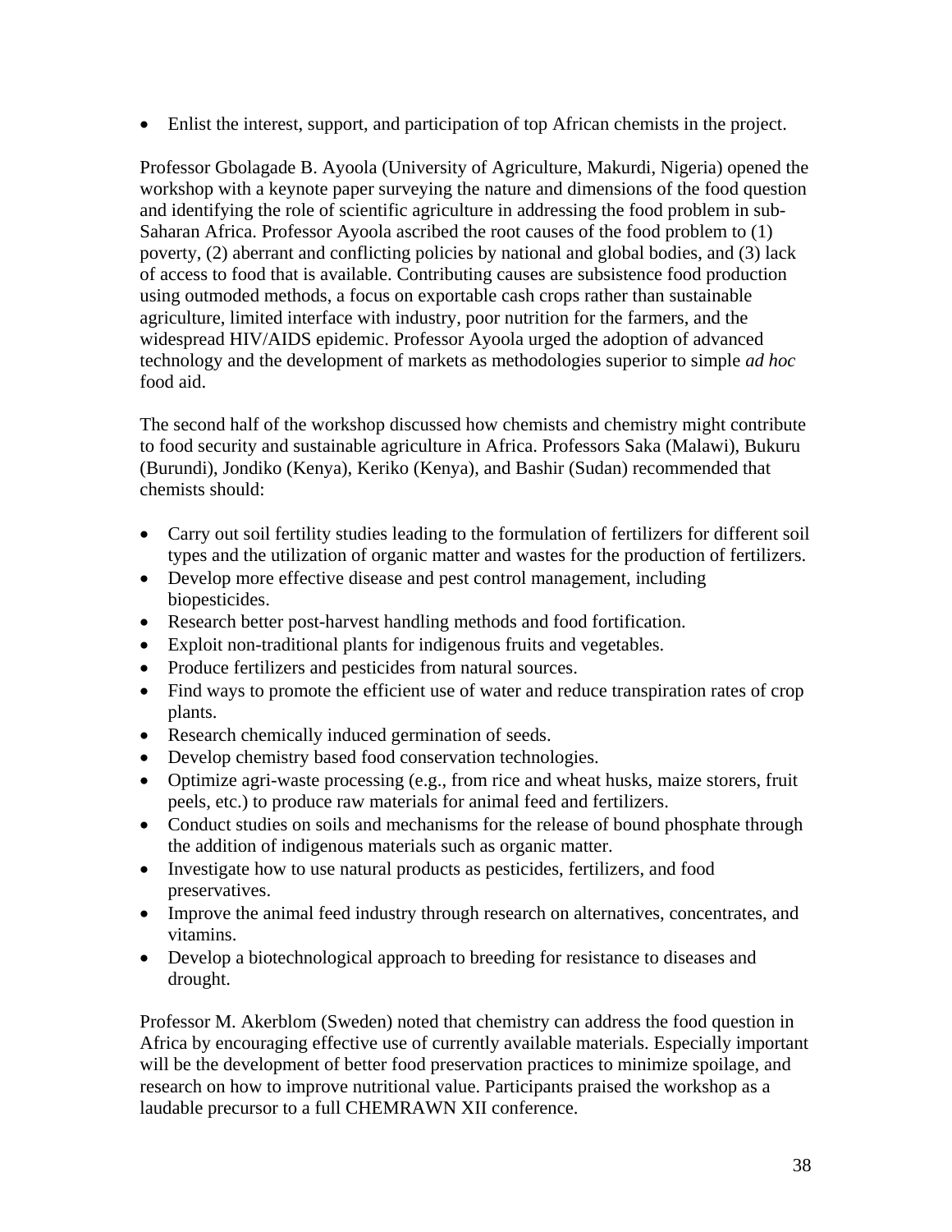- Enlist the interest, support, and participation of top African chemists in the project.

Professor Gbolagade B. Ayoola (University of Agriculture, Makurdi, Nigeria) opened the workshop with a keynote paper surveying the nature and dimensions of the food question and identifying the role of scientific agriculture in addressing the food problem in sub-Saharan Africa. Professor Ayoola ascribed the root causes of the food problem to (1) poverty, (2) aberrant and conflicting policies by national and global bodies, and (3) lack of access to food that is available. Contributing causes are subsistence food production using outmoded methods, a focus on exportable cash crops rather than sustainable agriculture, limited interface with industry, poor nutrition for the farmers, and the widespread HIV/AIDS epidemic. Professor Ayoola urged the adoption of advanced technology and the development of markets as methodologies superior to simple *ad hoc* food aid.

The second half of the workshop discussed how chemists and chemistry might contribute to food security and sustainable agriculture in Africa. Professors Saka (Malawi), Bukuru (Burundi), Jondiko (Kenya), Keriko (Kenya), and Bashir (Sudan) recommended that chemists should:

- Carry out soil fertility studies leading to the formulation of fertilizers for different soil types and the utilization of organic matter and wastes for the production of fertilizers.
- Develop more effective disease and pest control management, including biopesticides.
- Research better post-harvest handling methods and food fortification.
- Exploit non-traditional plants for indigenous fruits and vegetables.
- Produce fertilizers and pesticides from natural sources.
- Find ways to promote the efficient use of water and reduce transpiration rates of crop plants.
- Research chemically induced germination of seeds.
- Develop chemistry based food conservation technologies.
- Optimize agri-waste processing (e.g., from rice and wheat husks, maize storers, fruit peels, etc.) to produce raw materials for animal feed and fertilizers.
- Conduct studies on soils and mechanisms for the release of bound phosphate through the addition of indigenous materials such as organic matter.
- Investigate how to use natural products as pesticides, fertilizers, and food preservatives.
- Improve the animal feed industry through research on alternatives, concentrates, and vitamins.
- Develop a biotechnological approach to breeding for resistance to diseases and drought.

Professor M. Akerblom (Sweden) noted that chemistry can address the food question in Africa by encouraging effective use of currently available materials. Especially important will be the development of better food preservation practices to minimize spoilage, and research on how to improve nutritional value. Participants praised the workshop as a laudable precursor to a full CHEMRAWN XII conference.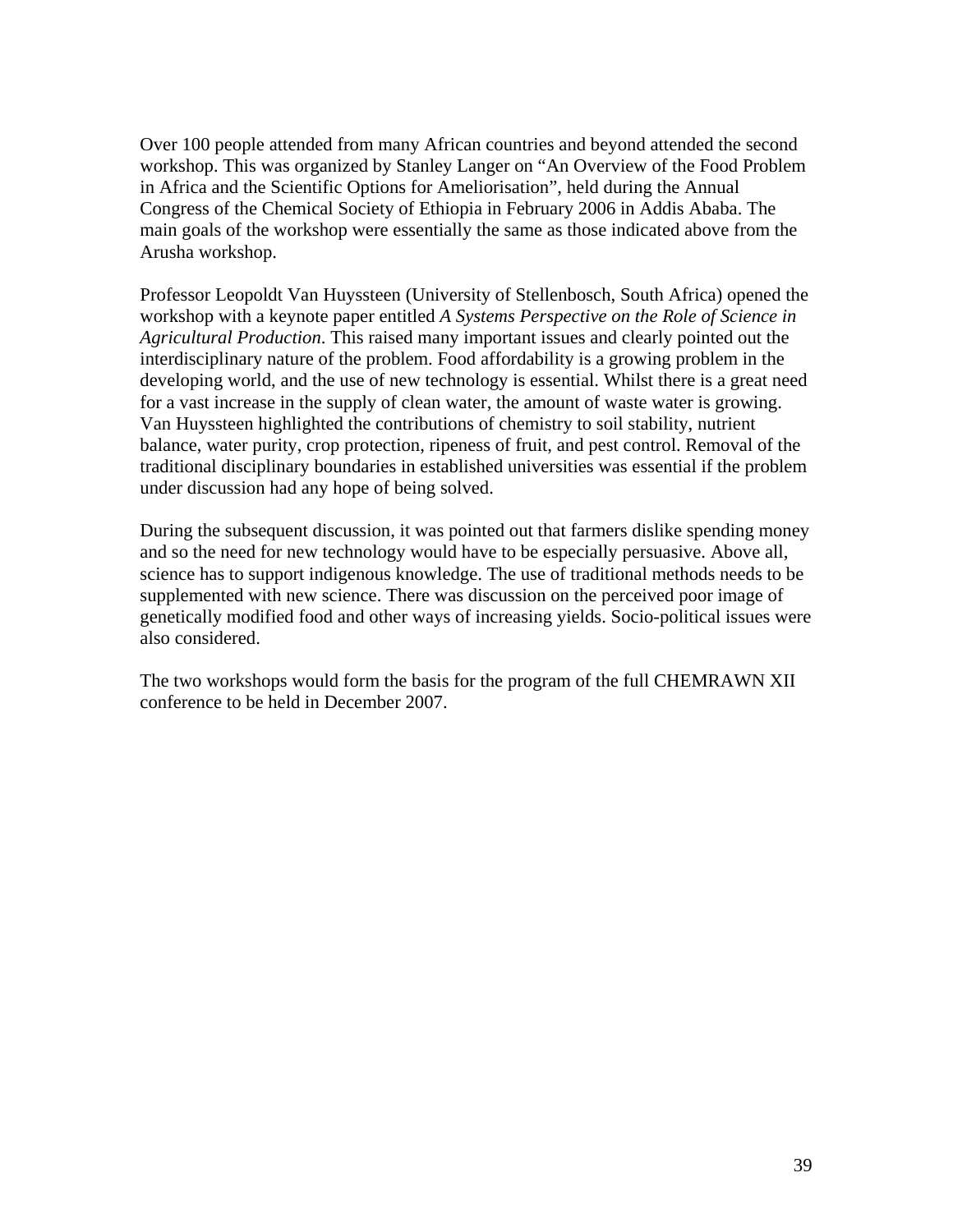Over 100 people attended from many African countries and beyond attended the second workshop. This was organized by Stanley Langer on "An Overview of the Food Problem in Africa and the Scientific Options for Ameliorisation", held during the Annual Congress of the Chemical Society of Ethiopia in February 2006 in Addis Ababa. The main goals of the workshop were essentially the same as those indicated above from the Arusha workshop.

Professor Leopoldt Van Huyssteen (University of Stellenbosch, South Africa) opened the workshop with a keynote paper entitled *A Systems Perspective on the Role of Science in Agricultural Production*. This raised many important issues and clearly pointed out the interdisciplinary nature of the problem. Food affordability is a growing problem in the developing world, and the use of new technology is essential. Whilst there is a great need for a vast increase in the supply of clean water, the amount of waste water is growing. Van Huyssteen highlighted the contributions of chemistry to soil stability, nutrient balance, water purity, crop protection, ripeness of fruit, and pest control. Removal of the traditional disciplinary boundaries in established universities was essential if the problem under discussion had any hope of being solved.

During the subsequent discussion, it was pointed out that farmers dislike spending money and so the need for new technology would have to be especially persuasive. Above all, science has to support indigenous knowledge. The use of traditional methods needs to be supplemented with new science. There was discussion on the perceived poor image of genetically modified food and other ways of increasing yields. Socio-political issues were also considered.

The two workshops would form the basis for the program of the full CHEMRAWN XII conference to be held in December 2007.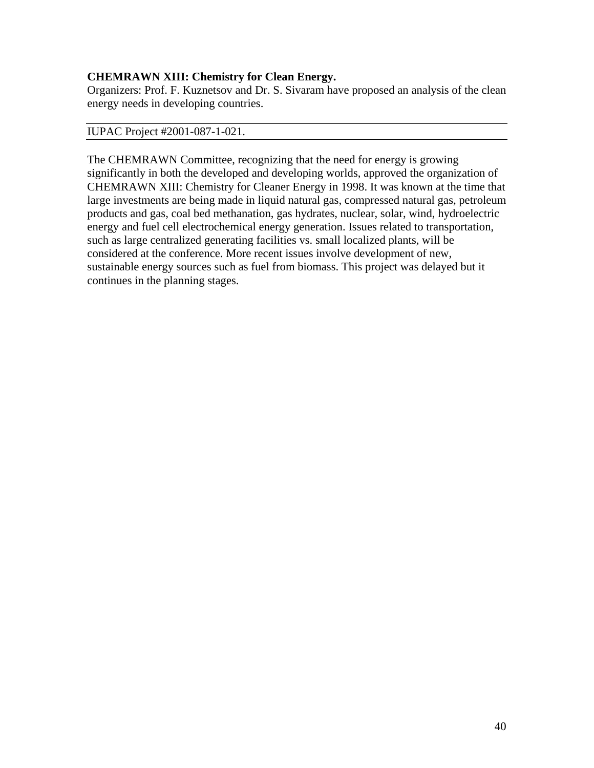**CHEMRAWN XIII: Chemistry for Clean Energy.**

Organizers: Prof. F. Kuznetsov and Dr. S. Sivaram have proposed an analysis of the clean energy needs in developing countries.

---

IUPAC Project #2001-087-1-021.

---

The CHEMRAWN Committee, recognizing that the need for energy is growing significantly in both the developed and developing worlds, approved the organization of CHEMRAWN XIII: Chemistry for Cleaner Energy in 1998. It was known at the time that large investments are being made in liquid natural gas, compressed natural gas, petroleum products and gas, coal bed methanation, gas hydrates, nuclear, solar, wind, hydroelectric energy and fuel cell electrochemical energy generation. Issues related to transportation, such as large centralized generating facilities vs. small localized plants, will be considered at the conference. More recent issues involve development of new, sustainable energy sources such as fuel from biomass. This project was delayed but it continues in the planning stages.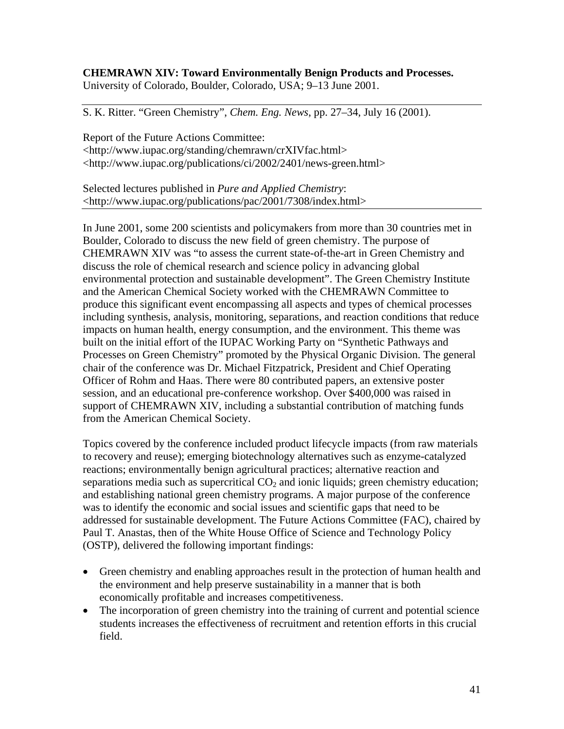**CHEMRAWN XIV: Toward Environmentally Benign Products and Processes.**
University of Colorado, Boulder, Colorado, USA; 9–13 June 2001.

---

S. K. Ritter. "Green Chemistry", *Chem. Eng. News*, pp. 27–34, July 16 (2001).

Report of the Future Actions Committee:
<http://www.iupac.org/standing/chemrawn/crXIVfac.html>
<http://www.iupac.org/publications/ci/2002/2401/news-green.html>

Selected lectures published in *Pure and Applied Chemistry*:
<http://www.iupac.org/publications/pac/2001/7308/index.html>

---

In June 2001, some 200 scientists and policymakers from more than 30 countries met in Boulder, Colorado to discuss the new field of green chemistry. The purpose of CHEMRAWN XIV was "to assess the current state-of-the-art in Green Chemistry and discuss the role of chemical research and science policy in advancing global environmental protection and sustainable development". The Green Chemistry Institute and the American Chemical Society worked with the CHEMRAWN Committee to produce this significant event encompassing all aspects and types of chemical processes including synthesis, analysis, monitoring, separations, and reaction conditions that reduce impacts on human health, energy consumption, and the environment. This theme was built on the initial effort of the IUPAC Working Party on "Synthetic Pathways and Processes on Green Chemistry" promoted by the Physical Organic Division. The general chair of the conference was Dr. Michael Fitzpatrick, President and Chief Operating Officer of Rohm and Haas. There were 80 contributed papers, an extensive poster session, and an educational pre-conference workshop. Over $400,000 was raised in support of CHEMRAWN XIV, including a substantial contribution of matching funds from the American Chemical Society.

Topics covered by the conference included product lifecycle impacts (from raw materials to recovery and reuse); emerging biotechnology alternatives such as enzyme-catalyzed reactions; environmentally benign agricultural practices; alternative reaction and separations media such as supercritical $CO_2$ and ionic liquids; green chemistry education; and establishing national green chemistry programs. A major purpose of the conference was to identify the economic and social issues and scientific gaps that need to be addressed for sustainable development. The Future Actions Committee (FAC), chaired by Paul T. Anastas, then of the White House Office of Science and Technology Policy (OSTP), delivered the following important findings:

- Green chemistry and enabling approaches result in the protection of human health and the environment and help preserve sustainability in a manner that is both economically profitable and increases competitiveness.
- The incorporation of green chemistry into the training of current and potential science students increases the effectiveness of recruitment and retention efforts in this crucial field.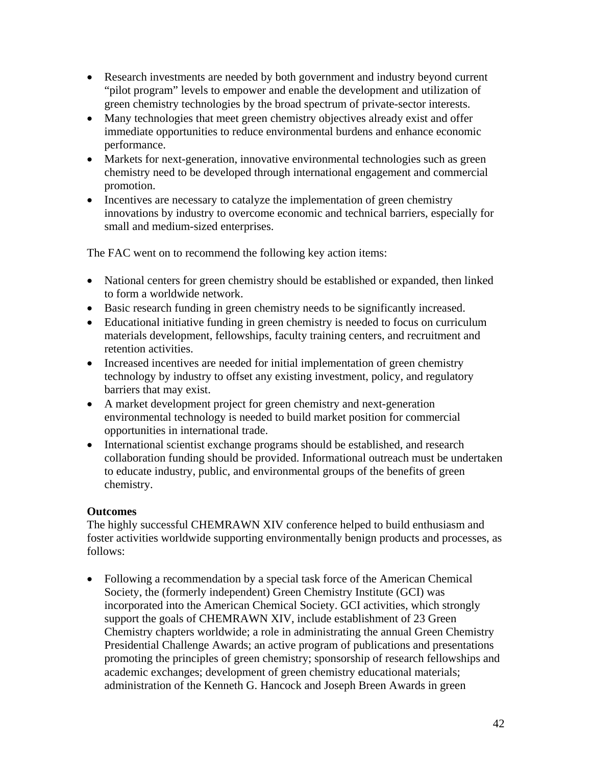- Research investments are needed by both government and industry beyond current "pilot program" levels to empower and enable the development and utilization of green chemistry technologies by the broad spectrum of private-sector interests.
- Many technologies that meet green chemistry objectives already exist and offer immediate opportunities to reduce environmental burdens and enhance economic performance.
- Markets for next-generation, innovative environmental technologies such as green chemistry need to be developed through international engagement and commercial promotion.
- Incentives are necessary to catalyze the implementation of green chemistry innovations by industry to overcome economic and technical barriers, especially for small and medium-sized enterprises.

The FAC went on to recommend the following key action items:

- National centers for green chemistry should be established or expanded, then linked to form a worldwide network.
- Basic research funding in green chemistry needs to be significantly increased.
- Educational initiative funding in green chemistry is needed to focus on curriculum materials development, fellowships, faculty training centers, and recruitment and retention activities.
- Increased incentives are needed for initial implementation of green chemistry technology by industry to offset any existing investment, policy, and regulatory barriers that may exist.
- A market development project for green chemistry and next-generation environmental technology is needed to build market position for commercial opportunities in international trade.
- International scientist exchange programs should be established, and research collaboration funding should be provided. Informational outreach must be undertaken to educate industry, public, and environmental groups of the benefits of green chemistry.

**Outcomes**

The highly successful CHEMRAWN XIV conference helped to build enthusiasm and foster activities worldwide supporting environmentally benign products and processes, as follows:

- Following a recommendation by a special task force of the American Chemical Society, the (formerly independent) Green Chemistry Institute (GCI) was incorporated into the American Chemical Society. GCI activities, which strongly support the goals of CHEMRAWN XIV, include establishment of 23 Green Chemistry chapters worldwide; a role in administrating the annual Green Chemistry Presidential Challenge Awards; an active program of publications and presentations promoting the principles of green chemistry; sponsorship of research fellowships and academic exchanges; development of green chemistry educational materials; administration of the Kenneth G. Hancock and Joseph Breen Awards in green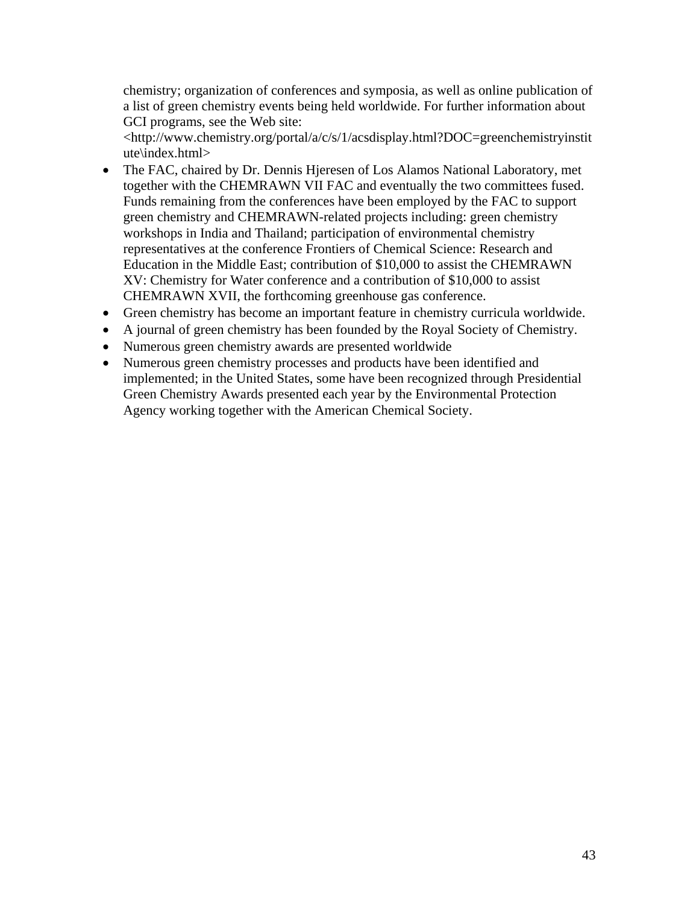chemistry; organization of conferences and symposia, as well as online publication of a list of green chemistry events being held worldwide. For further information about GCI programs, see the Web site: <http://www.chemistry.org/portal/a/c/s/1/acsdisplay.html?DOC=greenchemistryinstitute\index.html>

- The FAC, chaired by Dr. Dennis Hjeresen of Los Alamos National Laboratory, met together with the CHEMRAWN VII FAC and eventually the two committees fused. Funds remaining from the conferences have been employed by the FAC to support green chemistry and CHEMRAWN-related projects including: green chemistry workshops in India and Thailand; participation of environmental chemistry representatives at the conference Frontiers of Chemical Science: Research and Education in the Middle East; contribution of $10,000 to assist the CHEMRAWN XV: Chemistry for Water conference and a contribution of $10,000 to assist CHEMRAWN XVII, the forthcoming greenhouse gas conference.
- Green chemistry has become an important feature in chemistry curricula worldwide.
- A journal of green chemistry has been founded by the Royal Society of Chemistry.
- Numerous green chemistry awards are presented worldwide
- Numerous green chemistry processes and products have been identified and implemented; in the United States, some have been recognized through Presidential Green Chemistry Awards presented each year by the Environmental Protection Agency working together with the American Chemical Society.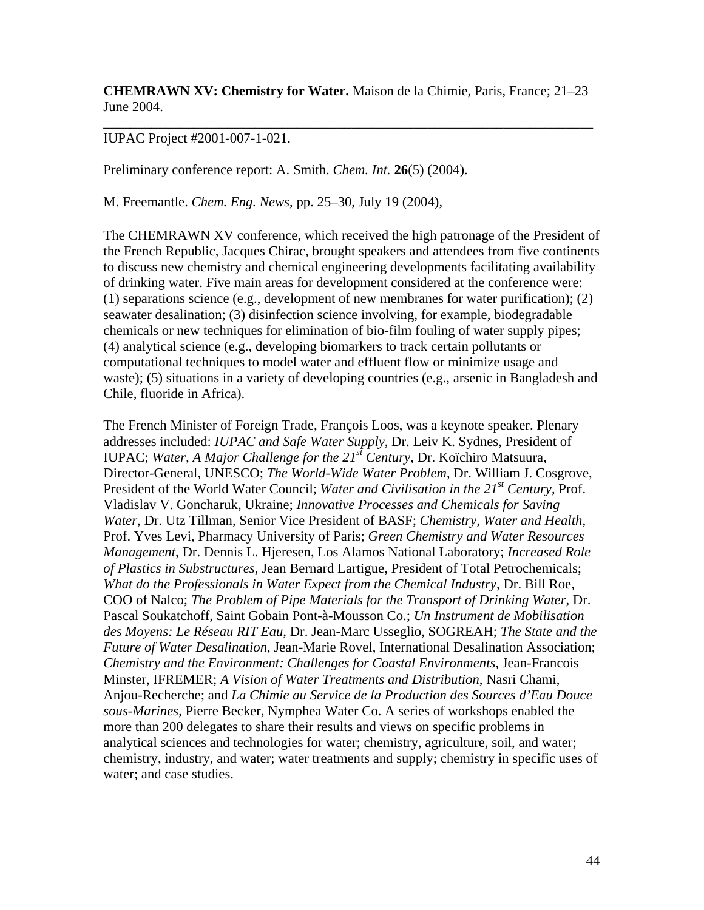**CHEMRAWN XV: Chemistry for Water.** Maison de la Chimie, Paris, France; 21–23 June 2004.

---

IUPAC Project #2001-007-1-021.

Preliminary conference report: A. Smith. *Chem. Int.* **26**(5) (2004).

M. Freemantle. *Chem. Eng. News*, pp. 25–30, July 19 (2004),

---

The CHEMRAWN XV conference, which received the high patronage of the President of the French Republic, Jacques Chirac, brought speakers and attendees from five continents to discuss new chemistry and chemical engineering developments facilitating availability of drinking water. Five main areas for development considered at the conference were: (1) separations science (e.g., development of new membranes for water purification); (2) seawater desalination; (3) disinfection science involving, for example, biodegradable chemicals or new techniques for elimination of bio-film fouling of water supply pipes; (4) analytical science (e.g., developing biomarkers to track certain pollutants or computational techniques to model water and effluent flow or minimize usage and waste); (5) situations in a variety of developing countries (e.g., arsenic in Bangladesh and Chile, fluoride in Africa).

The French Minister of Foreign Trade, François Loos, was a keynote speaker. Plenary addresses included: *IUPAC and Safe Water Supply*, Dr. Leiv K. Sydnes, President of IUPAC; *Water, A Major Challenge for the 21st Century*, Dr. Koïchiro Matsuura, Director-General, UNESCO; *The World-Wide Water Problem*, Dr. William J. Cosgrove, President of the World Water Council; *Water and Civilisation in the 21st Century*, Prof. Vladislav V. Goncharuk, Ukraine; *Innovative Processes and Chemicals for Saving Water*, Dr. Utz Tillman, Senior Vice President of BASF; *Chemistry, Water and Health*, Prof. Yves Levi, Pharmacy University of Paris; *Green Chemistry and Water Resources Management*, Dr. Dennis L. Hjeresen, Los Alamos National Laboratory; *Increased Role of Plastics in Substructures*, Jean Bernard Lartigue, President of Total Petrochemicals; *What do the Professionals in Water Expect from the Chemical Industry*, Dr. Bill Roe, COO of Nalco; *The Problem of Pipe Materials for the Transport of Drinking Water*, Dr. Pascal Soukatchoff, Saint Gobain Pont-à-Mousson Co.; *Un Instrument de Mobilisation des Moyens: Le Réseau RIT Eau*, Dr. Jean-Marc Usseglio, SOGREAH; *The State and the Future of Water Desalination*, Jean-Marie Rovel, International Desalination Association; *Chemistry and the Environment: Challenges for Coastal Environments*, Jean-Francois Minster, IFREMER; *A Vision of Water Treatments and Distribution*, Nasri Chami, Anjou-Recherche; and *La Chimie au Service de la Production des Sources d'Eau Douce sous-Marines*, Pierre Becker, Nymphea Water Co. A series of workshops enabled the more than 200 delegates to share their results and views on specific problems in analytical sciences and technologies for water; chemistry, agriculture, soil, and water; chemistry, industry, and water; water treatments and supply; chemistry in specific uses of water; and case studies.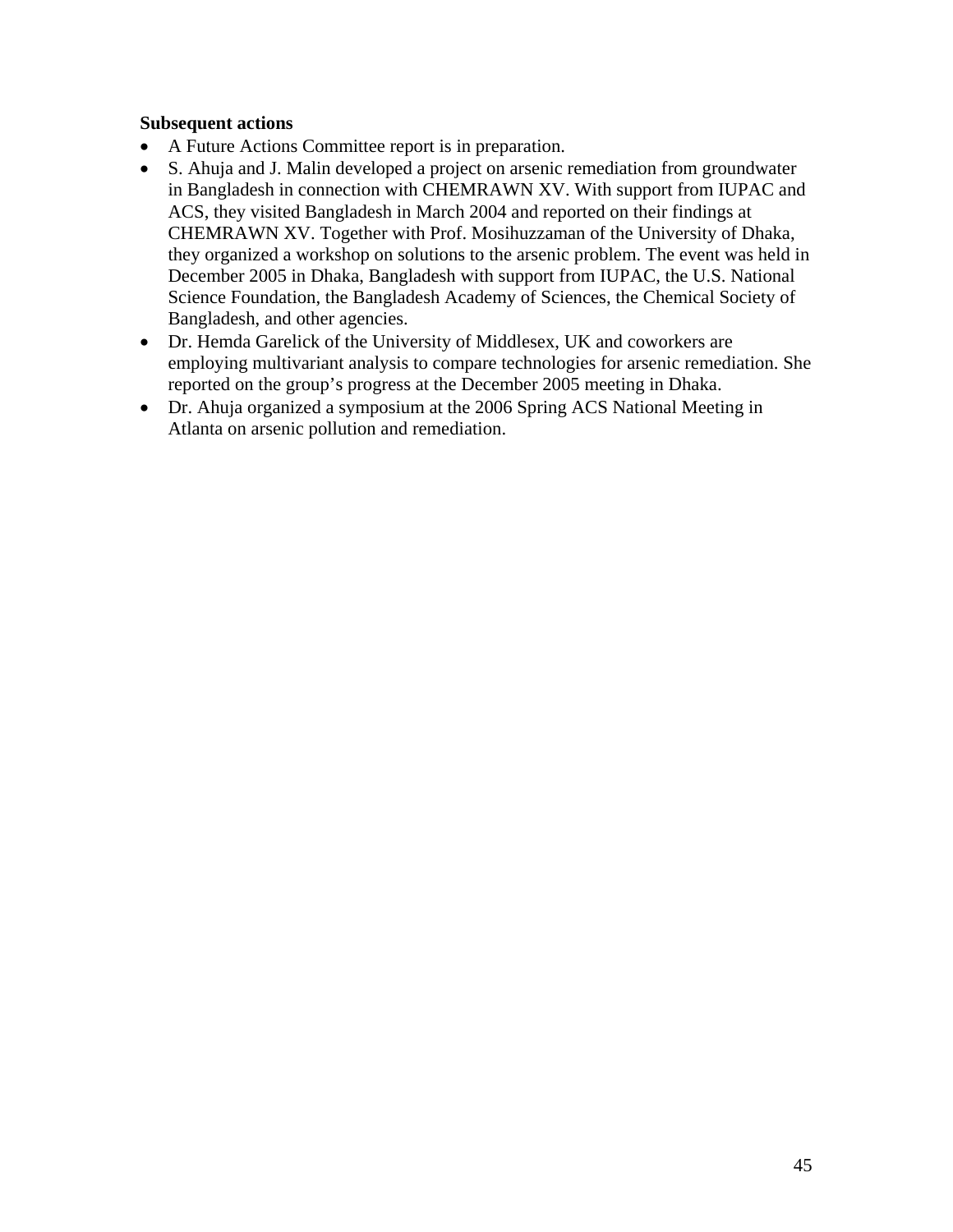**Subsequent actions**

- A Future Actions Committee report is in preparation.
- S. Ahuja and J. Malin developed a project on arsenic remediation from groundwater in Bangladesh in connection with CHEMRAWN XV. With support from IUPAC and ACS, they visited Bangladesh in March 2004 and reported on their findings at CHEMRAWN XV. Together with Prof. Mosihuzzaman of the University of Dhaka, they organized a workshop on solutions to the arsenic problem. The event was held in December 2005 in Dhaka, Bangladesh with support from IUPAC, the U.S. National Science Foundation, the Bangladesh Academy of Sciences, the Chemical Society of Bangladesh, and other agencies.
- Dr. Hemda Garelick of the University of Middlesex, UK and coworkers are employing multivariant analysis to compare technologies for arsenic remediation. She reported on the group's progress at the December 2005 meeting in Dhaka.
- Dr. Ahuja organized a symposium at the 2006 Spring ACS National Meeting in Atlanta on arsenic pollution and remediation.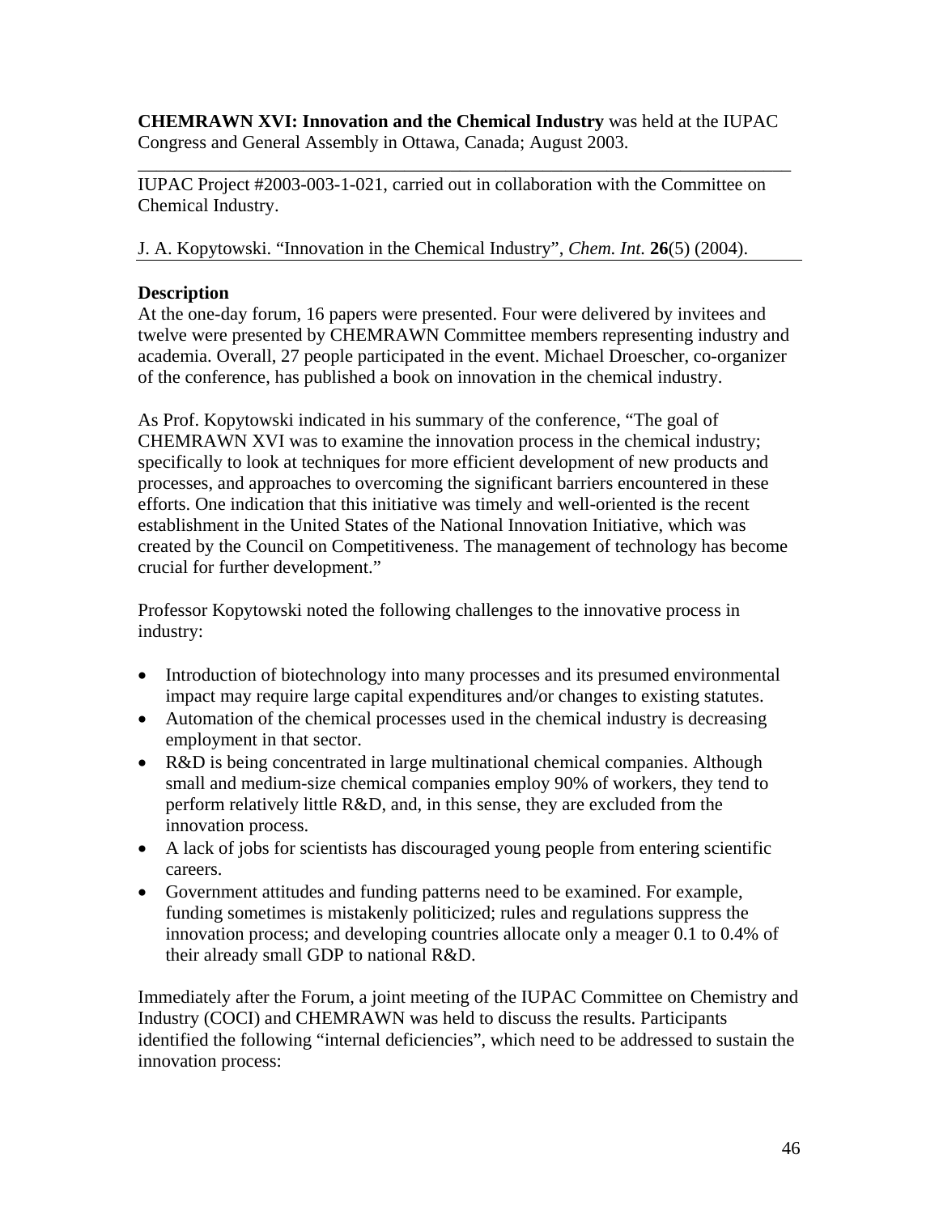**CHEMRAWN XVI: Innovation and the Chemical Industry** was held at the IUPAC Congress and General Assembly in Ottawa, Canada; August 2003.

---

IUPAC Project #2003-003-1-021, carried out in collaboration with the Committee on Chemical Industry.

J. A. Kopytowski. "Innovation in the Chemical Industry", *Chem. Int.* **26**(5) (2004).

---

**Description**

At the one-day forum, 16 papers were presented. Four were delivered by invitees and twelve were presented by CHEMRAWN Committee members representing industry and academia. Overall, 27 people participated in the event. Michael Droescher, co-organizer of the conference, has published a book on innovation in the chemical industry.

As Prof. Kopytowski indicated in his summary of the conference, "The goal of CHEMRAWN XVI was to examine the innovation process in the chemical industry; specifically to look at techniques for more efficient development of new products and processes, and approaches to overcoming the significant barriers encountered in these efforts. One indication that this initiative was timely and well-oriented is the recent establishment in the United States of the National Innovation Initiative, which was created by the Council on Competitiveness. The management of technology has become crucial for further development."

Professor Kopytowski noted the following challenges to the innovative process in industry:

- Introduction of biotechnology into many processes and its presumed environmental impact may require large capital expenditures and/or changes to existing statutes.
- Automation of the chemical processes used in the chemical industry is decreasing employment in that sector.
- R&D is being concentrated in large multinational chemical companies. Although small and medium-size chemical companies employ 90% of workers, they tend to perform relatively little R&D, and, in this sense, they are excluded from the innovation process.
- A lack of jobs for scientists has discouraged young people from entering scientific careers.
- Government attitudes and funding patterns need to be examined. For example, funding sometimes is mistakenly politicized; rules and regulations suppress the innovation process; and developing countries allocate only a meager 0.1 to 0.4% of their already small GDP to national R&D.

Immediately after the Forum, a joint meeting of the IUPAC Committee on Chemistry and Industry (COCI) and CHEMRAWN was held to discuss the results. Participants identified the following "internal deficiencies", which need to be addressed to sustain the innovation process: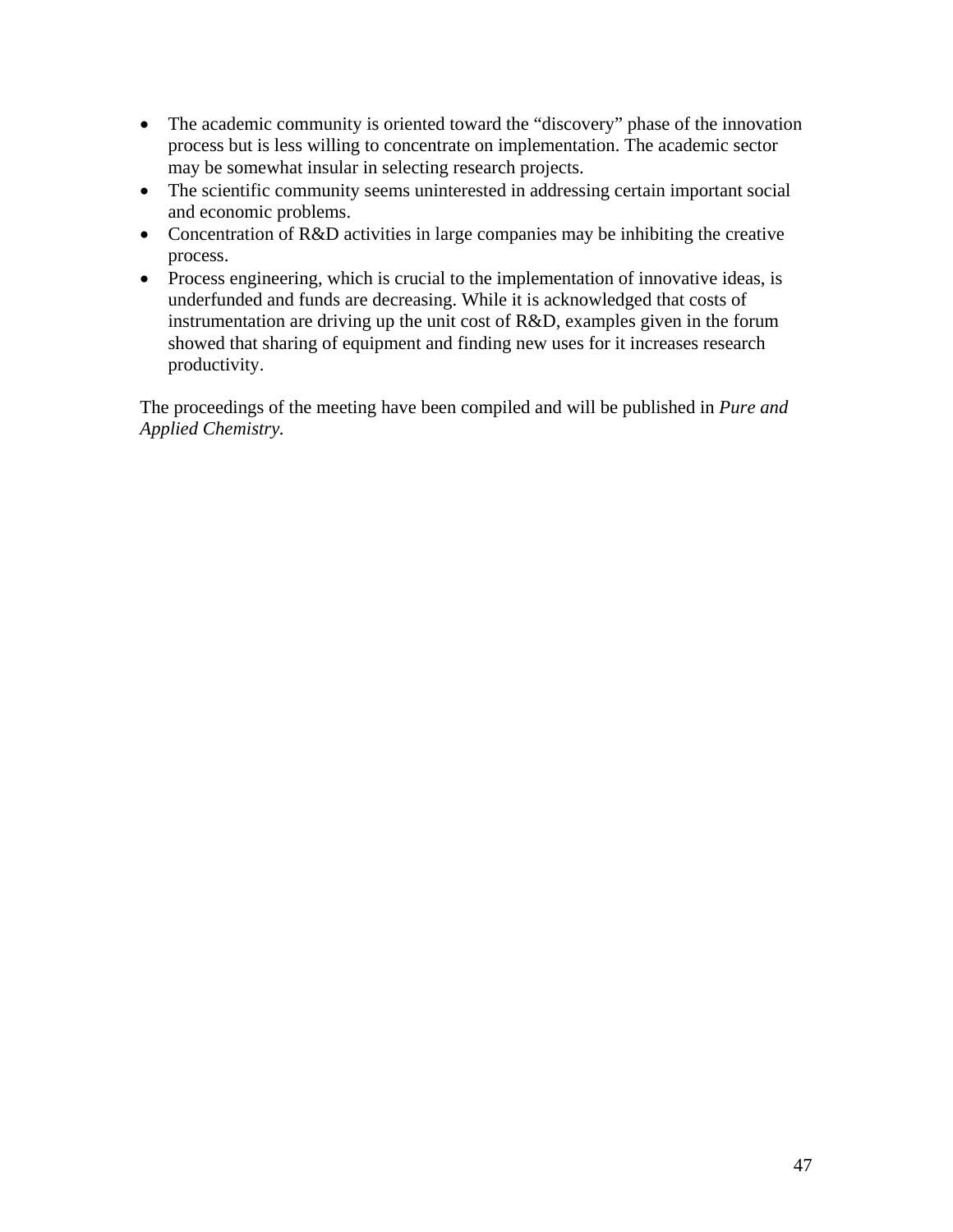- The academic community is oriented toward the “discovery” phase of the innovation process but is less willing to concentrate on implementation. The academic sector may be somewhat insular in selecting research projects.
- The scientific community seems uninterested in addressing certain important social and economic problems.
- Concentration of R&D activities in large companies may be inhibiting the creative process.
- Process engineering, which is crucial to the implementation of innovative ideas, is underfunded and funds are decreasing. While it is acknowledged that costs of instrumentation are driving up the unit cost of R&D, examples given in the forum showed that sharing of equipment and finding new uses for it increases research productivity.

The proceedings of the meeting have been compiled and will be published in *Pure and Applied Chemistry.*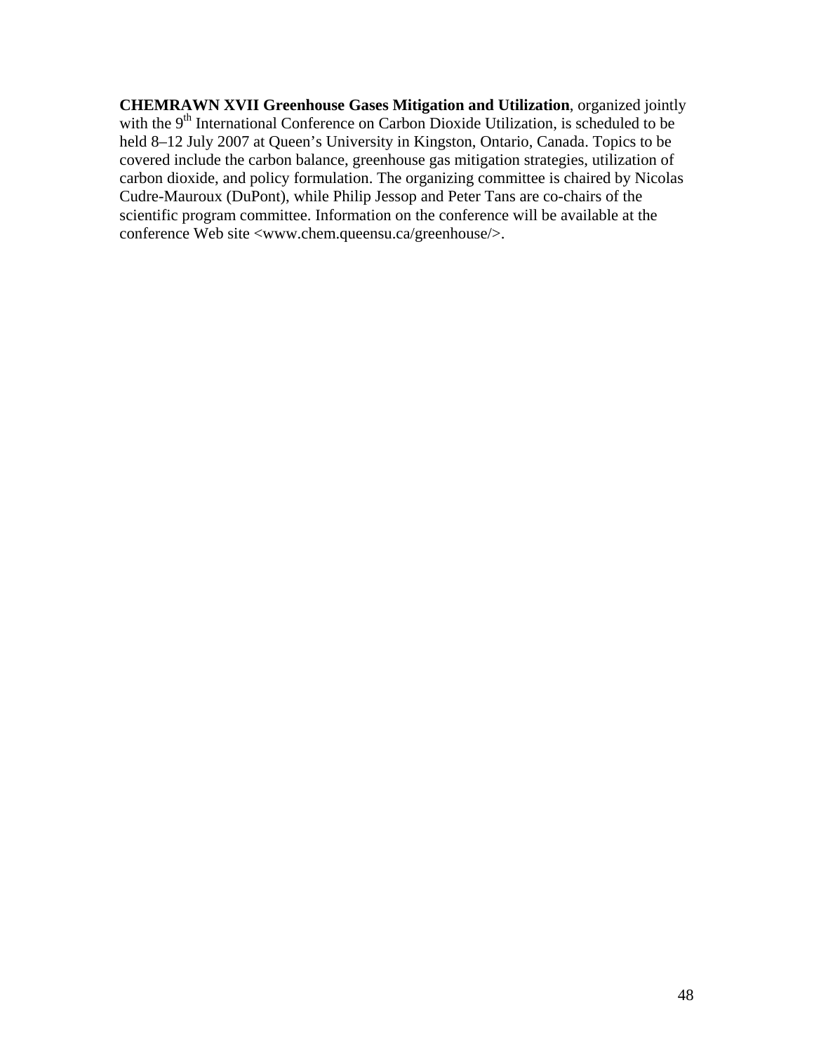**CHEMRAWN XVII Greenhouse Gases Mitigation and Utilization**, organized jointly with the 9th International Conference on Carbon Dioxide Utilization, is scheduled to be held 8–12 July 2007 at Queen's University in Kingston, Ontario, Canada. Topics to be covered include the carbon balance, greenhouse gas mitigation strategies, utilization of carbon dioxide, and policy formulation. The organizing committee is chaired by Nicolas Cudre-Mauroux (DuPont), while Philip Jessop and Peter Tans are co-chairs of the scientific program committee. Information on the conference will be available at the conference Web site <www.chem.queensu.ca/greenhouse/>.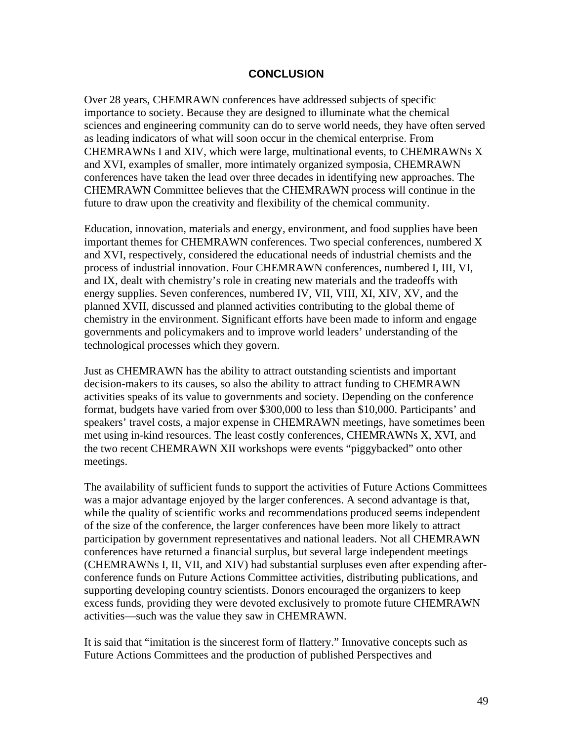# CONCLUSION

Over 28 years, CHEMRAWN conferences have addressed subjects of specific importance to society. Because they are designed to illuminate what the chemical sciences and engineering community can do to serve world needs, they have often served as leading indicators of what will soon occur in the chemical enterprise. From CHEMRAWNs I and XIV, which were large, multinational events, to CHEMRAWNs X and XVI, examples of smaller, more intimately organized symposia, CHEMRAWN conferences have taken the lead over three decades in identifying new approaches. The CHEMRAWN Committee believes that the CHEMRAWN process will continue in the future to draw upon the creativity and flexibility of the chemical community.

Education, innovation, materials and energy, environment, and food supplies have been important themes for CHEMRAWN conferences. Two special conferences, numbered X and XVI, respectively, considered the educational needs of industrial chemists and the process of industrial innovation. Four CHEMRAWN conferences, numbered I, III, VI, and IX, dealt with chemistry's role in creating new materials and the tradeoffs with energy supplies. Seven conferences, numbered IV, VII, VIII, XI, XIV, XV, and the planned XVII, discussed and planned activities contributing to the global theme of chemistry in the environment. Significant efforts have been made to inform and engage governments and policymakers and to improve world leaders' understanding of the technological processes which they govern.

Just as CHEMRAWN has the ability to attract outstanding scientists and important decision-makers to its causes, so also the ability to attract funding to CHEMRAWN activities speaks of its value to governments and society. Depending on the conference format, budgets have varied from over $300,000 to less than $10,000. Participants' and speakers' travel costs, a major expense in CHEMRAWN meetings, have sometimes been met using in-kind resources. The least costly conferences, CHEMRAWNs X, XVI, and the two recent CHEMRAWN XII workshops were events "piggybacked" onto other meetings.

The availability of sufficient funds to support the activities of Future Actions Committees was a major advantage enjoyed by the larger conferences. A second advantage is that, while the quality of scientific works and recommendations produced seems independent of the size of the conference, the larger conferences have been more likely to attract participation by government representatives and national leaders. Not all CHEMRAWN conferences have returned a financial surplus, but several large independent meetings (CHEMRAWNs I, II, VII, and XIV) had substantial surpluses even after expending after-conference funds on Future Actions Committee activities, distributing publications, and supporting developing country scientists. Donors encouraged the organizers to keep excess funds, providing they were devoted exclusively to promote future CHEMRAWN activities—such was the value they saw in CHEMRAWN.

It is said that "imitation is the sincerest form of flattery." Innovative concepts such as Future Actions Committees and the production of published Perspectives and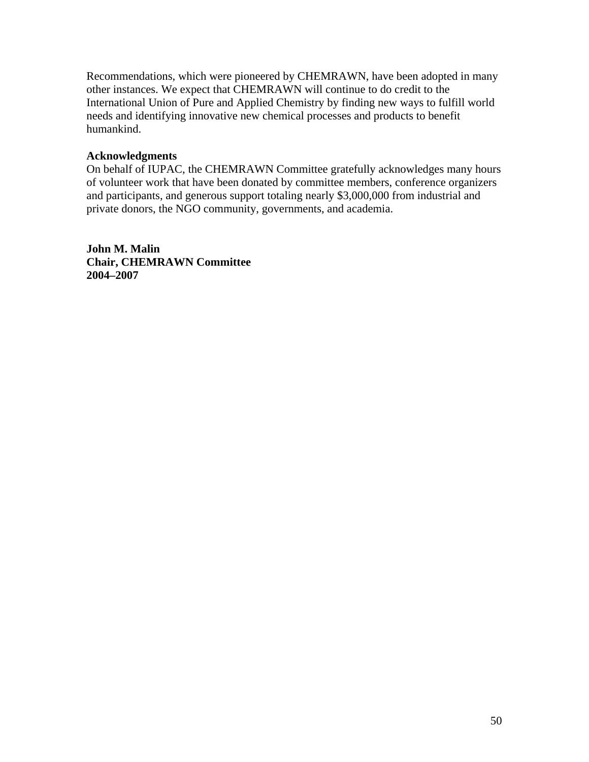Recommendations, which were pioneered by CHEMRAWN, have been adopted in many other instances. We expect that CHEMRAWN will continue to do credit to the International Union of Pure and Applied Chemistry by finding new ways to fulfill world needs and identifying innovative new chemical processes and products to benefit humankind.

**Acknowledgments**

On behalf of IUPAC, the CHEMRAWN Committee gratefully acknowledges many hours of volunteer work that have been donated by committee members, conference organizers and participants, and generous support totaling nearly $3,000,000 from industrial and private donors, the NGO community, governments, and academia.

**John M. Malin**
**Chair, CHEMRAWN Committee**
**2004–2007**